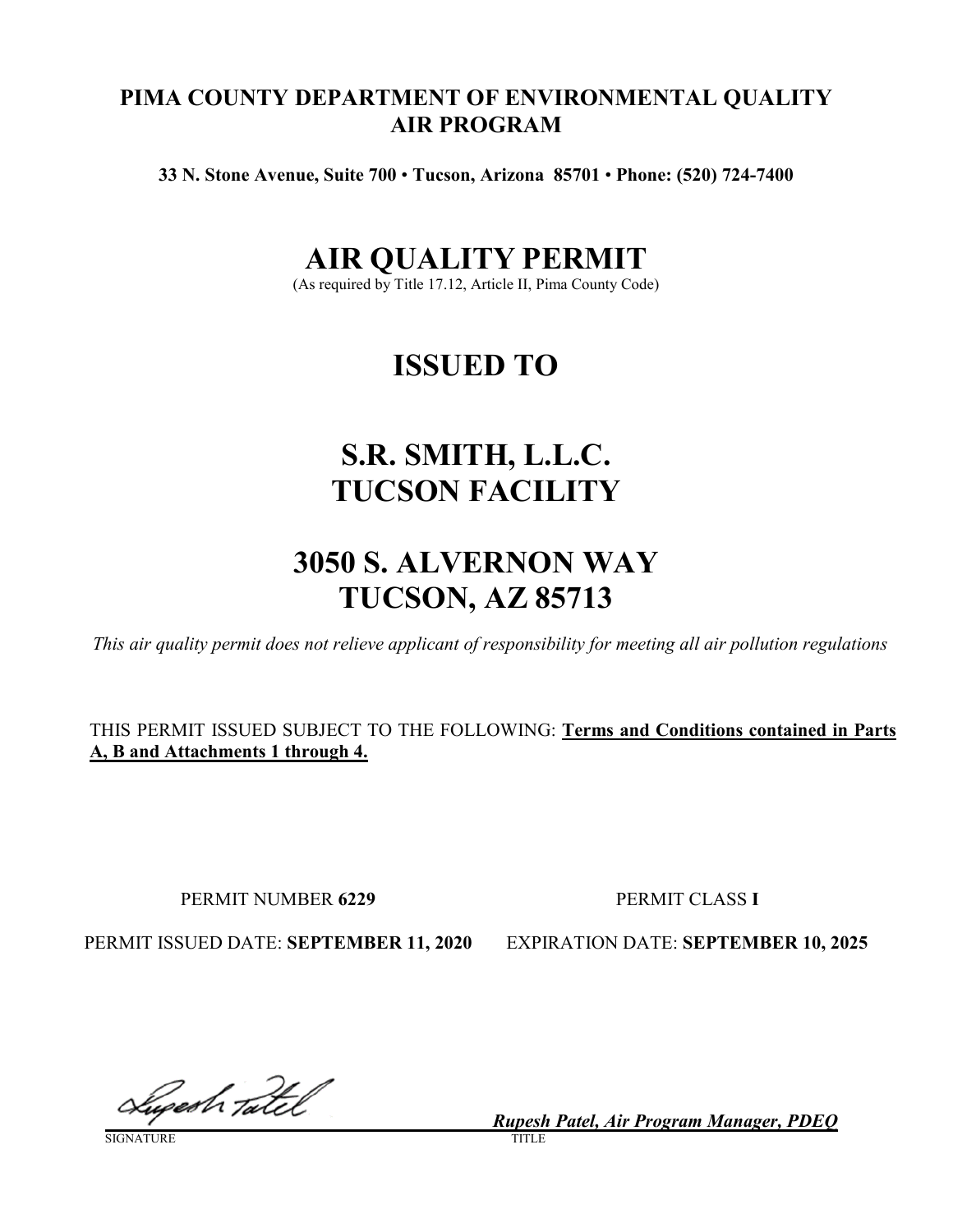**PIMA COUNTY DEPARTMENT OF ENVIRONMENTAL QUALITY**
**AIR PROGRAM**

**33 N. Stone Avenue, Suite 700 • Tucson, Arizona 85701 • Phone: (520) 724-7400**

# AIR QUALITY PERMIT

(As required by Title 17.12, Article II, Pima County Code)

# ISSUED TO

# S.R. SMITH, L.L.C.
# TUCSON FACILITY

# 3050 S. ALVERNON WAY
# TUCSON, AZ 85713

*This air quality permit does not relieve applicant of responsibility for meeting all air pollution regulations*

THIS PERMIT ISSUED SUBJECT TO THE FOLLOWING: **Terms and Conditions contained in Parts A, B and Attachments 1 through 4.**

PERMIT NUMBER **6229**

PERMIT CLASS **I**

PERMIT ISSUED DATE: **SEPTEMBER 11, 2020**

EXPIRATION DATE: **SEPTEMBER 10, 2025**

SIGNATURE

***Rupesh Patel, Air Program Manager, PDEQ***
TITLE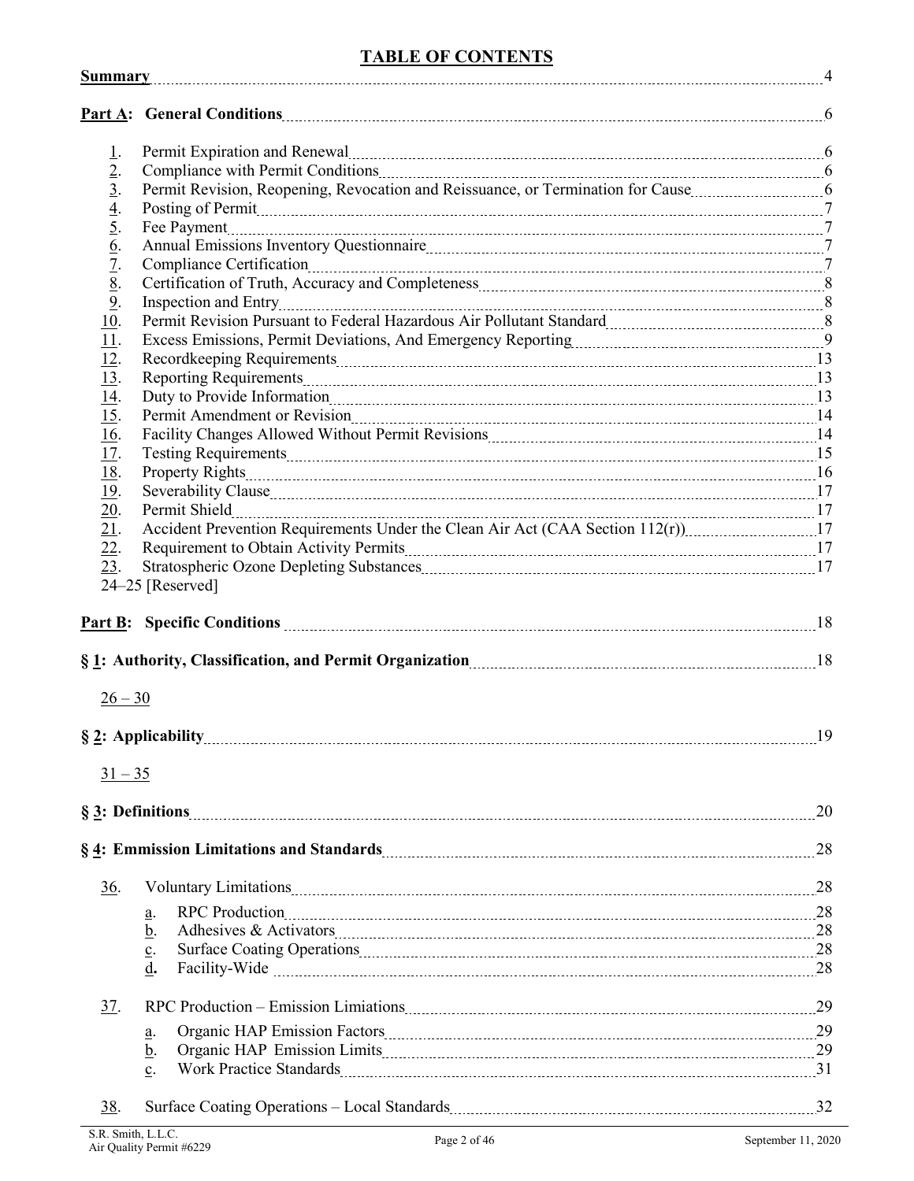# TABLE OF CONTENTS

**Summary** 4

**Part A: General Conditions** 6

1. Permit Expiration and Renewal 6
2. Compliance with Permit Conditions 6
3. Permit Revision, Reopening, Revocation and Reissuance, or Termination for Cause 6
4. Posting of Permit 7
5. Fee Payment 7
6. Annual Emissions Inventory Questionnaire 7
7. Compliance Certification 7
8. Certification of Truth, Accuracy and Completeness 8
9. Inspection and Entry 8
10. Permit Revision Pursuant to Federal Hazardous Air Pollutant Standard 8
11. Excess Emissions, Permit Deviations, And Emergency Reporting 9
12. Recordkeeping Requirements 13
13. Reporting Requirements 13
14. Duty to Provide Information 13
15. Permit Amendment or Revision 14
16. Facility Changes Allowed Without Permit Revisions 14
17. Testing Requirements 15
18. Property Rights 16
19. Severability Clause 17
20. Permit Shield 17
21. Accident Prevention Requirements Under the Clean Air Act (CAA Section 112(r)) 17
22. Requirement to Obtain Activity Permits 17
23. Stratospheric Ozone Depleting Substances 17

24–25 [Reserved]

**Part B: Specific Conditions** 18

**§ 1: Authority, Classification, and Permit Organization** 18

26 – 30

**§ 2: Applicability** 19

31 – 35

**§ 3: Definitions** 20

**§ 4: Emmission Limitations and Standards** 28

36. Voluntary Limitations 28
    a. RPC Production 28
    b. Adhesives & Activators 28
    c. Surface Coating Operations 28
    d. Facility-Wide 28

37. RPC Production – Emission Limiations 29
    a. Organic HAP Emission Factors 29
    b. Organic HAP Emission Limits 29
    c. Work Practice Standards 31

38. Surface Coating Operations – Local Standards 32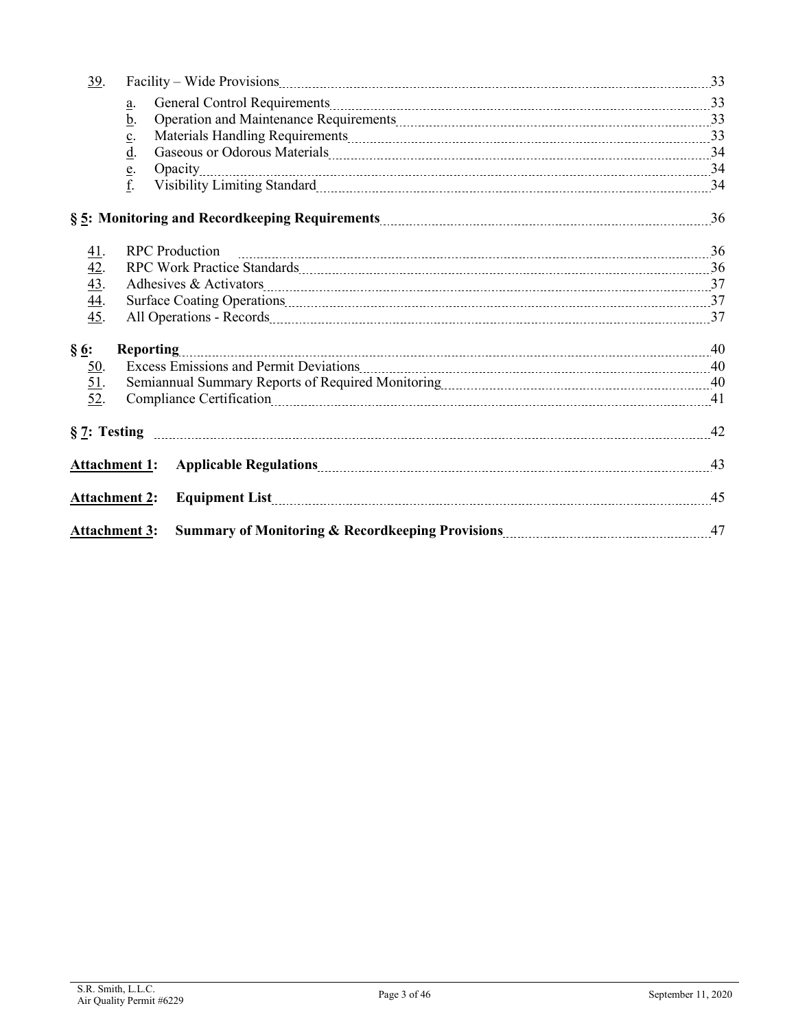39. Facility – Wide Provisions 33

- a. General Control Requirements 33
- b. Operation and Maintenance Requirements 33
- c. Materials Handling Requirements 33
- d. Gaseous or Odorous Materials 34
- e. Opacity 34
- f. Visibility Limiting Standard 34

**§ 5: Monitoring and Recordkeeping Requirements** 36

41. RPC Production 36
42. RPC Work Practice Standards 36
43. Adhesives & Activators 37
44. Surface Coating Operations 37
45. All Operations - Records 37

**§ 6: Reporting** 40

50. Excess Emissions and Permit Deviations 40
51. Semiannual Summary Reports of Required Monitoring 40
52. Compliance Certification 41

**§ 7: Testing** 42

**Attachment 1: Applicable Regulations** 43

**Attachment 2: Equipment List** 45

**Attachment 3: Summary of Monitoring & Recordkeeping Provisions** 47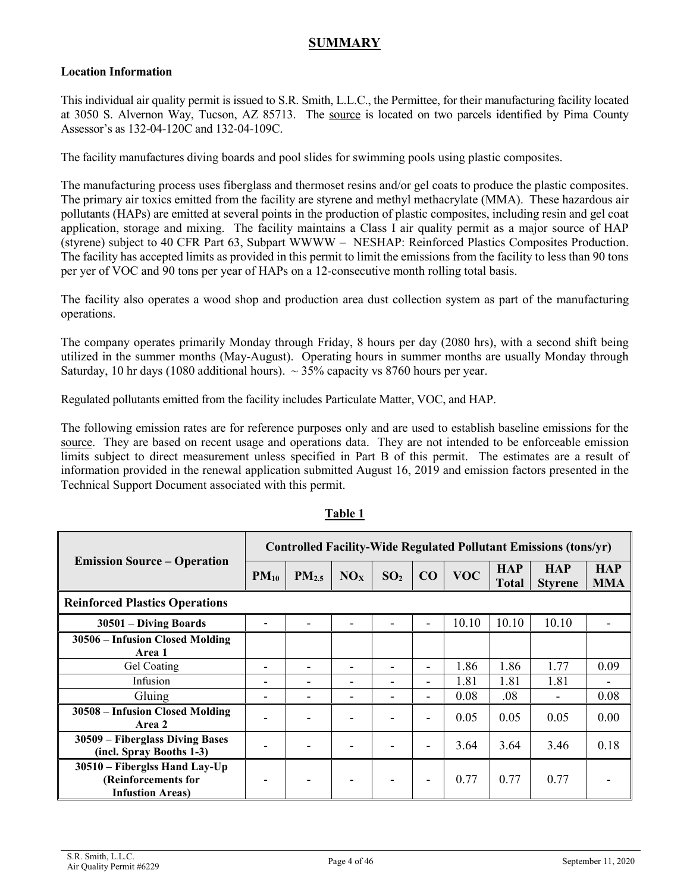## SUMMARY

**Location Information**

This individual air quality permit is issued to S.R. Smith, L.L.C., the Permittee, for their manufacturing facility located at 3050 S. Alvernon Way, Tucson, AZ 85713. The source is located on two parcels identified by Pima County Assessor's as 132-04-120C and 132-04-109C.

The facility manufactures diving boards and pool slides for swimming pools using plastic composites.

The manufacturing process uses fiberglass and thermoset resins and/or gel coats to produce the plastic composites. The primary air toxics emitted from the facility are styrene and methyl methacrylate (MMA). These hazardous air pollutants (HAPs) are emitted at several points in the production of plastic composites, including resin and gel coat application, storage and mixing. The facility maintains a Class I air quality permit as a major source of HAP (styrene) subject to 40 CFR Part 63, Subpart WWWW – NESHAP: Reinforced Plastics Composites Production. The facility has accepted limits as provided in this permit to limit the emissions from the facility to less than 90 tons per yer of VOC and 90 tons per year of HAPs on a 12-consecutive month rolling total basis.

The facility also operates a wood shop and production area dust collection system as part of the manufacturing operations.

The company operates primarily Monday through Friday, 8 hours per day (2080 hrs), with a second shift being utilized in the summer months (May-August). Operating hours in summer months are usually Monday through Saturday, 10 hr days (1080 additional hours). ~ 35% capacity vs 8760 hours per year.

Regulated pollutants emitted from the facility includes Particulate Matter, VOC, and HAP.

The following emission rates are for reference purposes only and are used to establish baseline emissions for the source. They are based on recent usage and operations data. They are not intended to be enforceable emission limits subject to direct measurement unless specified in Part B of this permit. The estimates are a result of information provided in the renewal application submitted August 16, 2019 and emission factors presented in the Technical Support Document associated with this permit.

**Table 1**

| Emission Source – Operation | Controlled Facility-Wide Regulated Pollutant Emissions (tons/yr) | | | | | | | | |
|---|---|---|---|---|---|---|---|---|---|
| | $PM_{10}$ | $PM_{2.5}$ | $NO_X$ | $SO_2$ | CO | VOC | HAP Total | HAP Styrene | HAP MMA |
| **Reinforced Plastics Operations** | | | | | | | | | |
| **30501 – Diving Boards** | - | - | - | - | - | 10.10 | 10.10 | 10.10 | - |
| **30506 – Infusion Closed Molding Area 1** | | | | | | | | | |
| Gel Coating | - | - | - | - | - | 1.86 | 1.86 | 1.77 | 0.09 |
| Infusion | - | - | - | - | - | 1.81 | 1.81 | 1.81 | - |
| Gluing | - | - | - | - | - | 0.08 | .08 | - | 0.08 |
| **30508 – Infusion Closed Molding Area 2** | - | - | - | - | - | 0.05 | 0.05 | 0.05 | 0.00 |
| **30509 – Fiberglass Diving Bases (incl. Spray Booths 1-3)** | - | - | - | - | - | 3.64 | 3.64 | 3.46 | 0.18 |
| **30510 – Fiberglss Hand Lay-Up (Reinforcements for Infustion Areas)** | - | - | - | - | - | 0.77 | 0.77 | 0.77 | - |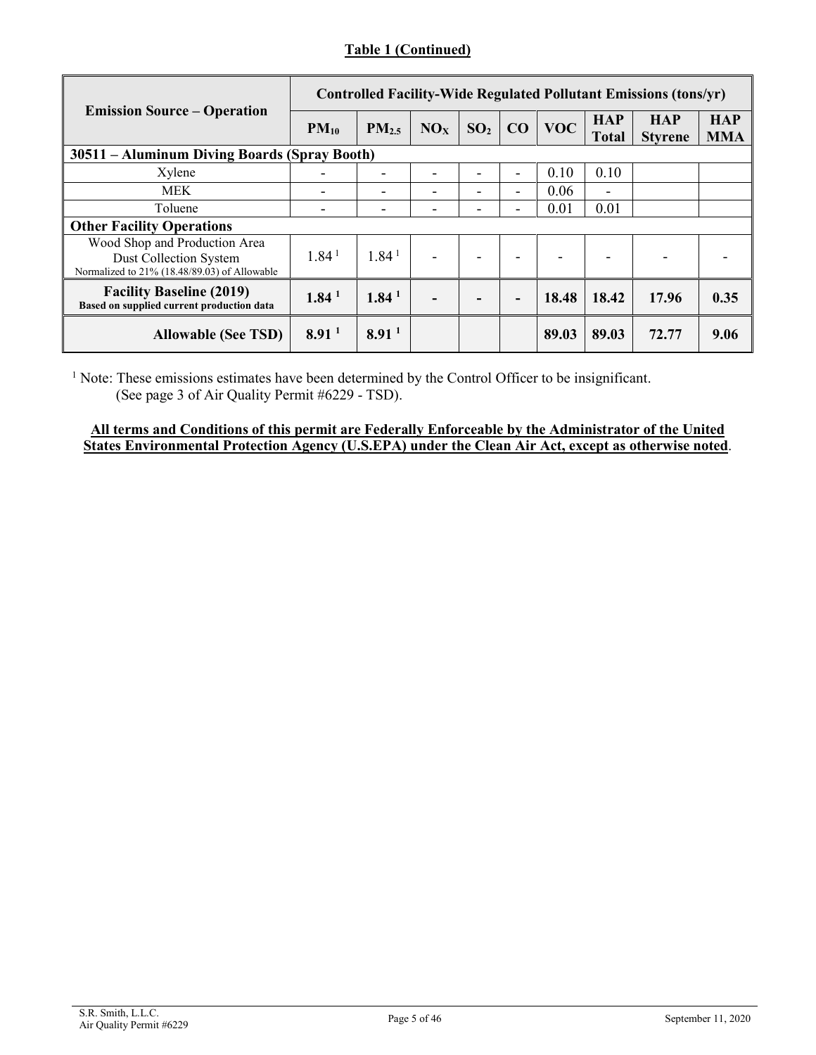**Table 1 (Continued)**

| Emission Source – Operation | Controlled Facility-Wide Regulated Pollutant Emissions (tons/yr) | | | | | | | | |
|---|---|---|---|---|---|---|---|---|---|
| | $PM_{10}$ | $PM_{2.5}$ | $NO_X$ | $SO_2$ | CO | VOC | HAP Total | HAP Styrene | HAP MMA |
| **30511 – Aluminum Diving Boards (Spray Booth)** | | | | | | | | | |
| Xylene | - | - | - | - | - | 0.10 | 0.10 | | |
| MEK | - | - | - | - | - | 0.06 | - | | |
| Toluene | - | - | - | - | - | 0.01 | 0.01 | | |
| **Other Facility Operations** | | | | | | | | | |
| Wood Shop and Production Area Dust Collection System Normalized to 21% (18.48/89.03) of Allowable | 1.84 [1] | 1.84 [1] | - | - | - | - | - | - | - |
| **Facility Baseline (2019)** **Based on supplied current production data** | **1.84 [1]** | **1.84 [1]** | **-** | **-** | **-** | **18.48** | **18.42** | **17.96** | **0.35** |
| **Allowable (See TSD)** | **8.91 [1]** | **8.91 [1]** | | | | **89.03** | **89.03** | **72.77** | **9.06** |

[1] Note: These emissions estimates have been determined by the Control Officer to be insignificant. (See page 3 of Air Quality Permit #6229 - TSD).

**All terms and Conditions of this permit are Federally Enforceable by the Administrator of the United States Environmental Protection Agency (U.S.EPA) under the Clean Air Act, except as otherwise noted**.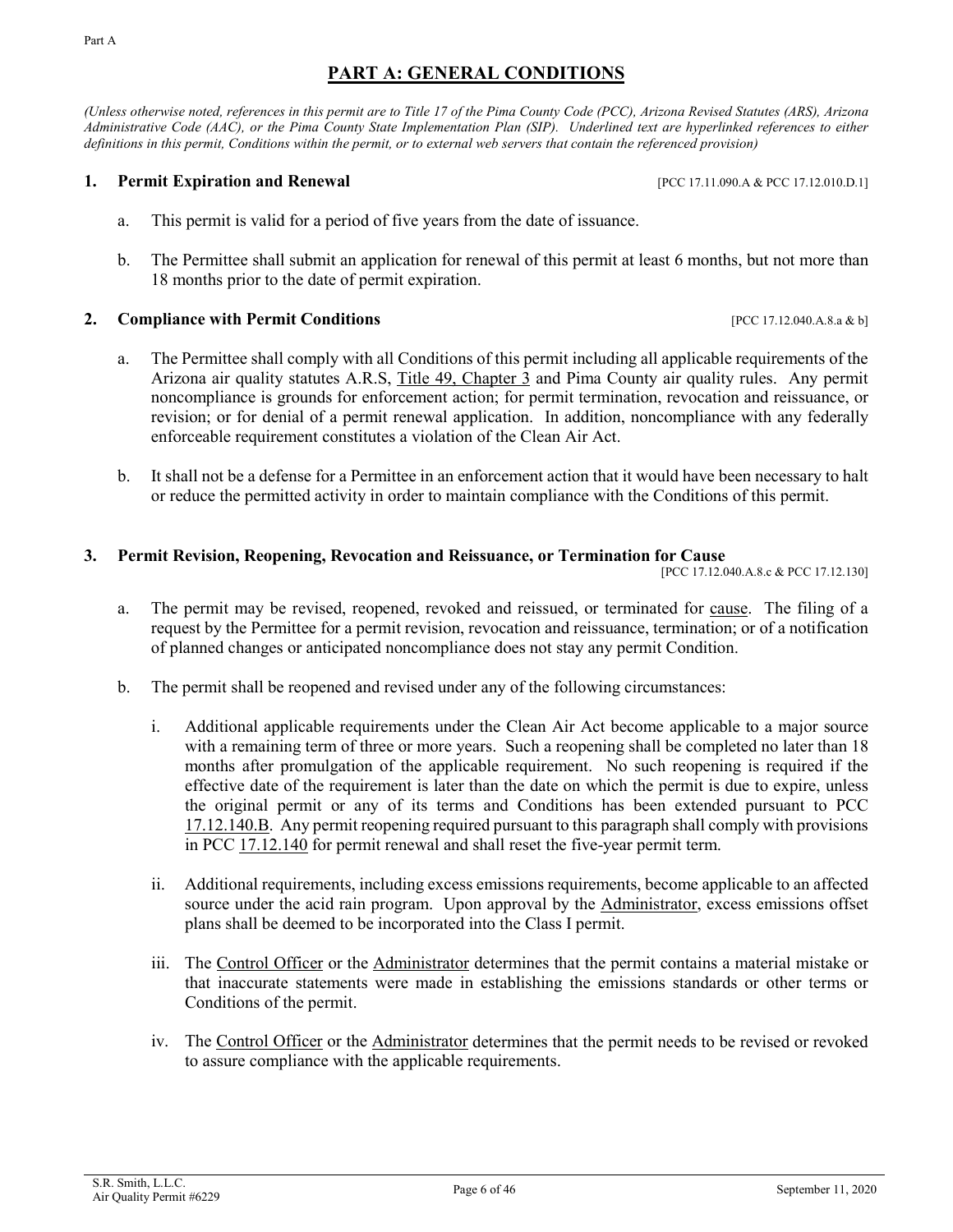# PART A: GENERAL CONDITIONS

*(Unless otherwise noted, references in this permit are to Title 17 of the Pima County Code (PCC), Arizona Revised Statutes (ARS), Arizona Administrative Code (AAC), or the Pima County State Implementation Plan (SIP). Underlined text are hyperlinked references to either definitions in this permit, Conditions within the permit, or to external web servers that contain the referenced provision)*

## 1. Permit Expiration and Renewal

[PCC 17.11.090.A & PCC 17.12.010.D.1]

a. This permit is valid for a period of five years from the date of issuance.

b. The Permittee shall submit an application for renewal of this permit at least 6 months, but not more than 18 months prior to the date of permit expiration.

## 2. Compliance with Permit Conditions

[PCC 17.12.040.A.8.a & b]

a. The Permittee shall comply with all Conditions of this permit including all applicable requirements of the Arizona air quality statutes A.R.S, Title 49, Chapter 3 and Pima County air quality rules. Any permit noncompliance is grounds for enforcement action; for permit termination, revocation and reissuance, or revision; or for denial of a permit renewal application. In addition, noncompliance with any federally enforceable requirement constitutes a violation of the Clean Air Act.

b. It shall not be a defense for a Permittee in an enforcement action that it would have been necessary to halt or reduce the permitted activity in order to maintain compliance with the Conditions of this permit.

## 3. Permit Revision, Reopening, Revocation and Reissuance, or Termination for Cause

[PCC 17.12.040.A.8.c & PCC 17.12.130]

a. The permit may be revised, reopened, revoked and reissued, or terminated for cause. The filing of a request by the Permittee for a permit revision, revocation and reissuance, termination; or of a notification of planned changes or anticipated noncompliance does not stay any permit Condition.

b. The permit shall be reopened and revised under any of the following circumstances:

   i. Additional applicable requirements under the Clean Air Act become applicable to a major source with a remaining term of three or more years. Such a reopening shall be completed no later than 18 months after promulgation of the applicable requirement. No such reopening is required if the effective date of the requirement is later than the date on which the permit is due to expire, unless the original permit or any of its terms and Conditions has been extended pursuant to PCC 17.12.140.B. Any permit reopening required pursuant to this paragraph shall comply with provisions in PCC 17.12.140 for permit renewal and shall reset the five-year permit term.

   ii. Additional requirements, including excess emissions requirements, become applicable to an affected source under the acid rain program. Upon approval by the Administrator, excess emissions offset plans shall be deemed to be incorporated into the Class I permit.

   iii. The Control Officer or the Administrator determines that the permit contains a material mistake or that inaccurate statements were made in establishing the emissions standards or other terms or Conditions of the permit.

   iv. The Control Officer or the Administrator determines that the permit needs to be revised or revoked to assure compliance with the applicable requirements.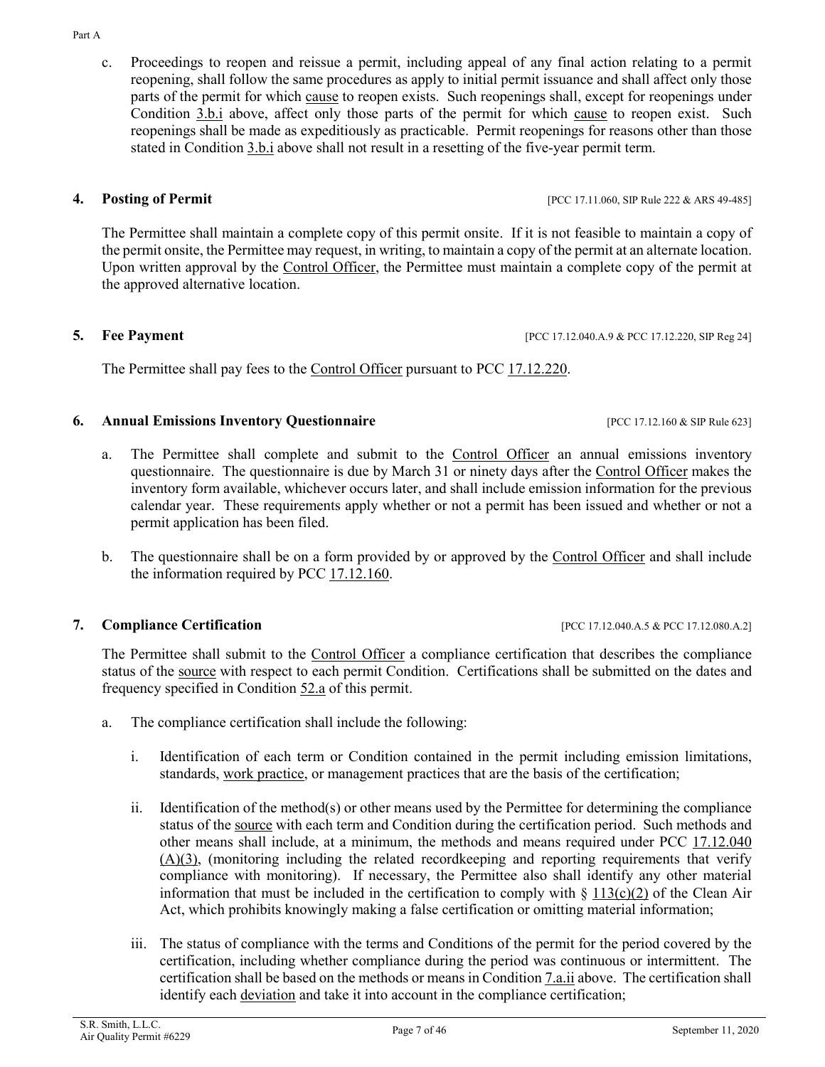c. Proceedings to reopen and reissue a permit, including appeal of any final action relating to a permit reopening, shall follow the same procedures as apply to initial permit issuance and shall affect only those parts of the permit for which cause to reopen exists. Such reopenings shall, except for reopenings under Condition 3.b.i above, affect only those parts of the permit for which cause to reopen exist. Such reopenings shall be made as expeditiously as practicable. Permit reopenings for reasons other than those stated in Condition 3.b.i above shall not result in a resetting of the five-year permit term.

**4. Posting of Permit** [PCC 17.11.060, SIP Rule 222 & ARS 49-485]

The Permittee shall maintain a complete copy of this permit onsite. If it is not feasible to maintain a copy of the permit onsite, the Permittee may request, in writing, to maintain a copy of the permit at an alternate location. Upon written approval by the Control Officer, the Permittee must maintain a complete copy of the permit at the approved alternative location.

**5. Fee Payment** [PCC 17.12.040.A.9 & PCC 17.12.220, SIP Reg 24]

The Permittee shall pay fees to the Control Officer pursuant to PCC 17.12.220.

**6. Annual Emissions Inventory Questionnaire** [PCC 17.12.160 & SIP Rule 623]

a. The Permittee shall complete and submit to the Control Officer an annual emissions inventory questionnaire. The questionnaire is due by March 31 or ninety days after the Control Officer makes the inventory form available, whichever occurs later, and shall include emission information for the previous calendar year. These requirements apply whether or not a permit has been issued and whether or not a permit application has been filed.

b. The questionnaire shall be on a form provided by or approved by the Control Officer and shall include the information required by PCC 17.12.160.

**7. Compliance Certification** [PCC 17.12.040.A.5 & PCC 17.12.080.A.2]

The Permittee shall submit to the Control Officer a compliance certification that describes the compliance status of the source with respect to each permit Condition. Certifications shall be submitted on the dates and frequency specified in Condition 52.a of this permit.

a. The compliance certification shall include the following:

   i. Identification of each term or Condition contained in the permit including emission limitations, standards, work practice, or management practices that are the basis of the certification;

   ii. Identification of the method(s) or other means used by the Permittee for determining the compliance status of the source with each term and Condition during the certification period. Such methods and other means shall include, at a minimum, the methods and means required under PCC 17.12.040 (A)(3), (monitoring including the related recordkeeping and reporting requirements that verify compliance with monitoring). If necessary, the Permittee also shall identify any other material information that must be included in the certification to comply with § 113(c)(2) of the Clean Air Act, which prohibits knowingly making a false certification or omitting material information;

   iii. The status of compliance with the terms and Conditions of the permit for the period covered by the certification, including whether compliance during the period was continuous or intermittent. The certification shall be based on the methods or means in Condition 7.a.ii above. The certification shall identify each deviation and take it into account in the compliance certification;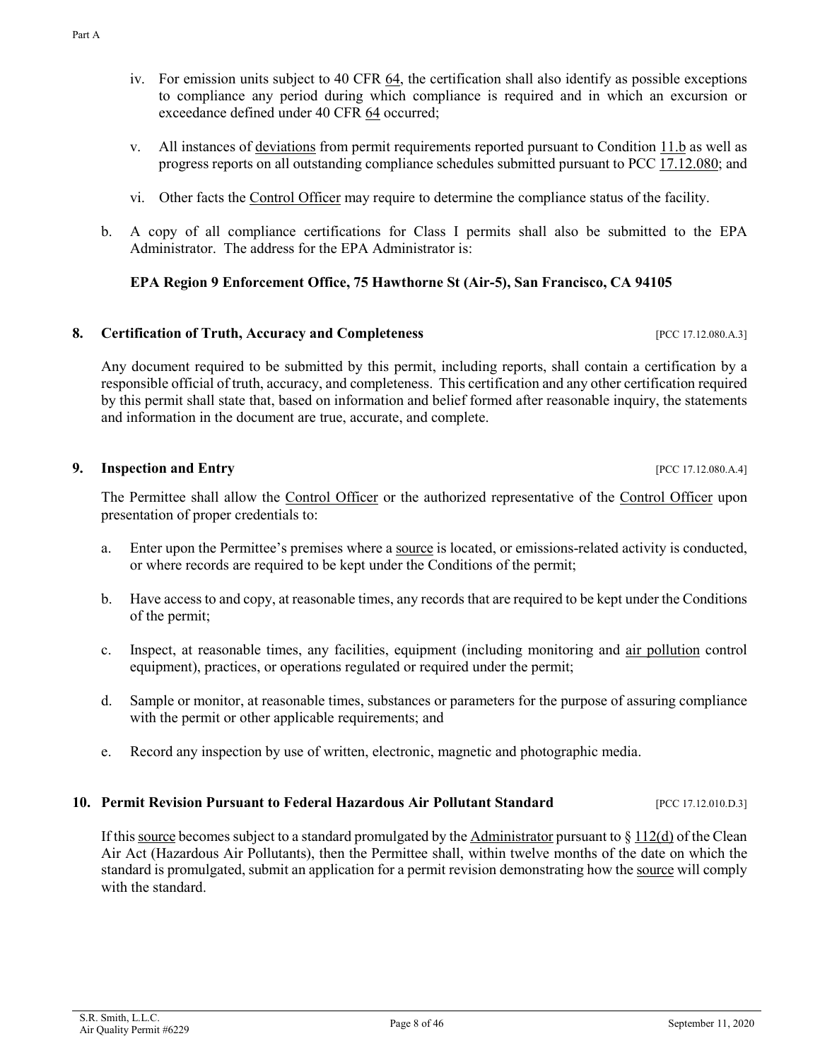iv. For emission units subject to 40 CFR 64, the certification shall also identify as possible exceptions to compliance any period during which compliance is required and in which an excursion or exceedance defined under 40 CFR 64 occurred;

v. All instances of deviations from permit requirements reported pursuant to Condition 11.b as well as progress reports on all outstanding compliance schedules submitted pursuant to PCC 17.12.080; and

vi. Other facts the Control Officer may require to determine the compliance status of the facility.

b. A copy of all compliance certifications for Class I permits shall also be submitted to the EPA Administrator. The address for the EPA Administrator is:

**EPA Region 9 Enforcement Office, 75 Hawthorne St (Air-5), San Francisco, CA 94105**

### 8. Certification of Truth, Accuracy and Completeness [PCC 17.12.080.A.3]

Any document required to be submitted by this permit, including reports, shall contain a certification by a responsible official of truth, accuracy, and completeness. This certification and any other certification required by this permit shall state that, based on information and belief formed after reasonable inquiry, the statements and information in the document are true, accurate, and complete.

### 9. Inspection and Entry [PCC 17.12.080.A.4]

The Permittee shall allow the Control Officer or the authorized representative of the Control Officer upon presentation of proper credentials to:

a. Enter upon the Permittee's premises where a source is located, or emissions-related activity is conducted, or where records are required to be kept under the Conditions of the permit;

b. Have access to and copy, at reasonable times, any records that are required to be kept under the Conditions of the permit;

c. Inspect, at reasonable times, any facilities, equipment (including monitoring and air pollution control equipment), practices, or operations regulated or required under the permit;

d. Sample or monitor, at reasonable times, substances or parameters for the purpose of assuring compliance with the permit or other applicable requirements; and

e. Record any inspection by use of written, electronic, magnetic and photographic media.

### 10. Permit Revision Pursuant to Federal Hazardous Air Pollutant Standard [PCC 17.12.010.D.3]

If this source becomes subject to a standard promulgated by the Administrator pursuant to § 112(d) of the Clean Air Act (Hazardous Air Pollutants), then the Permittee shall, within twelve months of the date on which the standard is promulgated, submit an application for a permit revision demonstrating how the source will comply with the standard.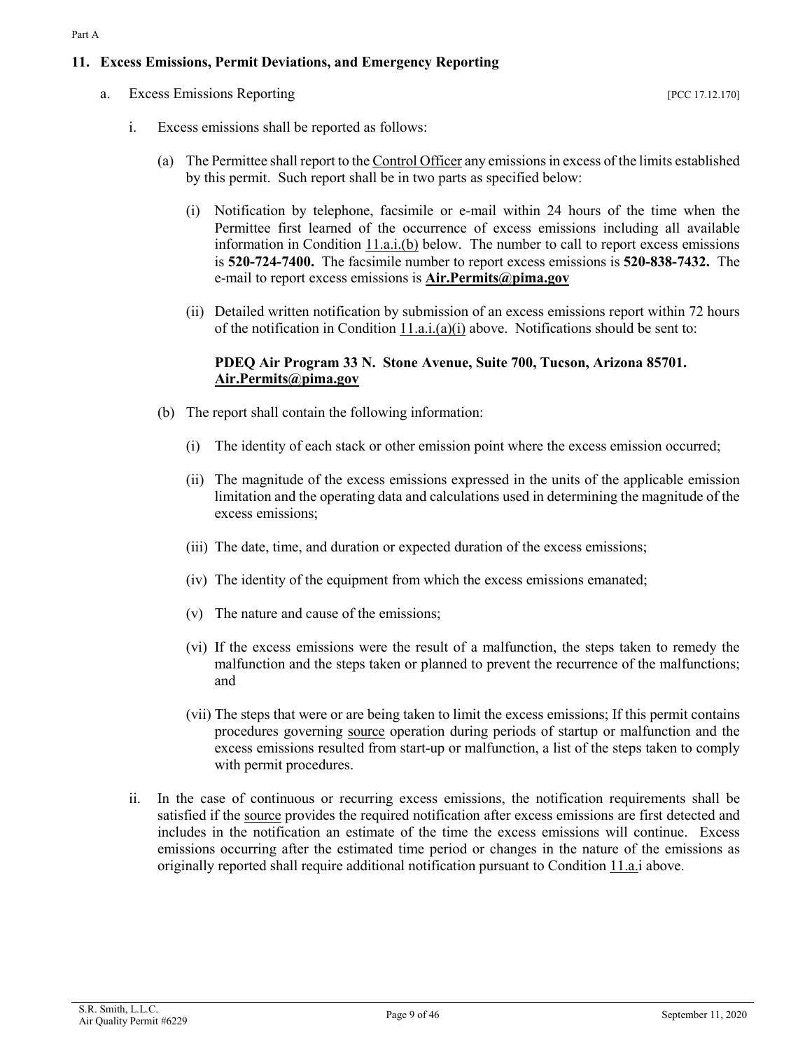## 11. Excess Emissions, Permit Deviations, and Emergency Reporting

a. Excess Emissions Reporting [PCC 17.12.170]

i. Excess emissions shall be reported as follows:

(a) The Permittee shall report to the Control Officer any emissions in excess of the limits established by this permit. Such report shall be in two parts as specified below:

(i) Notification by telephone, facsimile or e-mail within 24 hours of the time when the Permittee first learned of the occurrence of excess emissions including all available information in Condition 11.a.i.(b) below. The number to call to report excess emissions is **520-724-7400.** The facsimile number to report excess emissions is **520-838-7432.** The e-mail to report excess emissions is **Air.Permits@pima.gov**

(ii) Detailed written notification by submission of an excess emissions report within 72 hours of the notification in Condition 11.a.i.(a)(i) above. Notifications should be sent to:

**PDEQ Air Program 33 N. Stone Avenue, Suite 700, Tucson, Arizona 85701. Air.Permits@pima.gov**

(b) The report shall contain the following information:

(i) The identity of each stack or other emission point where the excess emission occurred;

(ii) The magnitude of the excess emissions expressed in the units of the applicable emission limitation and the operating data and calculations used in determining the magnitude of the excess emissions;

(iii) The date, time, and duration or expected duration of the excess emissions;

(iv) The identity of the equipment from which the excess emissions emanated;

(v) The nature and cause of the emissions;

(vi) If the excess emissions were the result of a malfunction, the steps taken to remedy the malfunction and the steps taken or planned to prevent the recurrence of the malfunctions; and

(vii) The steps that were or are being taken to limit the excess emissions; If this permit contains procedures governing source operation during periods of startup or malfunction and the excess emissions resulted from start-up or malfunction, a list of the steps taken to comply with permit procedures.

ii. In the case of continuous or recurring excess emissions, the notification requirements shall be satisfied if the source provides the required notification after excess emissions are first detected and includes in the notification an estimate of the time the excess emissions will continue. Excess emissions occurring after the estimated time period or changes in the nature of the emissions as originally reported shall require additional notification pursuant to Condition 11.a.i above.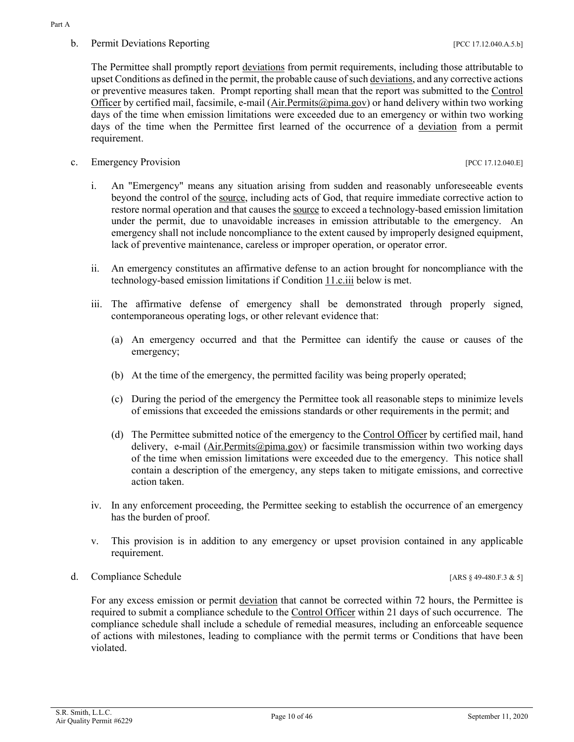b. Permit Deviations Reporting [PCC 17.12.040.A.5.b]

The Permittee shall promptly report deviations from permit requirements, including those attributable to upset Conditions as defined in the permit, the probable cause of such deviations, and any corrective actions or preventive measures taken. Prompt reporting shall mean that the report was submitted to the Control Officer by certified mail, facsimile, e-mail (Air.Permits@pima.gov) or hand delivery within two working days of the time when emission limitations were exceeded due to an emergency or within two working days of the time when the Permittee first learned of the occurrence of a deviation from a permit requirement.

c. Emergency Provision [PCC 17.12.040.E]

i. An "Emergency" means any situation arising from sudden and reasonably unforeseeable events beyond the control of the source, including acts of God, that require immediate corrective action to restore normal operation and that causes the source to exceed a technology-based emission limitation under the permit, due to unavoidable increases in emission attributable to the emergency. An emergency shall not include noncompliance to the extent caused by improperly designed equipment, lack of preventive maintenance, careless or improper operation, or operator error.

ii. An emergency constitutes an affirmative defense to an action brought for noncompliance with the technology-based emission limitations if Condition 11.c.iii below is met.

iii. The affirmative defense of emergency shall be demonstrated through properly signed, contemporaneous operating logs, or other relevant evidence that:

(a) An emergency occurred and that the Permittee can identify the cause or causes of the emergency;

(b) At the time of the emergency, the permitted facility was being properly operated;

(c) During the period of the emergency the Permittee took all reasonable steps to minimize levels of emissions that exceeded the emissions standards or other requirements in the permit; and

(d) The Permittee submitted notice of the emergency to the Control Officer by certified mail, hand delivery, e-mail (Air.Permits@pima.gov) or facsimile transmission within two working days of the time when emission limitations were exceeded due to the emergency. This notice shall contain a description of the emergency, any steps taken to mitigate emissions, and corrective action taken.

iv. In any enforcement proceeding, the Permittee seeking to establish the occurrence of an emergency has the burden of proof.

v. This provision is in addition to any emergency or upset provision contained in any applicable requirement.

d. Compliance Schedule [ARS § 49-480.F.3 & 5]

For any excess emission or permit deviation that cannot be corrected within 72 hours, the Permittee is required to submit a compliance schedule to the Control Officer within 21 days of such occurrence. The compliance schedule shall include a schedule of remedial measures, including an enforceable sequence of actions with milestones, leading to compliance with the permit terms or Conditions that have been violated.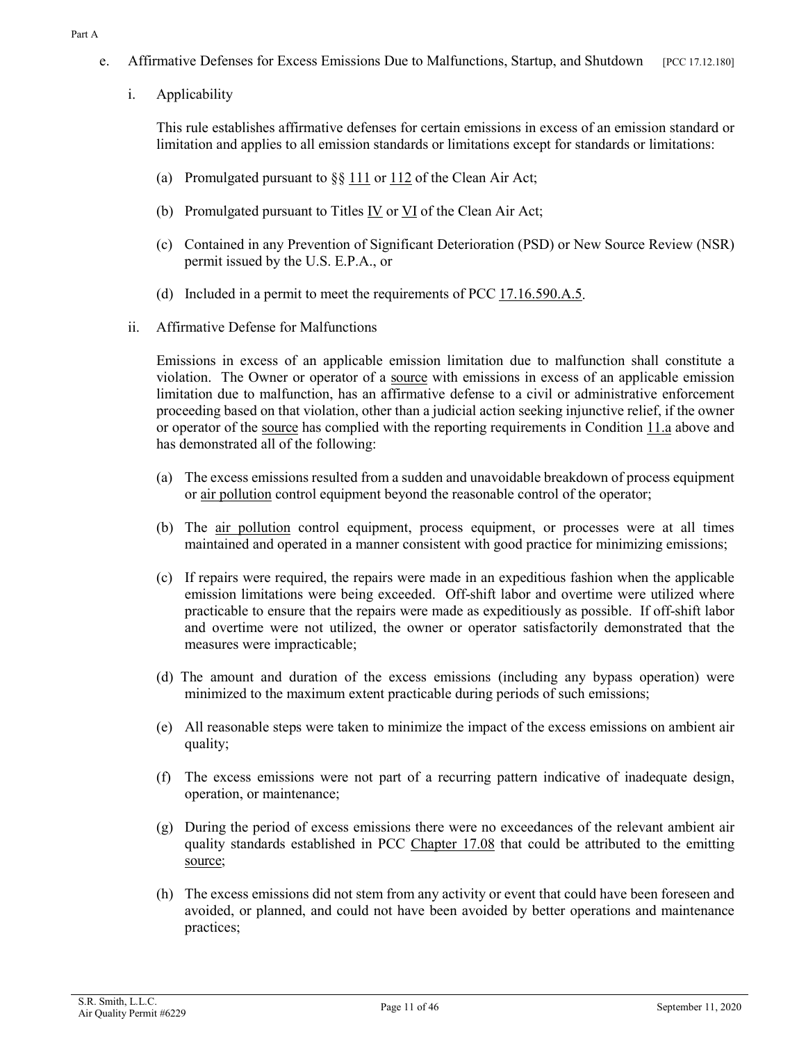e. Affirmative Defenses for Excess Emissions Due to Malfunctions, Startup, and Shutdown [PCC 17.12.180]

i. Applicability

This rule establishes affirmative defenses for certain emissions in excess of an emission standard or limitation and applies to all emission standards or limitations except for standards or limitations:

(a) Promulgated pursuant to §§ 111 or 112 of the Clean Air Act;

(b) Promulgated pursuant to Titles IV or VI of the Clean Air Act;

(c) Contained in any Prevention of Significant Deterioration (PSD) or New Source Review (NSR) permit issued by the U.S. E.P.A., or

(d) Included in a permit to meet the requirements of PCC 17.16.590.A.5.

ii. Affirmative Defense for Malfunctions

Emissions in excess of an applicable emission limitation due to malfunction shall constitute a violation. The Owner or operator of a source with emissions in excess of an applicable emission limitation due to malfunction, has an affirmative defense to a civil or administrative enforcement proceeding based on that violation, other than a judicial action seeking injunctive relief, if the owner or operator of the source has complied with the reporting requirements in Condition 11.a above and has demonstrated all of the following:

(a) The excess emissions resulted from a sudden and unavoidable breakdown of process equipment or air pollution control equipment beyond the reasonable control of the operator;

(b) The air pollution control equipment, process equipment, or processes were at all times maintained and operated in a manner consistent with good practice for minimizing emissions;

(c) If repairs were required, the repairs were made in an expeditious fashion when the applicable emission limitations were being exceeded. Off-shift labor and overtime were utilized where practicable to ensure that the repairs were made as expeditiously as possible. If off-shift labor and overtime were not utilized, the owner or operator satisfactorily demonstrated that the measures were impracticable;

(d) The amount and duration of the excess emissions (including any bypass operation) were minimized to the maximum extent practicable during periods of such emissions;

(e) All reasonable steps were taken to minimize the impact of the excess emissions on ambient air quality;

(f) The excess emissions were not part of a recurring pattern indicative of inadequate design, operation, or maintenance;

(g) During the period of excess emissions there were no exceedances of the relevant ambient air quality standards established in PCC Chapter 17.08 that could be attributed to the emitting source;

(h) The excess emissions did not stem from any activity or event that could have been foreseen and avoided, or planned, and could not have been avoided by better operations and maintenance practices;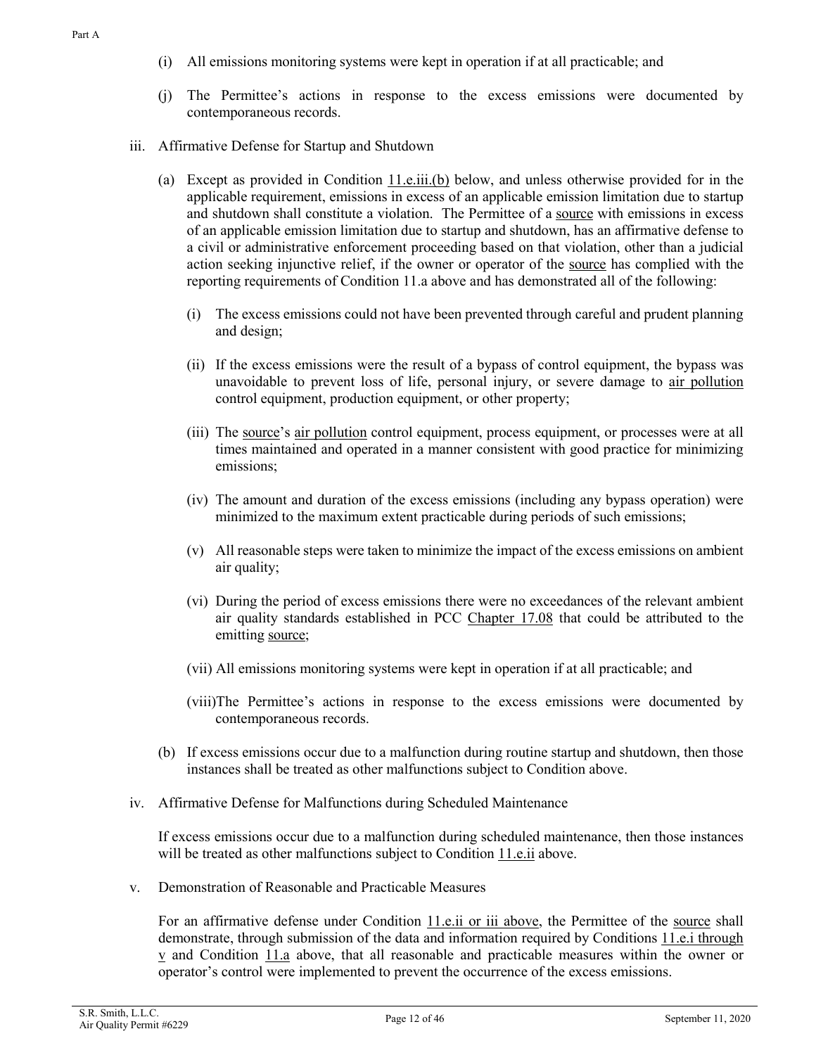(i) All emissions monitoring systems were kept in operation if at all practicable; and

(j) The Permittee's actions in response to the excess emissions were documented by contemporaneous records.

iii. Affirmative Defense for Startup and Shutdown

(a) Except as provided in Condition 11.e.iii.(b) below, and unless otherwise provided for in the applicable requirement, emissions in excess of an applicable emission limitation due to startup and shutdown shall constitute a violation. The Permittee of a source with emissions in excess of an applicable emission limitation due to startup and shutdown, has an affirmative defense to a civil or administrative enforcement proceeding based on that violation, other than a judicial action seeking injunctive relief, if the owner or operator of the source has complied with the reporting requirements of Condition 11.a above and has demonstrated all of the following:

(i) The excess emissions could not have been prevented through careful and prudent planning and design;

(ii) If the excess emissions were the result of a bypass of control equipment, the bypass was unavoidable to prevent loss of life, personal injury, or severe damage to air pollution control equipment, production equipment, or other property;

(iii) The source's air pollution control equipment, process equipment, or processes were at all times maintained and operated in a manner consistent with good practice for minimizing emissions;

(iv) The amount and duration of the excess emissions (including any bypass operation) were minimized to the maximum extent practicable during periods of such emissions;

(v) All reasonable steps were taken to minimize the impact of the excess emissions on ambient air quality;

(vi) During the period of excess emissions there were no exceedances of the relevant ambient air quality standards established in PCC Chapter 17.08 that could be attributed to the emitting source;

(vii) All emissions monitoring systems were kept in operation if at all practicable; and

(viii) The Permittee's actions in response to the excess emissions were documented by contemporaneous records.

(b) If excess emissions occur due to a malfunction during routine startup and shutdown, then those instances shall be treated as other malfunctions subject to Condition above.

iv. Affirmative Defense for Malfunctions during Scheduled Maintenance

If excess emissions occur due to a malfunction during scheduled maintenance, then those instances will be treated as other malfunctions subject to Condition 11.e.ii above.

v. Demonstration of Reasonable and Practicable Measures

For an affirmative defense under Condition 11.e.ii or iii above, the Permittee of the source shall demonstrate, through submission of the data and information required by Conditions 11.e.i through v and Condition 11.a above, that all reasonable and practicable measures within the owner or operator's control were implemented to prevent the occurrence of the excess emissions.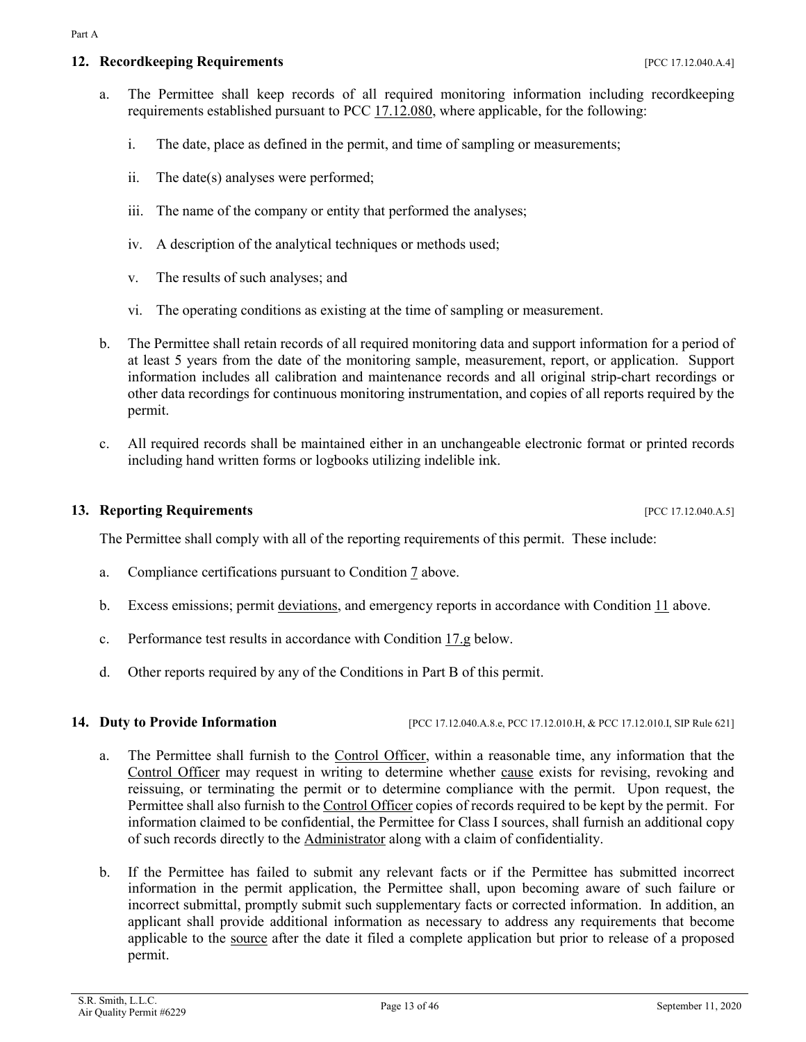## 12. Recordkeeping Requirements [PCC 17.12.040.A.4]

a. The Permittee shall keep records of all required monitoring information including recordkeeping requirements established pursuant to PCC 17.12.080, where applicable, for the following:

   i. The date, place as defined in the permit, and time of sampling or measurements;

   ii. The date(s) analyses were performed;

   iii. The name of the company or entity that performed the analyses;

   iv. A description of the analytical techniques or methods used;

   v. The results of such analyses; and

   vi. The operating conditions as existing at the time of sampling or measurement.

b. The Permittee shall retain records of all required monitoring data and support information for a period of at least 5 years from the date of the monitoring sample, measurement, report, or application. Support information includes all calibration and maintenance records and all original strip-chart recordings or other data recordings for continuous monitoring instrumentation, and copies of all reports required by the permit.

c. All required records shall be maintained either in an unchangeable electronic format or printed records including hand written forms or logbooks utilizing indelible ink.

## 13. Reporting Requirements [PCC 17.12.040.A.5]

The Permittee shall comply with all of the reporting requirements of this permit. These include:

a. Compliance certifications pursuant to Condition 7 above.

b. Excess emissions; permit deviations, and emergency reports in accordance with Condition 11 above.

c. Performance test results in accordance with Condition 17.g below.

d. Other reports required by any of the Conditions in Part B of this permit.

## 14. Duty to Provide Information [PCC 17.12.040.A.8.e, PCC 17.12.010.H, & PCC 17.12.010.I, SIP Rule 621]

a. The Permittee shall furnish to the Control Officer, within a reasonable time, any information that the Control Officer may request in writing to determine whether cause exists for revising, revoking and reissuing, or terminating the permit or to determine compliance with the permit. Upon request, the Permittee shall also furnish to the Control Officer copies of records required to be kept by the permit. For information claimed to be confidential, the Permittee for Class I sources, shall furnish an additional copy of such records directly to the Administrator along with a claim of confidentiality.

b. If the Permittee has failed to submit any relevant facts or if the Permittee has submitted incorrect information in the permit application, the Permittee shall, upon becoming aware of such failure or incorrect submittal, promptly submit such supplementary facts or corrected information. In addition, an applicant shall provide additional information as necessary to address any requirements that become applicable to the source after the date it filed a complete application but prior to release of a proposed permit.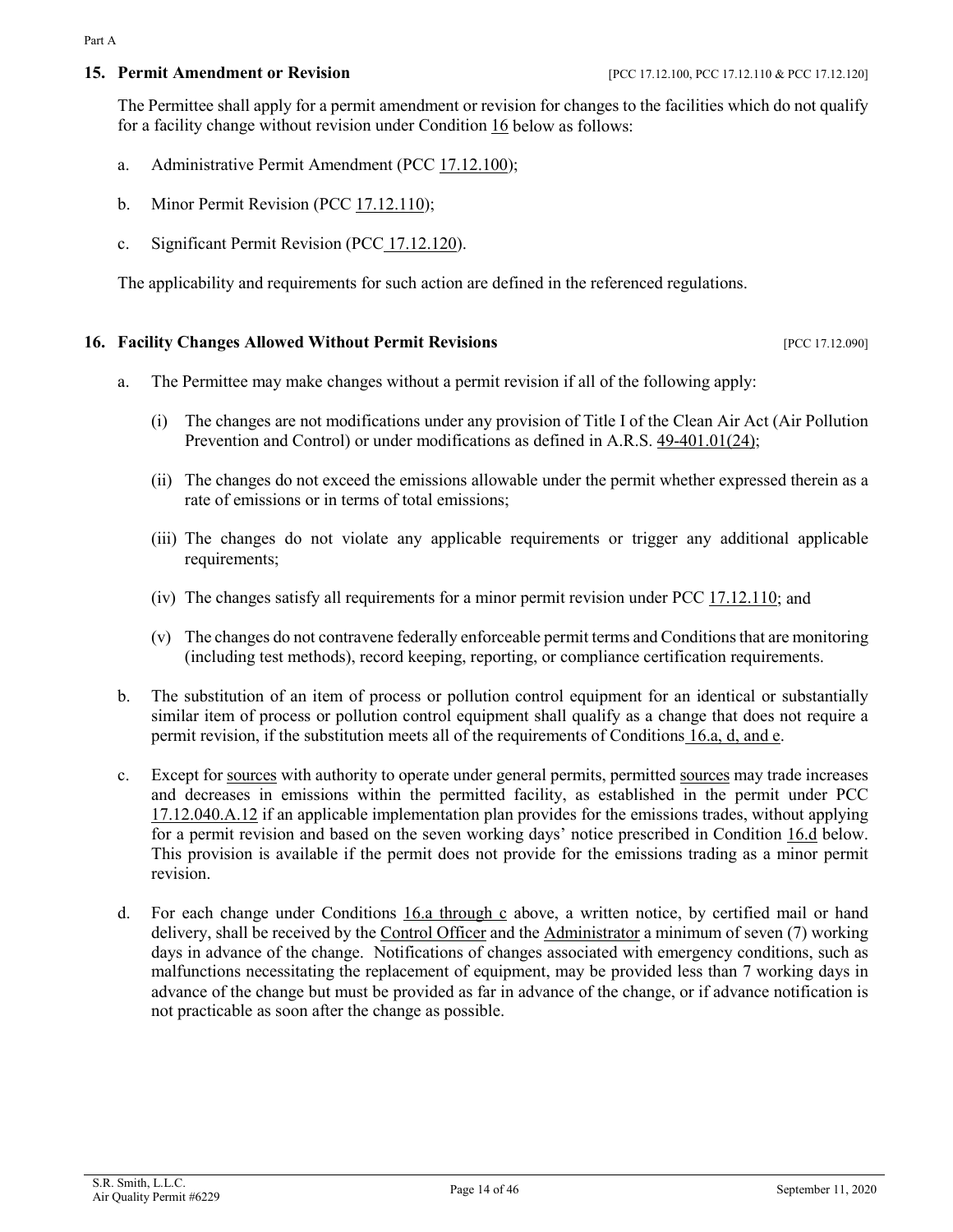## 15. Permit Amendment or Revision

[PCC 17.12.100, PCC 17.12.110 & PCC 17.12.120]

The Permittee shall apply for a permit amendment or revision for changes to the facilities which do not qualify for a facility change without revision under Condition 16 below as follows:

a. Administrative Permit Amendment (PCC 17.12.100);

b. Minor Permit Revision (PCC 17.12.110);

c. Significant Permit Revision (PCC 17.12.120).

The applicability and requirements for such action are defined in the referenced regulations.

## 16. Facility Changes Allowed Without Permit Revisions

[PCC 17.12.090]

a. The Permittee may make changes without a permit revision if all of the following apply:

   (i) The changes are not modifications under any provision of Title I of the Clean Air Act (Air Pollution Prevention and Control) or under modifications as defined in A.R.S. 49-401.01(24);

   (ii) The changes do not exceed the emissions allowable under the permit whether expressed therein as a rate of emissions or in terms of total emissions;

   (iii) The changes do not violate any applicable requirements or trigger any additional applicable requirements;

   (iv) The changes satisfy all requirements for a minor permit revision under PCC 17.12.110; and

   (v) The changes do not contravene federally enforceable permit terms and Conditions that are monitoring (including test methods), record keeping, reporting, or compliance certification requirements.

b. The substitution of an item of process or pollution control equipment for an identical or substantially similar item of process or pollution control equipment shall qualify as a change that does not require a permit revision, if the substitution meets all of the requirements of Conditions 16.a, d, and e.

c. Except for sources with authority to operate under general permits, permitted sources may trade increases and decreases in emissions within the permitted facility, as established in the permit under PCC 17.12.040.A.12 if an applicable implementation plan provides for the emissions trades, without applying for a permit revision and based on the seven working days' notice prescribed in Condition 16.d below. This provision is available if the permit does not provide for the emissions trading as a minor permit revision.

d. For each change under Conditions 16.a through c above, a written notice, by certified mail or hand delivery, shall be received by the Control Officer and the Administrator a minimum of seven (7) working days in advance of the change. Notifications of changes associated with emergency conditions, such as malfunctions necessitating the replacement of equipment, may be provided less than 7 working days in advance of the change but must be provided as far in advance of the change, or if advance notification is not practicable as soon after the change as possible.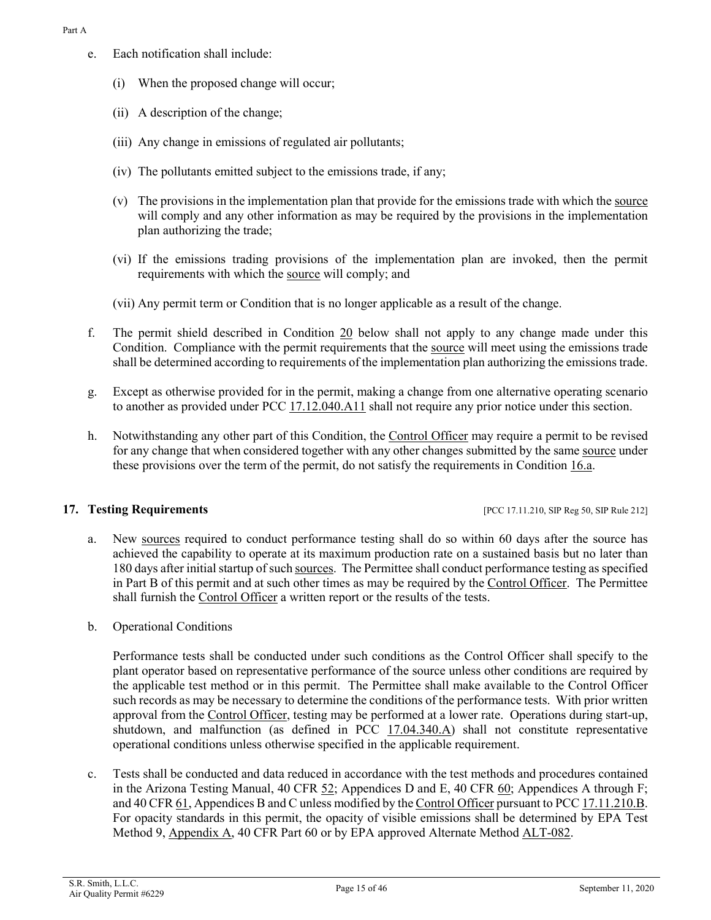e. Each notification shall include:

   (i) When the proposed change will occur;

   (ii) A description of the change;

   (iii) Any change in emissions of regulated air pollutants;

   (iv) The pollutants emitted subject to the emissions trade, if any;

   (v) The provisions in the implementation plan that provide for the emissions trade with which the source will comply and any other information as may be required by the provisions in the implementation plan authorizing the trade;

   (vi) If the emissions trading provisions of the implementation plan are invoked, then the permit requirements with which the source will comply; and

   (vii) Any permit term or Condition that is no longer applicable as a result of the change.

f. The permit shield described in Condition 20 below shall not apply to any change made under this Condition. Compliance with the permit requirements that the source will meet using the emissions trade shall be determined according to requirements of the implementation plan authorizing the emissions trade.

g. Except as otherwise provided for in the permit, making a change from one alternative operating scenario to another as provided under PCC 17.12.040.A11 shall not require any prior notice under this section.

h. Notwithstanding any other part of this Condition, the Control Officer may require a permit to be revised for any change that when considered together with any other changes submitted by the same source under these provisions over the term of the permit, do not satisfy the requirements in Condition 16.a.

### 17. Testing Requirements [PCC 17.11.210, SIP Reg 50, SIP Rule 212]

a. New sources required to conduct performance testing shall do so within 60 days after the source has achieved the capability to operate at its maximum production rate on a sustained basis but no later than 180 days after initial startup of such sources. The Permittee shall conduct performance testing as specified in Part B of this permit and at such other times as may be required by the Control Officer. The Permittee shall furnish the Control Officer a written report or the results of the tests.

b. Operational Conditions

   Performance tests shall be conducted under such conditions as the Control Officer shall specify to the plant operator based on representative performance of the source unless other conditions are required by the applicable test method or in this permit. The Permittee shall make available to the Control Officer such records as may be necessary to determine the conditions of the performance tests. With prior written approval from the Control Officer, testing may be performed at a lower rate. Operations during start-up, shutdown, and malfunction (as defined in PCC 17.04.340.A) shall not constitute representative operational conditions unless otherwise specified in the applicable requirement.

c. Tests shall be conducted and data reduced in accordance with the test methods and procedures contained in the Arizona Testing Manual, 40 CFR 52; Appendices D and E, 40 CFR 60; Appendices A through F; and 40 CFR 61, Appendices B and C unless modified by the Control Officer pursuant to PCC 17.11.210.B. For opacity standards in this permit, the opacity of visible emissions shall be determined by EPA Test Method 9, Appendix A, 40 CFR Part 60 or by EPA approved Alternate Method ALT-082.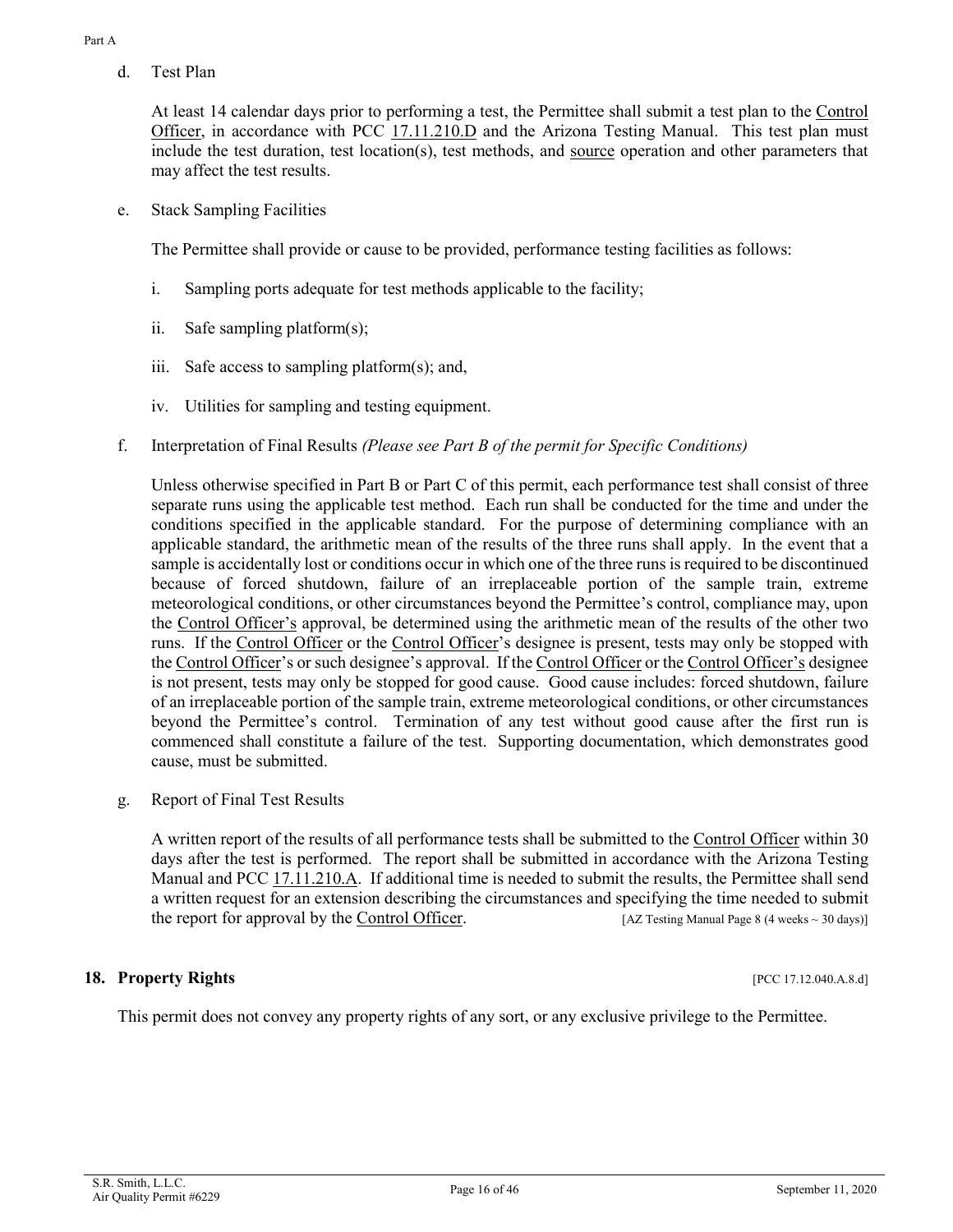d. Test Plan

At least 14 calendar days prior to performing a test, the Permittee shall submit a test plan to the Control Officer, in accordance with PCC 17.11.210.D and the Arizona Testing Manual. This test plan must include the test duration, test location(s), test methods, and source operation and other parameters that may affect the test results.

e. Stack Sampling Facilities

The Permittee shall provide or cause to be provided, performance testing facilities as follows:

i. Sampling ports adequate for test methods applicable to the facility;

ii. Safe sampling platform(s);

iii. Safe access to sampling platform(s); and,

iv. Utilities for sampling and testing equipment.

f. Interpretation of Final Results *(Please see Part B of the permit for Specific Conditions)*

Unless otherwise specified in Part B or Part C of this permit, each performance test shall consist of three separate runs using the applicable test method. Each run shall be conducted for the time and under the conditions specified in the applicable standard. For the purpose of determining compliance with an applicable standard, the arithmetic mean of the results of the three runs shall apply. In the event that a sample is accidentally lost or conditions occur in which one of the three runs is required to be discontinued because of forced shutdown, failure of an irreplaceable portion of the sample train, extreme meteorological conditions, or other circumstances beyond the Permittee's control, compliance may, upon the Control Officer's approval, be determined using the arithmetic mean of the results of the other two runs. If the Control Officer or the Control Officer's designee is present, tests may only be stopped with the Control Officer's or such designee's approval. If the Control Officer or the Control Officer's designee is not present, tests may only be stopped for good cause. Good cause includes: forced shutdown, failure of an irreplaceable portion of the sample train, extreme meteorological conditions, or other circumstances beyond the Permittee's control. Termination of any test without good cause after the first run is commenced shall constitute a failure of the test. Supporting documentation, which demonstrates good cause, must be submitted.

g. Report of Final Test Results

A written report of the results of all performance tests shall be submitted to the Control Officer within 30 days after the test is performed. The report shall be submitted in accordance with the Arizona Testing Manual and PCC 17.11.210.A. If additional time is needed to submit the results, the Permittee shall send a written request for an extension describing the circumstances and specifying the time needed to submit the report for approval by the Control Officer. [AZ Testing Manual Page 8 (4 weeks ~ 30 days)]

## 18. Property Rights [PCC 17.12.040.A.8.d]

This permit does not convey any property rights of any sort, or any exclusive privilege to the Permittee.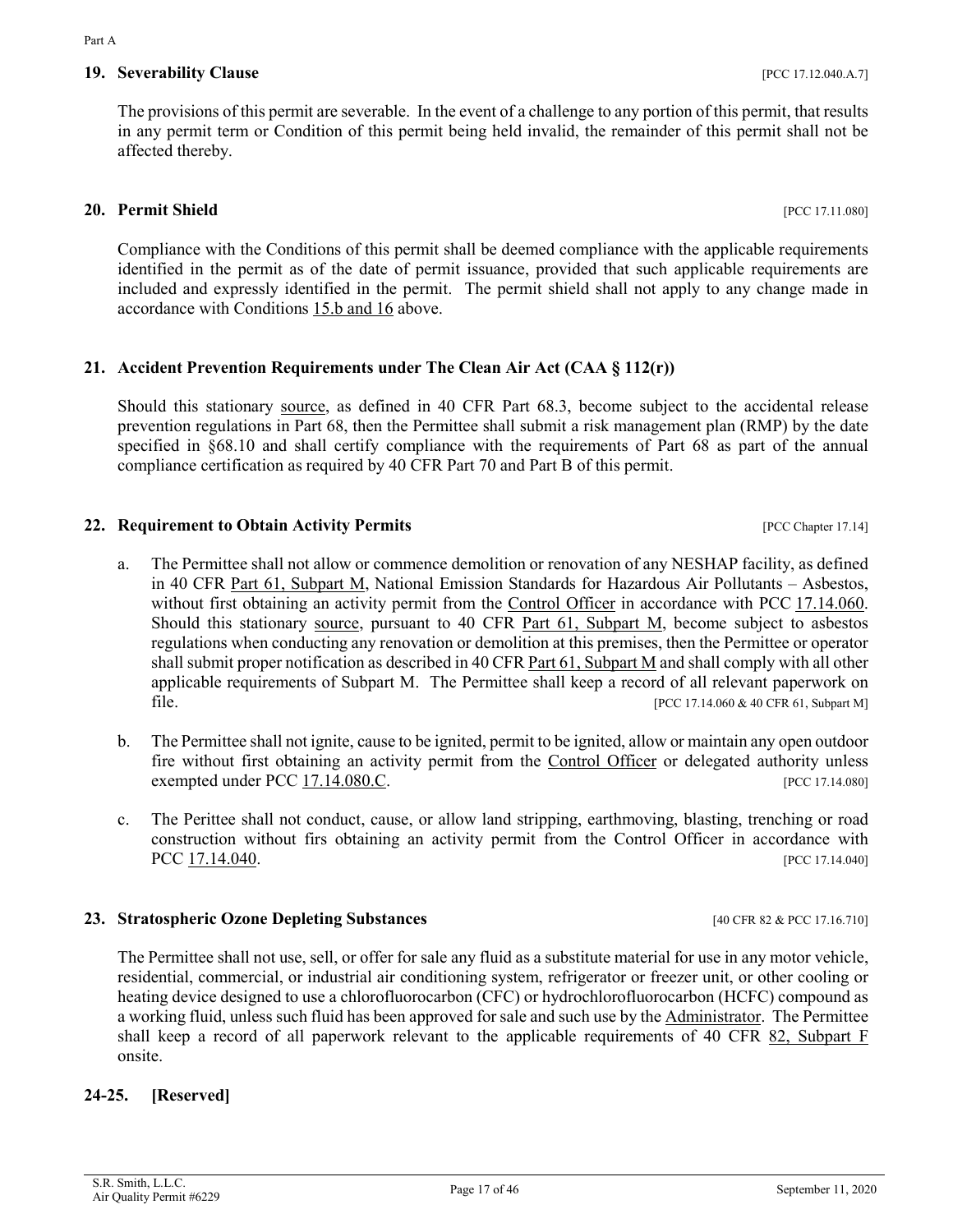### 19. Severability Clause [PCC 17.12.040.A.7]

The provisions of this permit are severable. In the event of a challenge to any portion of this permit, that results in any permit term or Condition of this permit being held invalid, the remainder of this permit shall not be affected thereby.

### 20. Permit Shield [PCC 17.11.080]

Compliance with the Conditions of this permit shall be deemed compliance with the applicable requirements identified in the permit as of the date of permit issuance, provided that such applicable requirements are included and expressly identified in the permit. The permit shield shall not apply to any change made in accordance with Conditions 15.b and 16 above.

### 21. Accident Prevention Requirements under The Clean Air Act (CAA § 112(r))

Should this stationary source, as defined in 40 CFR Part 68.3, become subject to the accidental release prevention regulations in Part 68, then the Permittee shall submit a risk management plan (RMP) by the date specified in §68.10 and shall certify compliance with the requirements of Part 68 as part of the annual compliance certification as required by 40 CFR Part 70 and Part B of this permit.

### 22. Requirement to Obtain Activity Permits [PCC Chapter 17.14]

a. The Permittee shall not allow or commence demolition or renovation of any NESHAP facility, as defined in 40 CFR Part 61, Subpart M, National Emission Standards for Hazardous Air Pollutants – Asbestos, without first obtaining an activity permit from the Control Officer in accordance with PCC 17.14.060. Should this stationary source, pursuant to 40 CFR Part 61, Subpart M, become subject to asbestos regulations when conducting any renovation or demolition at this premises, then the Permittee or operator shall submit proper notification as described in 40 CFR Part 61, Subpart M and shall comply with all other applicable requirements of Subpart M. The Permittee shall keep a record of all relevant paperwork on file. [PCC 17.14.060 & 40 CFR 61, Subpart M]

b. The Permittee shall not ignite, cause to be ignited, permit to be ignited, allow or maintain any open outdoor fire without first obtaining an activity permit from the Control Officer or delegated authority unless exempted under PCC 17.14.080.C. [PCC 17.14.080]

c. The Perittee shall not conduct, cause, or allow land stripping, earthmoving, blasting, trenching or road construction without firs obtaining an activity permit from the Control Officer in accordance with PCC 17.14.040. [PCC 17.14.040]

### 23. Stratospheric Ozone Depleting Substances [40 CFR 82 & PCC 17.16.710]

The Permittee shall not use, sell, or offer for sale any fluid as a substitute material for use in any motor vehicle, residential, commercial, or industrial air conditioning system, refrigerator or freezer unit, or other cooling or heating device designed to use a chlorofluorocarbon (CFC) or hydrochlorofluorocarbon (HCFC) compound as a working fluid, unless such fluid has been approved for sale and such use by the Administrator. The Permittee shall keep a record of all paperwork relevant to the applicable requirements of 40 CFR 82, Subpart F onsite.

### 24-25. [Reserved]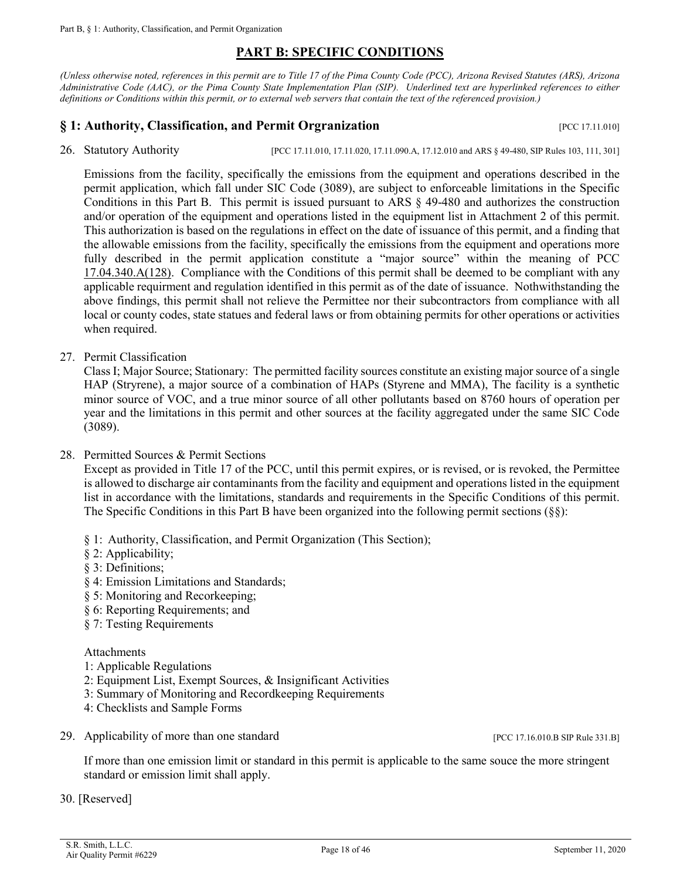# PART B: SPECIFIC CONDITIONS

*(Unless otherwise noted, references in this permit are to Title 17 of the Pima County Code (PCC), Arizona Revised Statutes (ARS), Arizona Administrative Code (AAC), or the Pima County State Implementation Plan (SIP). Underlined text are hyperlinked references to either definitions or Conditions within this permit, or to external web servers that contain the text of the referenced provision.)*

## § 1: Authority, Classification, and Permit Orgranization [PCC 17.11.010]

26. Statutory Authority [PCC 17.11.010, 17.11.020, 17.11.090.A, 17.12.010 and ARS § 49-480, SIP Rules 103, 111, 301]

    Emissions from the facility, specifically the emissions from the equipment and operations described in the permit application, which fall under SIC Code (3089), are subject to enforceable limitations in the Specific Conditions in this Part B. This permit is issued pursuant to ARS § 49-480 and authorizes the construction and/or operation of the equipment and operations listed in the equipment list in Attachment 2 of this permit. This authorization is based on the regulations in effect on the date of issuance of this permit, and a finding that the allowable emissions from the facility, specifically the emissions from the equipment and operations more fully described in the permit application constitute a "major source" within the meaning of PCC 17.04.340.A(128). Compliance with the Conditions of this permit shall be deemed to be compliant with any applicable requirment and regulation identified in this permit as of the date of issuance. Nothwithstanding the above findings, this permit shall not relieve the Permittee nor their subcontractors from compliance with all local or county codes, state statues and federal laws or from obtaining permits for other operations or activities when required.

27. Permit Classification

    Class I; Major Source; Stationary: The permitted facility sources constitute an existing major source of a single HAP (Stryrene), a major source of a combination of HAPs (Styrene and MMA), The facility is a synthetic minor source of VOC, and a true minor source of all other pollutants based on 8760 hours of operation per year and the limitations in this permit and other sources at the facility aggregated under the same SIC Code (3089).

28. Permitted Sources & Permit Sections

    Except as provided in Title 17 of the PCC, until this permit expires, or is revised, or is revoked, the Permittee is allowed to discharge air contaminants from the facility and equipment and operations listed in the equipment list in accordance with the limitations, standards and requirements in the Specific Conditions of this permit. The Specific Conditions in this Part B have been organized into the following permit sections (§§):

    § 1: Authority, Classification, and Permit Organization (This Section);
    § 2: Applicability;
    § 3: Definitions;
    § 4: Emission Limitations and Standards;
    § 5: Monitoring and Recorkeeping;
    § 6: Reporting Requirements; and
    § 7: Testing Requirements

    Attachments
    1: Applicable Regulations
    2: Equipment List, Exempt Sources, & Insignificant Activities
    3: Summary of Monitoring and Recordkeeping Requirements
    4: Checklists and Sample Forms

29. Applicability of more than one standard [PCC 17.16.010.B SIP Rule 331.B]

    If more than one emission limit or standard in this permit is applicable to the same souce the more stringent standard or emission limit shall apply.

30. [Reserved]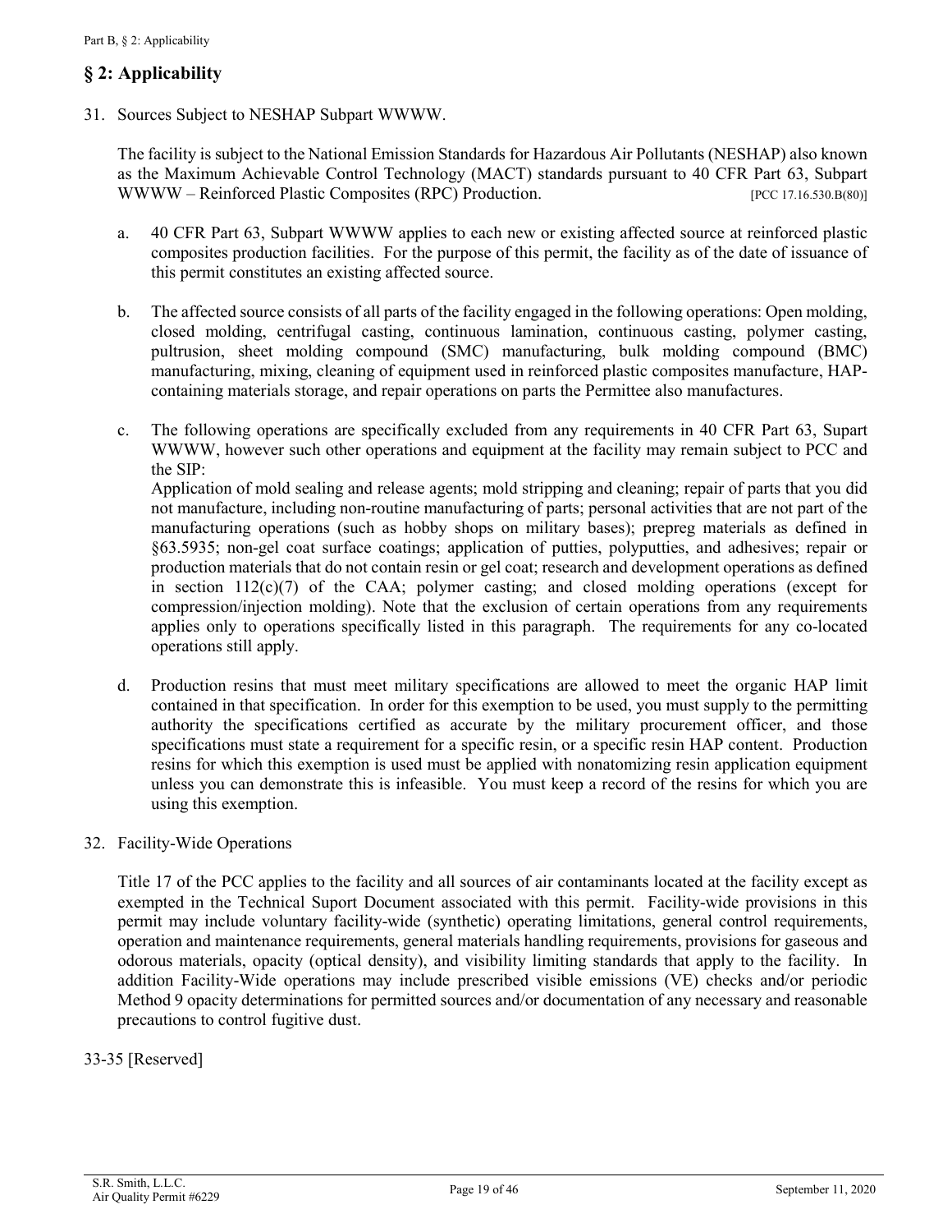## § 2: Applicability

31. Sources Subject to NESHAP Subpart WWWW.

    The facility is subject to the National Emission Standards for Hazardous Air Pollutants (NESHAP) also known as the Maximum Achievable Control Technology (MACT) standards pursuant to 40 CFR Part 63, Subpart WWWW – Reinforced Plastic Composites (RPC) Production. [PCC 17.16.530.B(80)]

    a. 40 CFR Part 63, Subpart WWWW applies to each new or existing affected source at reinforced plastic composites production facilities. For the purpose of this permit, the facility as of the date of issuance of this permit constitutes an existing affected source.

    b. The affected source consists of all parts of the facility engaged in the following operations: Open molding, closed molding, centrifugal casting, continuous lamination, continuous casting, polymer casting, pultrusion, sheet molding compound (SMC) manufacturing, bulk molding compound (BMC) manufacturing, mixing, cleaning of equipment used in reinforced plastic composites manufacture, HAP-containing materials storage, and repair operations on parts the Permittee also manufactures.

    c. The following operations are specifically excluded from any requirements in 40 CFR Part 63, Supart WWWW, however such other operations and equipment at the facility may remain subject to PCC and the SIP:
    Application of mold sealing and release agents; mold stripping and cleaning; repair of parts that you did not manufacture, including non-routine manufacturing of parts; personal activities that are not part of the manufacturing operations (such as hobby shops on military bases); prepreg materials as defined in §63.5935; non-gel coat surface coatings; application of putties, polyputties, and adhesives; repair or production materials that do not contain resin or gel coat; research and development operations as defined in section 112(c)(7) of the CAA; polymer casting; and closed molding operations (except for compression/injection molding). Note that the exclusion of certain operations from any requirements applies only to operations specifically listed in this paragraph. The requirements for any co-located operations still apply.

    d. Production resins that must meet military specifications are allowed to meet the organic HAP limit contained in that specification. In order for this exemption to be used, you must supply to the permitting authority the specifications certified as accurate by the military procurement officer, and those specifications must state a requirement for a specific resin, or a specific resin HAP content. Production resins for which this exemption is used must be applied with nonatomizing resin application equipment unless you can demonstrate this is infeasible. You must keep a record of the resins for which you are using this exemption.

32. Facility-Wide Operations

    Title 17 of the PCC applies to the facility and all sources of air contaminants located at the facility except as exempted in the Technical Suport Document associated with this permit. Facility-wide provisions in this permit may include voluntary facility-wide (synthetic) operating limitations, general control requirements, operation and maintenance requirements, general materials handling requirements, provisions for gaseous and odorous materials, opacity (optical density), and visibility limiting standards that apply to the facility. In addition Facility-Wide operations may include prescribed visible emissions (VE) checks and/or periodic Method 9 opacity determinations for permitted sources and/or documentation of any necessary and reasonable precautions to control fugitive dust.

33-35 [Reserved]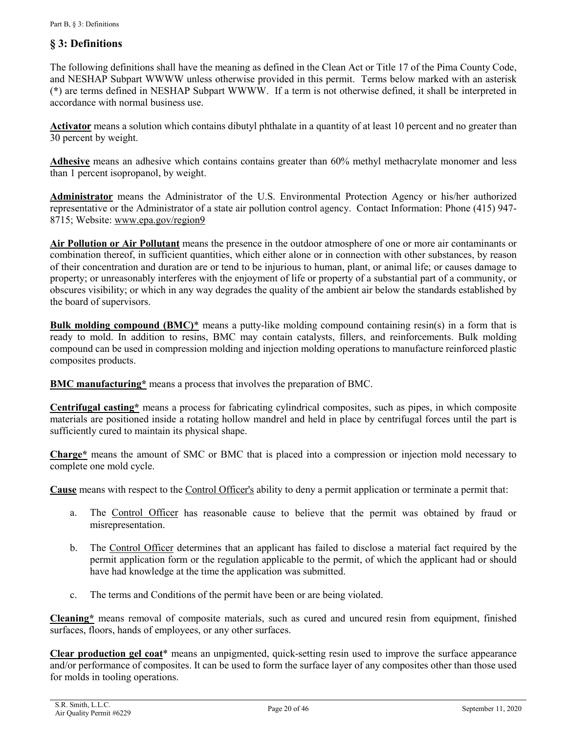## § 3: Definitions

The following definitions shall have the meaning as defined in the Clean Act or Title 17 of the Pima County Code, and NESHAP Subpart WWWW unless otherwise provided in this permit. Terms below marked with an asterisk (*) are terms defined in NESHAP Subpart WWWW. If a term is not otherwise defined, it shall be interpreted in accordance with normal business use.

**Activator** means a solution which contains dibutyl phthalate in a quantity of at least 10 percent and no greater than 30 percent by weight.

**Adhesive** means an adhesive which contains contains greater than 60% methyl methacrylate monomer and less than 1 percent isopropanol, by weight.

**Administrator** means the Administrator of the U.S. Environmental Protection Agency or his/her authorized representative or the Administrator of a state air pollution control agency. Contact Information: Phone (415) 947-8715; Website: www.epa.gov/region9

**Air Pollution or Air Pollutant** means the presence in the outdoor atmosphere of one or more air contaminants or combination thereof, in sufficient quantities, which either alone or in connection with other substances, by reason of their concentration and duration are or tend to be injurious to human, plant, or animal life; or causes damage to property; or unreasonably interferes with the enjoyment of life or property of a substantial part of a community, or obscures visibility; or which in any way degrades the quality of the ambient air below the standards established by the board of supervisors.

**Bulk molding compound (BMC)*** means a putty-like molding compound containing resin(s) in a form that is ready to mold. In addition to resins, BMC may contain catalysts, fillers, and reinforcements. Bulk molding compound can be used in compression molding and injection molding operations to manufacture reinforced plastic composites products.

**BMC manufacturing*** means a process that involves the preparation of BMC.

**Centrifugal casting*** means a process for fabricating cylindrical composites, such as pipes, in which composite materials are positioned inside a rotating hollow mandrel and held in place by centrifugal forces until the part is sufficiently cured to maintain its physical shape.

**Charge*** means the amount of SMC or BMC that is placed into a compression or injection mold necessary to complete one mold cycle.

**Cause** means with respect to the Control Officer's ability to deny a permit application or terminate a permit that:

a. The Control Officer has reasonable cause to believe that the permit was obtained by fraud or misrepresentation.

b. The Control Officer determines that an applicant has failed to disclose a material fact required by the permit application form or the regulation applicable to the permit, of which the applicant had or should have had knowledge at the time the application was submitted.

c. The terms and Conditions of the permit have been or are being violated.

**Cleaning*** means removal of composite materials, such as cured and uncured resin from equipment, finished surfaces, floors, hands of employees, or any other surfaces.

**Clear production gel coat*** means an unpigmented, quick-setting resin used to improve the surface appearance and/or performance of composites. It can be used to form the surface layer of any composites other than those used for molds in tooling operations.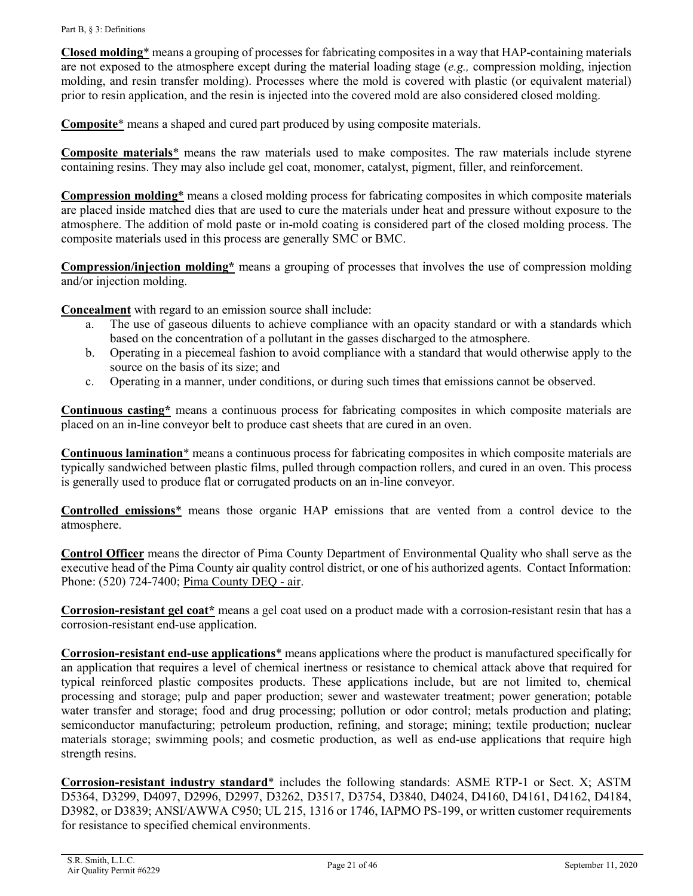**Closed molding*** means a grouping of processes for fabricating composites in a way that HAP-containing materials are not exposed to the atmosphere except during the material loading stage (*e.g.,* compression molding, injection molding, and resin transfer molding). Processes where the mold is covered with plastic (or equivalent material) prior to resin application, and the resin is injected into the covered mold are also considered closed molding.

**Composite*** means a shaped and cured part produced by using composite materials.

**Composite materials*** means the raw materials used to make composites. The raw materials include styrene containing resins. They may also include gel coat, monomer, catalyst, pigment, filler, and reinforcement.

**Compression molding*** means a closed molding process for fabricating composites in which composite materials are placed inside matched dies that are used to cure the materials under heat and pressure without exposure to the atmosphere. The addition of mold paste or in-mold coating is considered part of the closed molding process. The composite materials used in this process are generally SMC or BMC.

**Compression/injection molding*** means a grouping of processes that involves the use of compression molding and/or injection molding.

**Concealment** with regard to an emission source shall include:

a. The use of gaseous diluents to achieve compliance with an opacity standard or with a standards which based on the concentration of a pollutant in the gasses discharged to the atmosphere.
b. Operating in a piecemeal fashion to avoid compliance with a standard that would otherwise apply to the source on the basis of its size; and
c. Operating in a manner, under conditions, or during such times that emissions cannot be observed.

**Continuous casting*** means a continuous process for fabricating composites in which composite materials are placed on an in-line conveyor belt to produce cast sheets that are cured in an oven.

**Continuous lamination*** means a continuous process for fabricating composites in which composite materials are typically sandwiched between plastic films, pulled through compaction rollers, and cured in an oven. This process is generally used to produce flat or corrugated products on an in-line conveyor.

**Controlled emissions*** means those organic HAP emissions that are vented from a control device to the atmosphere.

**Control Officer** means the director of Pima County Department of Environmental Quality who shall serve as the executive head of the Pima County air quality control district, or one of his authorized agents. Contact Information: Phone: (520) 724-7400; Pima County DEQ - air.

**Corrosion-resistant gel coat*** means a gel coat used on a product made with a corrosion-resistant resin that has a corrosion-resistant end-use application.

**Corrosion-resistant end-use applications*** means applications where the product is manufactured specifically for an application that requires a level of chemical inertness or resistance to chemical attack above that required for typical reinforced plastic composites products. These applications include, but are not limited to, chemical processing and storage; pulp and paper production; sewer and wastewater treatment; power generation; potable water transfer and storage; food and drug processing; pollution or odor control; metals production and plating; semiconductor manufacturing; petroleum production, refining, and storage; mining; textile production; nuclear materials storage; swimming pools; and cosmetic production, as well as end-use applications that require high strength resins.

**Corrosion-resistant industry standard*** includes the following standards: ASME RTP-1 or Sect. X; ASTM D5364, D3299, D4097, D2996, D2997, D3262, D3517, D3754, D3840, D4024, D4160, D4161, D4162, D4184, D3982, or D3839; ANSI/AWWA C950; UL 215, 1316 or 1746, IAPMO PS-199, or written customer requirements for resistance to specified chemical environments.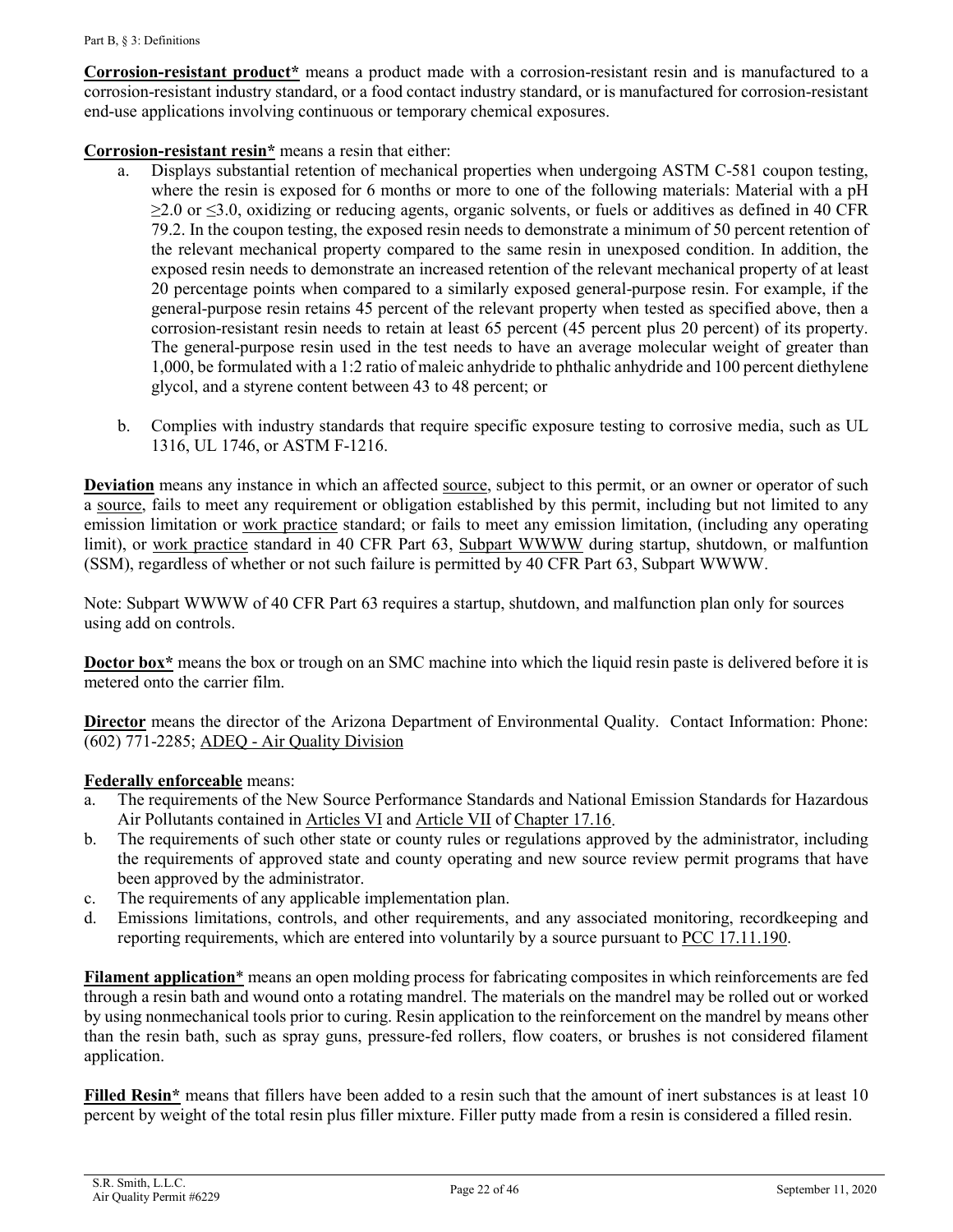**Corrosion-resistant product*** means a product made with a corrosion-resistant resin and is manufactured to a corrosion-resistant industry standard, or a food contact industry standard, or is manufactured for corrosion-resistant end-use applications involving continuous or temporary chemical exposures.

**Corrosion-resistant resin*** means a resin that either:

a. Displays substantial retention of mechanical properties when undergoing ASTM C-581 coupon testing, where the resin is exposed for 6 months or more to one of the following materials: Material with a pH $\geq$2.0 or $\leq$3.0, oxidizing or reducing agents, organic solvents, or fuels or additives as defined in 40 CFR 79.2. In the coupon testing, the exposed resin needs to demonstrate a minimum of 50 percent retention of the relevant mechanical property compared to the same resin in unexposed condition. In addition, the exposed resin needs to demonstrate an increased retention of the relevant mechanical property of at least 20 percentage points when compared to a similarly exposed general-purpose resin. For example, if the general-purpose resin retains 45 percent of the relevant property when tested as specified above, then a corrosion-resistant resin needs to retain at least 65 percent (45 percent plus 20 percent) of its property. The general-purpose resin used in the test needs to have an average molecular weight of greater than 1,000, be formulated with a 1:2 ratio of maleic anhydride to phthalic anhydride and 100 percent diethylene glycol, and a styrene content between 43 to 48 percent; or

b. Complies with industry standards that require specific exposure testing to corrosive media, such as UL 1316, UL 1746, or ASTM F-1216.

**Deviation** means any instance in which an affected source, subject to this permit, or an owner or operator of such a source, fails to meet any requirement or obligation established by this permit, including but not limited to any emission limitation or work practice standard; or fails to meet any emission limitation, (including any operating limit), or work practice standard in 40 CFR Part 63, Subpart WWWW during startup, shutdown, or malfuntion (SSM), regardless of whether or not such failure is permitted by 40 CFR Part 63, Subpart WWWW.

Note: Subpart WWWW of 40 CFR Part 63 requires a startup, shutdown, and malfunction plan only for sources using add on controls.

**Doctor box*** means the box or trough on an SMC machine into which the liquid resin paste is delivered before it is metered onto the carrier film.

**Director** means the director of the Arizona Department of Environmental Quality. Contact Information: Phone: (602) 771-2285; ADEQ - Air Quality Division

**Federally enforceable** means:

a. The requirements of the New Source Performance Standards and National Emission Standards for Hazardous Air Pollutants contained in Articles VI and Article VII of Chapter 17.16.
b. The requirements of such other state or county rules or regulations approved by the administrator, including the requirements of approved state and county operating and new source review permit programs that have been approved by the administrator.
c. The requirements of any applicable implementation plan.
d. Emissions limitations, controls, and other requirements, and any associated monitoring, recordkeeping and reporting requirements, which are entered into voluntarily by a source pursuant to PCC 17.11.190.

**Filament application*** means an open molding process for fabricating composites in which reinforcements are fed through a resin bath and wound onto a rotating mandrel. The materials on the mandrel may be rolled out or worked by using nonmechanical tools prior to curing. Resin application to the reinforcement on the mandrel by means other than the resin bath, such as spray guns, pressure-fed rollers, flow coaters, or brushes is not considered filament application.

**Filled Resin*** means that fillers have been added to a resin such that the amount of inert substances is at least 10 percent by weight of the total resin plus filler mixture. Filler putty made from a resin is considered a filled resin.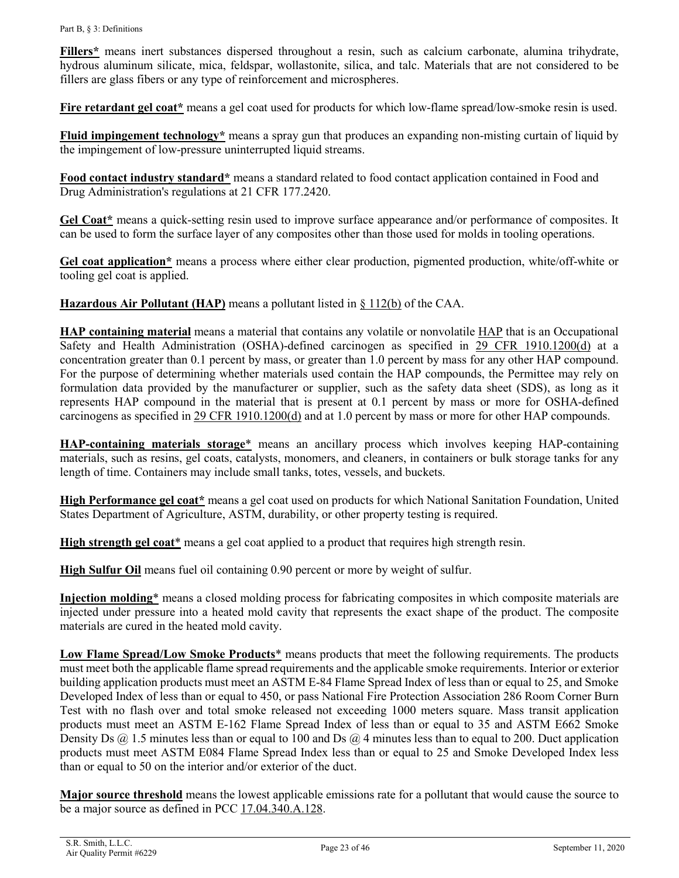**Fillers*** means inert substances dispersed throughout a resin, such as calcium carbonate, alumina trihydrate, hydrous aluminum silicate, mica, feldspar, wollastonite, silica, and talc. Materials that are not considered to be fillers are glass fibers or any type of reinforcement and microspheres.

**Fire retardant gel coat*** means a gel coat used for products for which low-flame spread/low-smoke resin is used.

**Fluid impingement technology*** means a spray gun that produces an expanding non-misting curtain of liquid by the impingement of low-pressure uninterrupted liquid streams.

**Food contact industry standard*** means a standard related to food contact application contained in Food and Drug Administration's regulations at 21 CFR 177.2420.

**Gel Coat*** means a quick-setting resin used to improve surface appearance and/or performance of composites. It can be used to form the surface layer of any composites other than those used for molds in tooling operations.

**Gel coat application*** means a process where either clear production, pigmented production, white/off-white or tooling gel coat is applied.

**Hazardous Air Pollutant (HAP)** means a pollutant listed in § 112(b) of the CAA.

**HAP containing material** means a material that contains any volatile or nonvolatile HAP that is an Occupational Safety and Health Administration (OSHA)-defined carcinogen as specified in 29 CFR 1910.1200(d) at a concentration greater than 0.1 percent by mass, or greater than 1.0 percent by mass for any other HAP compound. For the purpose of determining whether materials used contain the HAP compounds, the Permittee may rely on formulation data provided by the manufacturer or supplier, such as the safety data sheet (SDS), as long as it represents HAP compound in the material that is present at 0.1 percent by mass or more for OSHA-defined carcinogens as specified in 29 CFR 1910.1200(d) and at 1.0 percent by mass or more for other HAP compounds.

**HAP-containing materials storage*** means an ancillary process which involves keeping HAP-containing materials, such as resins, gel coats, catalysts, monomers, and cleaners, in containers or bulk storage tanks for any length of time. Containers may include small tanks, totes, vessels, and buckets.

**High Performance gel coat*** means a gel coat used on products for which National Sanitation Foundation, United States Department of Agriculture, ASTM, durability, or other property testing is required.

**High strength gel coat*** means a gel coat applied to a product that requires high strength resin.

**High Sulfur Oil** means fuel oil containing 0.90 percent or more by weight of sulfur.

**Injection molding*** means a closed molding process for fabricating composites in which composite materials are injected under pressure into a heated mold cavity that represents the exact shape of the product. The composite materials are cured in the heated mold cavity.

**Low Flame Spread/Low Smoke Products*** means products that meet the following requirements. The products must meet both the applicable flame spread requirements and the applicable smoke requirements. Interior or exterior building application products must meet an ASTM E-84 Flame Spread Index of less than or equal to 25, and Smoke Developed Index of less than or equal to 450, or pass National Fire Protection Association 286 Room Corner Burn Test with no flash over and total smoke released not exceeding 1000 meters square. Mass transit application products must meet an ASTM E-162 Flame Spread Index of less than or equal to 35 and ASTM E662 Smoke Density Ds @ 1.5 minutes less than or equal to 100 and Ds @ 4 minutes less than to equal to 200. Duct application products must meet ASTM E084 Flame Spread Index less than or equal to 25 and Smoke Developed Index less than or equal to 50 on the interior and/or exterior of the duct.

**Major source threshold** means the lowest applicable emissions rate for a pollutant that would cause the source to be a major source as defined in PCC 17.04.340.A.128.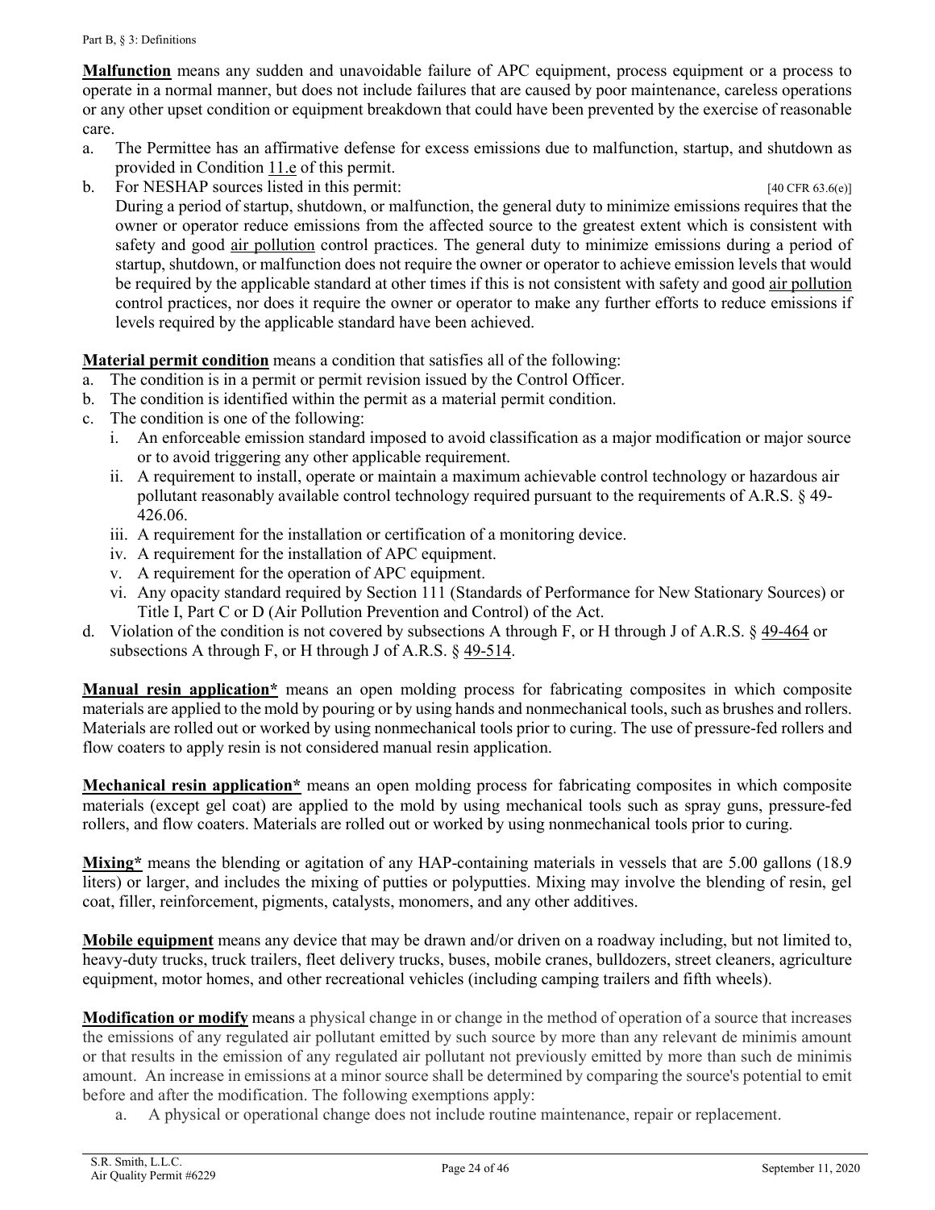**Malfunction** means any sudden and unavoidable failure of APC equipment, process equipment or a process to operate in a normal manner, but does not include failures that are caused by poor maintenance, careless operations or any other upset condition or equipment breakdown that could have been prevented by the exercise of reasonable care.

a. The Permittee has an affirmative defense for excess emissions due to malfunction, startup, and shutdown as provided in Condition 11.e of this permit.
b. For NESHAP sources listed in this permit: [40 CFR 63.6(e)]
   During a period of startup, shutdown, or malfunction, the general duty to minimize emissions requires that the owner or operator reduce emissions from the affected source to the greatest extent which is consistent with safety and good air pollution control practices. The general duty to minimize emissions during a period of startup, shutdown, or malfunction does not require the owner or operator to achieve emission levels that would be required by the applicable standard at other times if this is not consistent with safety and good air pollution control practices, nor does it require the owner or operator to make any further efforts to reduce emissions if levels required by the applicable standard have been achieved.

**Material permit condition** means a condition that satisfies all of the following:

a. The condition is in a permit or permit revision issued by the Control Officer.
b. The condition is identified within the permit as a material permit condition.
c. The condition is one of the following:
   i. An enforceable emission standard imposed to avoid classification as a major modification or major source or to avoid triggering any other applicable requirement.
   ii. A requirement to install, operate or maintain a maximum achievable control technology or hazardous air pollutant reasonably available control technology required pursuant to the requirements of A.R.S. § 49-426.06.
   iii. A requirement for the installation or certification of a monitoring device.
   iv. A requirement for the installation of APC equipment.
   v. A requirement for the operation of APC equipment.
   vi. Any opacity standard required by Section 111 (Standards of Performance for New Stationary Sources) or Title I, Part C or D (Air Pollution Prevention and Control) of the Act.
d. Violation of the condition is not covered by subsections A through F, or H through J of A.R.S. § 49-464 or subsections A through F, or H through J of A.R.S. § 49-514.

**Manual resin application*** means an open molding process for fabricating composites in which composite materials are applied to the mold by pouring or by using hands and nonmechanical tools, such as brushes and rollers. Materials are rolled out or worked by using nonmechanical tools prior to curing. The use of pressure-fed rollers and flow coaters to apply resin is not considered manual resin application.

**Mechanical resin application*** means an open molding process for fabricating composites in which composite materials (except gel coat) are applied to the mold by using mechanical tools such as spray guns, pressure-fed rollers, and flow coaters. Materials are rolled out or worked by using nonmechanical tools prior to curing.

**Mixing*** means the blending or agitation of any HAP-containing materials in vessels that are 5.00 gallons (18.9 liters) or larger, and includes the mixing of putties or polyputties. Mixing may involve the blending of resin, gel coat, filler, reinforcement, pigments, catalysts, monomers, and any other additives.

**Mobile equipment** means any device that may be drawn and/or driven on a roadway including, but not limited to, heavy-duty trucks, truck trailers, fleet delivery trucks, buses, mobile cranes, bulldozers, street cleaners, agriculture equipment, motor homes, and other recreational vehicles (including camping trailers and fifth wheels).

**Modification or modify** means a physical change in or change in the method of operation of a source that increases the emissions of any regulated air pollutant emitted by such source by more than any relevant de minimis amount or that results in the emission of any regulated air pollutant not previously emitted by more than such de minimis amount. An increase in emissions at a minor source shall be determined by comparing the source's potential to emit before and after the modification. The following exemptions apply:

a. A physical or operational change does not include routine maintenance, repair or replacement.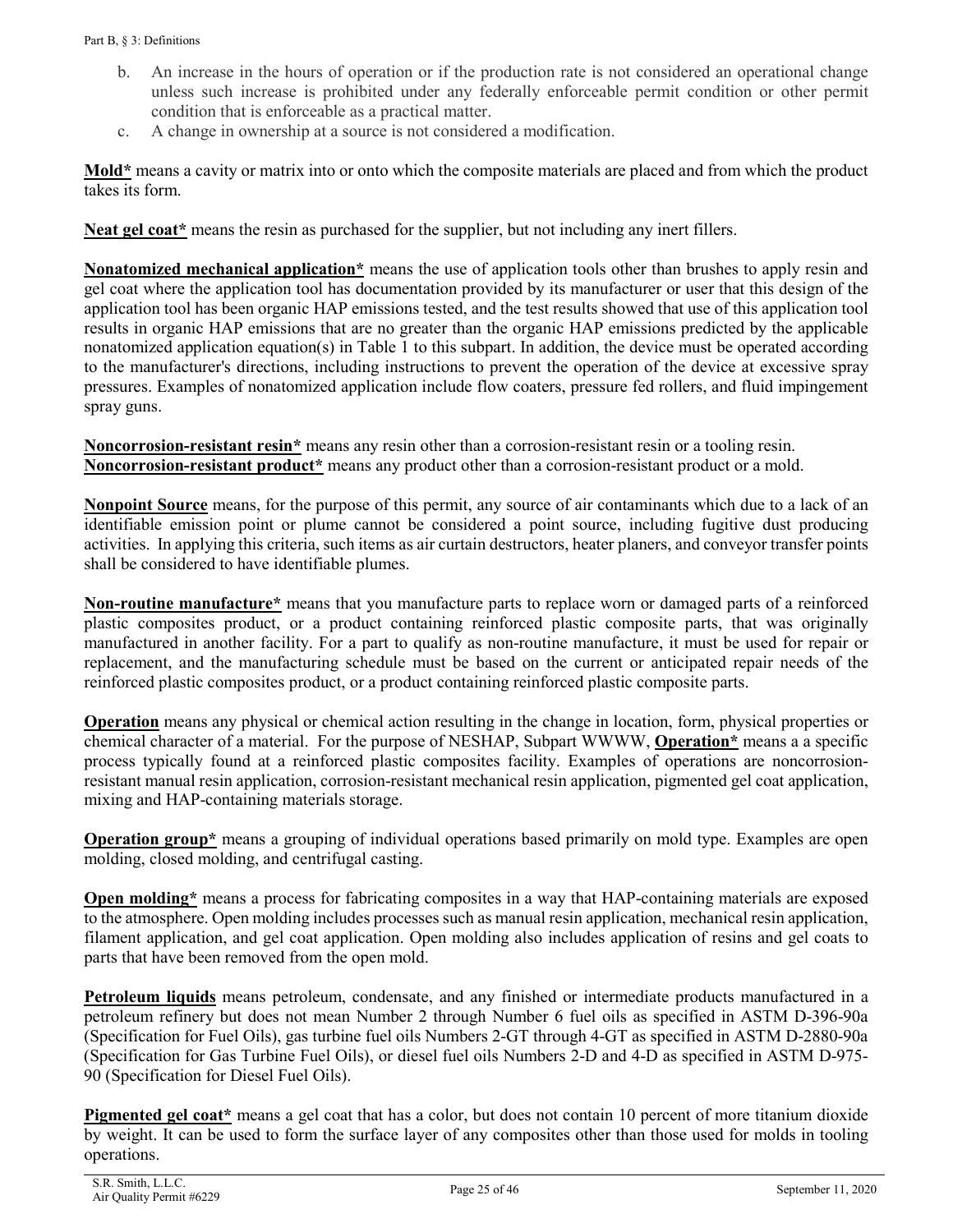b. An increase in the hours of operation or if the production rate is not considered an operational change unless such increase is prohibited under any federally enforceable permit condition or other permit condition that is enforceable as a practical matter.
c. A change in ownership at a source is not considered a modification.

**Mold*** means a cavity or matrix into or onto which the composite materials are placed and from which the product takes its form.

**Neat gel coat*** means the resin as purchased for the supplier, but not including any inert fillers.

**Nonatomized mechanical application*** means the use of application tools other than brushes to apply resin and gel coat where the application tool has documentation provided by its manufacturer or user that this design of the application tool has been organic HAP emissions tested, and the test results showed that use of this application tool results in organic HAP emissions that are no greater than the organic HAP emissions predicted by the applicable nonatomized application equation(s) in Table 1 to this subpart. In addition, the device must be operated according to the manufacturer's directions, including instructions to prevent the operation of the device at excessive spray pressures. Examples of nonatomized application include flow coaters, pressure fed rollers, and fluid impingement spray guns.

**Noncorrosion-resistant resin*** means any resin other than a corrosion-resistant resin or a tooling resin.
**Noncorrosion-resistant product*** means any product other than a corrosion-resistant product or a mold.

**Nonpoint Source** means, for the purpose of this permit, any source of air contaminants which due to a lack of an identifiable emission point or plume cannot be considered a point source, including fugitive dust producing activities. In applying this criteria, such items as air curtain destructors, heater planers, and conveyor transfer points shall be considered to have identifiable plumes.

**Non-routine manufacture*** means that you manufacture parts to replace worn or damaged parts of a reinforced plastic composites product, or a product containing reinforced plastic composite parts, that was originally manufactured in another facility. For a part to qualify as non-routine manufacture, it must be used for repair or replacement, and the manufacturing schedule must be based on the current or anticipated repair needs of the reinforced plastic composites product, or a product containing reinforced plastic composite parts.

**Operation** means any physical or chemical action resulting in the change in location, form, physical properties or chemical character of a material. For the purpose of NESHAP, Subpart WWWW, **Operation*** means a a specific process typically found at a reinforced plastic composites facility. Examples of operations are noncorrosion-resistant manual resin application, corrosion-resistant mechanical resin application, pigmented gel coat application, mixing and HAP-containing materials storage.

**Operation group*** means a grouping of individual operations based primarily on mold type. Examples are open molding, closed molding, and centrifugal casting.

**Open molding*** means a process for fabricating composites in a way that HAP-containing materials are exposed to the atmosphere. Open molding includes processes such as manual resin application, mechanical resin application, filament application, and gel coat application. Open molding also includes application of resins and gel coats to parts that have been removed from the open mold.

**Petroleum liquids** means petroleum, condensate, and any finished or intermediate products manufactured in a petroleum refinery but does not mean Number 2 through Number 6 fuel oils as specified in ASTM D-396-90a (Specification for Fuel Oils), gas turbine fuel oils Numbers 2-GT through 4-GT as specified in ASTM D-2880-90a (Specification for Gas Turbine Fuel Oils), or diesel fuel oils Numbers 2-D and 4-D as specified in ASTM D-975-90 (Specification for Diesel Fuel Oils).

**Pigmented gel coat*** means a gel coat that has a color, but does not contain 10 percent of more titanium dioxide by weight. It can be used to form the surface layer of any composites other than those used for molds in tooling operations.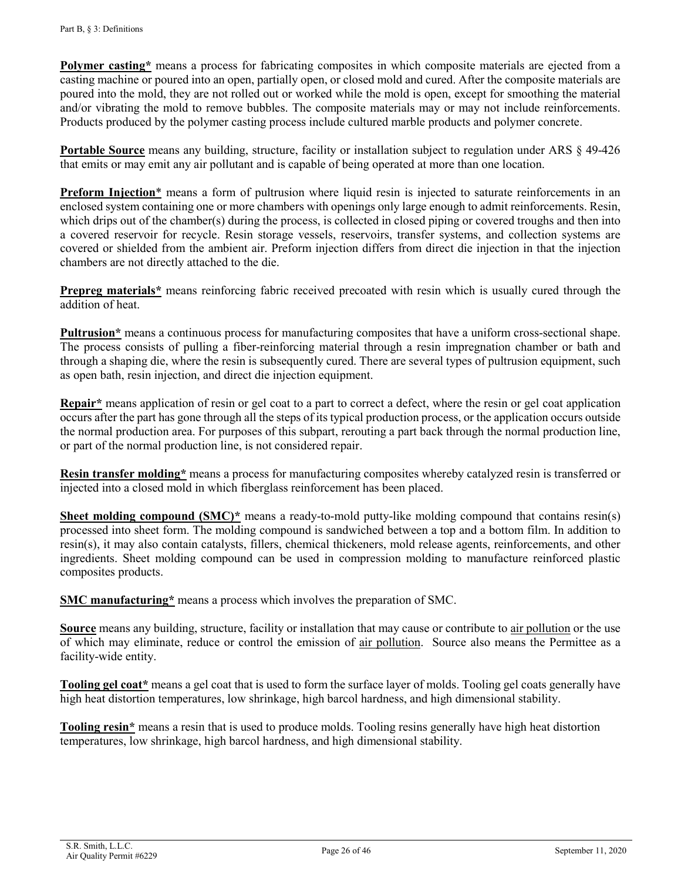**Polymer casting*** means a process for fabricating composites in which composite materials are ejected from a casting machine or poured into an open, partially open, or closed mold and cured. After the composite materials are poured into the mold, they are not rolled out or worked while the mold is open, except for smoothing the material and/or vibrating the mold to remove bubbles. The composite materials may or may not include reinforcements. Products produced by the polymer casting process include cultured marble products and polymer concrete.

**Portable Source** means any building, structure, facility or installation subject to regulation under ARS § 49-426 that emits or may emit any air pollutant and is capable of being operated at more than one location.

**Preform Injection*** means a form of pultrusion where liquid resin is injected to saturate reinforcements in an enclosed system containing one or more chambers with openings only large enough to admit reinforcements. Resin, which drips out of the chamber(s) during the process, is collected in closed piping or covered troughs and then into a covered reservoir for recycle. Resin storage vessels, reservoirs, transfer systems, and collection systems are covered or shielded from the ambient air. Preform injection differs from direct die injection in that the injection chambers are not directly attached to the die.

**Prepreg materials*** means reinforcing fabric received precoated with resin which is usually cured through the addition of heat.

**Pultrusion*** means a continuous process for manufacturing composites that have a uniform cross-sectional shape. The process consists of pulling a fiber-reinforcing material through a resin impregnation chamber or bath and through a shaping die, where the resin is subsequently cured. There are several types of pultrusion equipment, such as open bath, resin injection, and direct die injection equipment.

**Repair*** means application of resin or gel coat to a part to correct a defect, where the resin or gel coat application occurs after the part has gone through all the steps of its typical production process, or the application occurs outside the normal production area. For purposes of this subpart, rerouting a part back through the normal production line, or part of the normal production line, is not considered repair.

**Resin transfer molding*** means a process for manufacturing composites whereby catalyzed resin is transferred or injected into a closed mold in which fiberglass reinforcement has been placed.

**Sheet molding compound (SMC)*** means a ready-to-mold putty-like molding compound that contains resin(s) processed into sheet form. The molding compound is sandwiched between a top and a bottom film. In addition to resin(s), it may also contain catalysts, fillers, chemical thickeners, mold release agents, reinforcements, and other ingredients. Sheet molding compound can be used in compression molding to manufacture reinforced plastic composites products.

**SMC manufacturing*** means a process which involves the preparation of SMC.

**Source** means any building, structure, facility or installation that may cause or contribute to air pollution or the use of which may eliminate, reduce or control the emission of air pollution. Source also means the Permittee as a facility-wide entity.

**Tooling gel coat*** means a gel coat that is used to form the surface layer of molds. Tooling gel coats generally have high heat distortion temperatures, low shrinkage, high barcol hardness, and high dimensional stability.

**Tooling resin*** means a resin that is used to produce molds. Tooling resins generally have high heat distortion temperatures, low shrinkage, high barcol hardness, and high dimensional stability.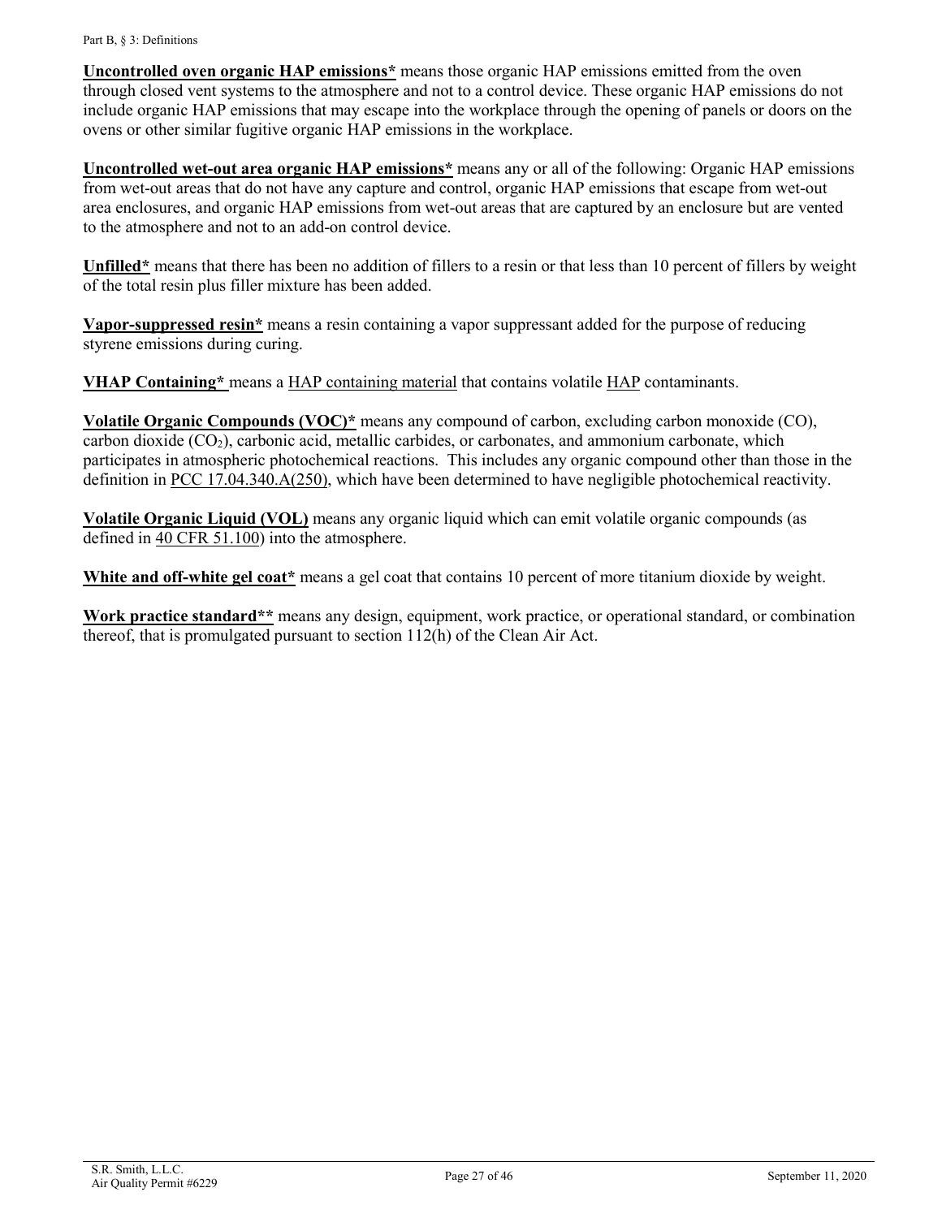**Uncontrolled oven organic HAP emissions*** means those organic HAP emissions emitted from the oven through closed vent systems to the atmosphere and not to a control device. These organic HAP emissions do not include organic HAP emissions that may escape into the workplace through the opening of panels or doors on the ovens or other similar fugitive organic HAP emissions in the workplace.

**Uncontrolled wet-out area organic HAP emissions*** means any or all of the following: Organic HAP emissions from wet-out areas that do not have any capture and control, organic HAP emissions that escape from wet-out area enclosures, and organic HAP emissions from wet-out areas that are captured by an enclosure but are vented to the atmosphere and not to an add-on control device.

**Unfilled*** means that there has been no addition of fillers to a resin or that less than 10 percent of fillers by weight of the total resin plus filler mixture has been added.

**Vapor-suppressed resin*** means a resin containing a vapor suppressant added for the purpose of reducing styrene emissions during curing.

**VHAP Containing*** means a HAP containing material that contains volatile HAP contaminants.

**Volatile Organic Compounds (VOC)*** means any compound of carbon, excluding carbon monoxide (CO), carbon dioxide ($CO_2$), carbonic acid, metallic carbides, or carbonates, and ammonium carbonate, which participates in atmospheric photochemical reactions. This includes any organic compound other than those in the definition in PCC 17.04.340.A(250), which have been determined to have negligible photochemical reactivity.

**Volatile Organic Liquid (VOL)** means any organic liquid which can emit volatile organic compounds (as defined in 40 CFR 51.100) into the atmosphere.

**White and off-white gel coat*** means a gel coat that contains 10 percent of more titanium dioxide by weight.

**Work practice standard**** means any design, equipment, work practice, or operational standard, or combination thereof, that is promulgated pursuant to section 112(h) of the Clean Air Act.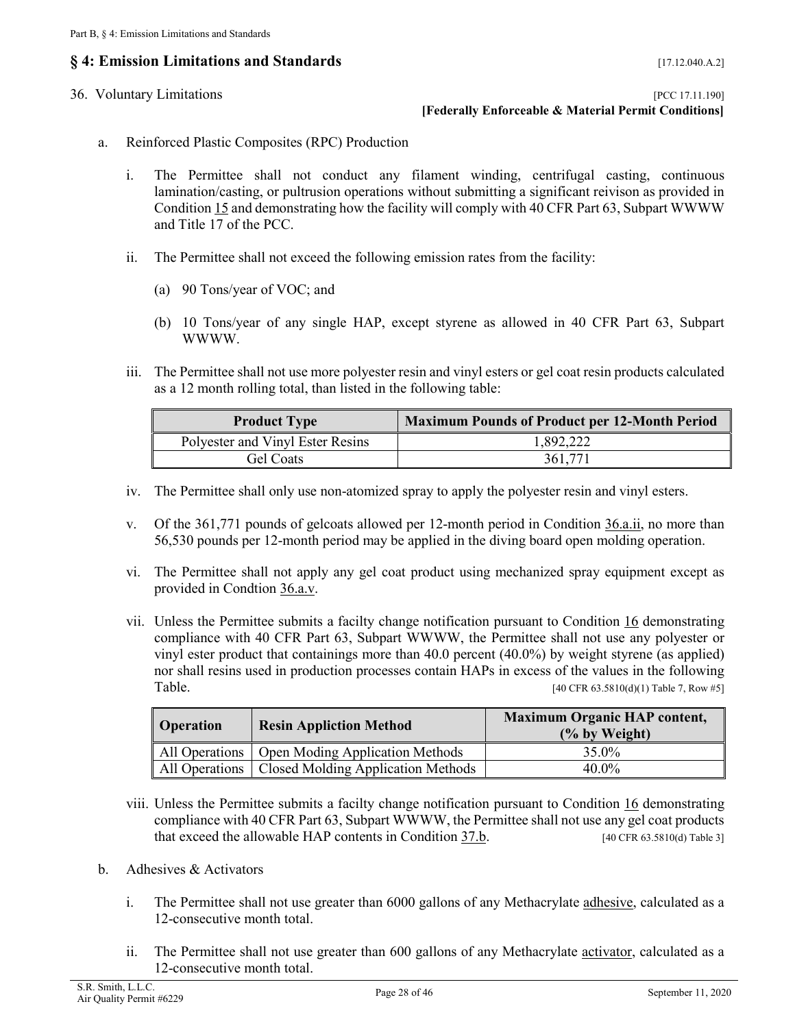## § 4: Emission Limitations and Standards

[17.12.040.A.2]

36. Voluntary Limitations

[PCC 17.11.190]
**[Federally Enforceable & Material Permit Conditions]**

a. Reinforced Plastic Composites (RPC) Production

i. The Permittee shall not conduct any filament winding, centrifugal casting, continuous lamination/casting, or pultrusion operations without submitting a significant reivison as provided in Condition 15 and demonstrating how the facility will comply with 40 CFR Part 63, Subpart WWWW and Title 17 of the PCC.

ii. The Permittee shall not exceed the following emission rates from the facility:

(a) 90 Tons/year of VOC; and

(b) 10 Tons/year of any single HAP, except styrene as allowed in 40 CFR Part 63, Subpart WWWW.

iii. The Permittee shall not use more polyester resin and vinyl esters or gel coat resin products calculated as a 12 month rolling total, than listed in the following table:

| Product Type | Maximum Pounds of Product per 12-Month Period |
|---|---|
| Polyester and Vinyl Ester Resins | 1,892,222 |
| Gel Coats | 361,771 |

iv. The Permittee shall only use non-atomized spray to apply the polyester resin and vinyl esters.

v. Of the 361,771 pounds of gelcoats allowed per 12-month period in Condition 36.a.ii, no more than 56,530 pounds per 12-month period may be applied in the diving board open molding operation.

vi. The Permittee shall not apply any gel coat product using mechanized spray equipment except as provided in Condtion 36.a.v.

vii. Unless the Permittee submits a facilty change notification pursuant to Condition 16 demonstrating compliance with 40 CFR Part 63, Subpart WWWW, the Permittee shall not use any polyester or vinyl ester product that containings more than 40.0 percent (40.0%) by weight styrene (as applied) nor shall resins used in production processes contain HAPs in excess of the values in the following Table. [40 CFR 63.5810(d)(1) Table 7, Row #5]

| Operation | Resin Appliction Method | Maximum Organic HAP content, (% by Weight) |
|---|---|---|
| All Operations | Open Moding Application Methods | 35.0% |
| All Operations | Closed Molding Application Methods | 40.0% |

viii. Unless the Permittee submits a facilty change notification pursuant to Condition 16 demonstrating compliance with 40 CFR Part 63, Subpart WWWW, the Permittee shall not use any gel coat products that exceed the allowable HAP contents in Condition 37.b. [40 CFR 63.5810(d) Table 3]

b. Adhesives & Activators

i. The Permittee shall not use greater than 6000 gallons of any Methacrylate adhesive, calculated as a 12-consecutive month total.

ii. The Permittee shall not use greater than 600 gallons of any Methacrylate activator, calculated as a 12-consecutive month total.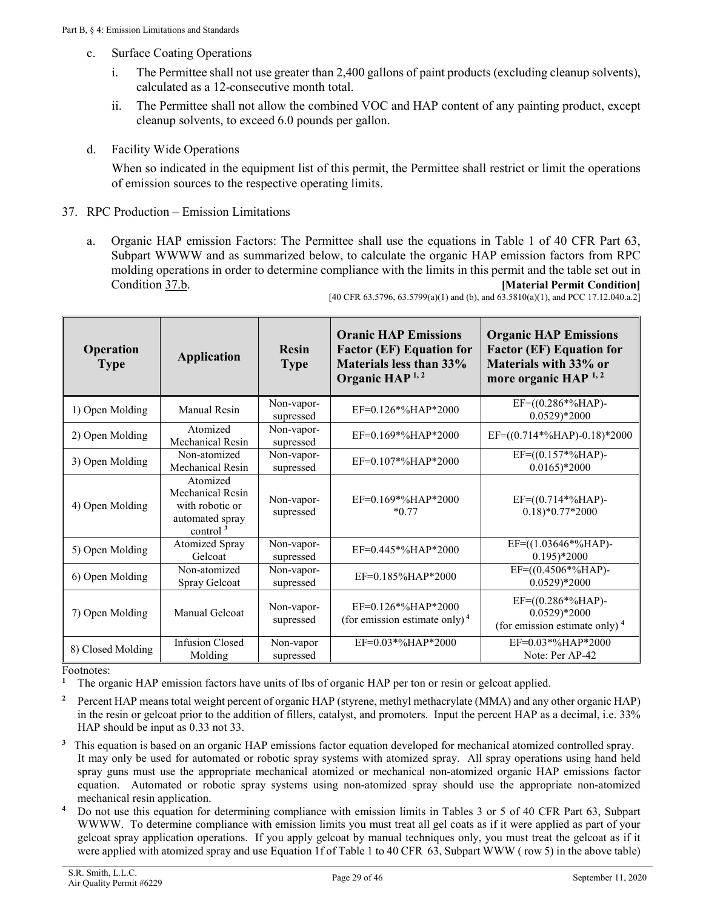c. Surface Coating Operations

   i. The Permittee shall not use greater than 2,400 gallons of paint products (excluding cleanup solvents), calculated as a 12-consecutive month total.

   ii. The Permittee shall not allow the combined VOC and HAP content of any painting product, except cleanup solvents, to exceed 6.0 pounds per gallon.

d. Facility Wide Operations

   When so indicated in the equipment list of this permit, the Permittee shall restrict or limit the operations of emission sources to the respective operating limits.

37. RPC Production – Emission Limitations

   a. Organic HAP emission Factors: The Permittee shall use the equations in Table 1 of 40 CFR Part 63, Subpart WWWW and as summarized below, to calculate the organic HAP emission factors from RPC molding operations in order to determine compliance with the limits in this permit and the table set out in Condition 37.b. **[Material Permit Condition]**

   [40 CFR 63.5796, 63.5799(a)(1) and (b), and 63.5810(a)(1), and PCC 17.12.040.a.2]

| Operation Type | Application | Resin Type | Oranic HAP Emissions Factor (EF) Equation for Materials less than 33% Organic HAP [1, 2] | Organic HAP Emissions Factor (EF) Equation for Materials with 33% or more organic HAP [1, 2] |
|---|---|---|---|---|
| 1) Open Molding | Manual Resin | Non-vapor-supressed | EF=0.126*%HAP*2000 | EF=((0.286*%HAP)-0.0529)*2000 |
| 2) Open Molding | Atomized Mechanical Resin | Non-vapor-supressed | EF=0.169*%HAP*2000 | EF=((0.714*%HAP)-0.18)*2000 |
| 3) Open Molding | Non-atomized Mechanical Resin | Non-vapor-supressed | EF=0.107*%HAP*2000 | EF=((0.157*%HAP)-0.0165)*2000 |
| 4) Open Molding | Atomized Mechanical Resin with robotic or automated spray control [3] | Non-vapor-supressed | EF=0.169*%HAP*2000 *0.77 | EF=((0.714*%HAP)-0.18)*0.77*2000 |
| 5) Open Molding | Atomized Spray Gelcoat | Non-vapor-supressed | EF=0.445*%HAP*2000 | EF=((1.03646*%HAP)-0.195)*2000 |
| 6) Open Molding | Non-atomized Spray Gelcoat | Non-vapor-supressed | EF=0.185%HAP*2000 | EF=((0.4506*%HAP)-0.0529)*2000 |
| 7) Open Molding | Manual Gelcoat | Non-vapor-supressed | EF=0.126*%HAP*2000 (for emission estimate only) [4] | EF=((0.286*%HAP)-0.0529)*2000 (for emission estimate only) [4] |
| 8) Closed Molding | Infusion Closed Molding | Non-vapor supressed | EF=0.03*%HAP*2000 | EF=0.03*%HAP*2000 Note: Per AP-42 |

Footnotes:

[1] The organic HAP emission factors have units of lbs of organic HAP per ton or resin or gelcoat applied.

[2] Percent HAP means total weight percent of organic HAP (styrene, methyl methacrylate (MMA) and any other organic HAP) in the resin or gelcoat prior to the addition of fillers, catalyst, and promoters. Input the percent HAP as a decimal, i.e. 33% HAP should be input as 0.33 not 33.

[3] This equation is based on an organic HAP emissions factor equation developed for mechanical atomized controlled spray. It may only be used for automated or robotic spray systems with atomized spray. All spray operations using hand held spray guns must use the appropriate mechanical atomized or mechanical non-atomized organic HAP emissions factor equation. Automated or robotic spray systems using non-atomized spray should use the appropriate non-atomized mechanical resin application.

[4] Do not use this equation for determining compliance with emission limits in Tables 3 or 5 of 40 CFR Part 63, Subpart WWWW. To determine compliance with emission limits you must treat all gel coats as if it were applied as part of your gelcoat spray application operations. If you apply gelcoat by manual techniques only, you must treat the gelcoat as if it were applied with atomized spray and use Equation 1f of Table 1 to 40 CFR 63, Subpart WWW ( row 5) in the above table)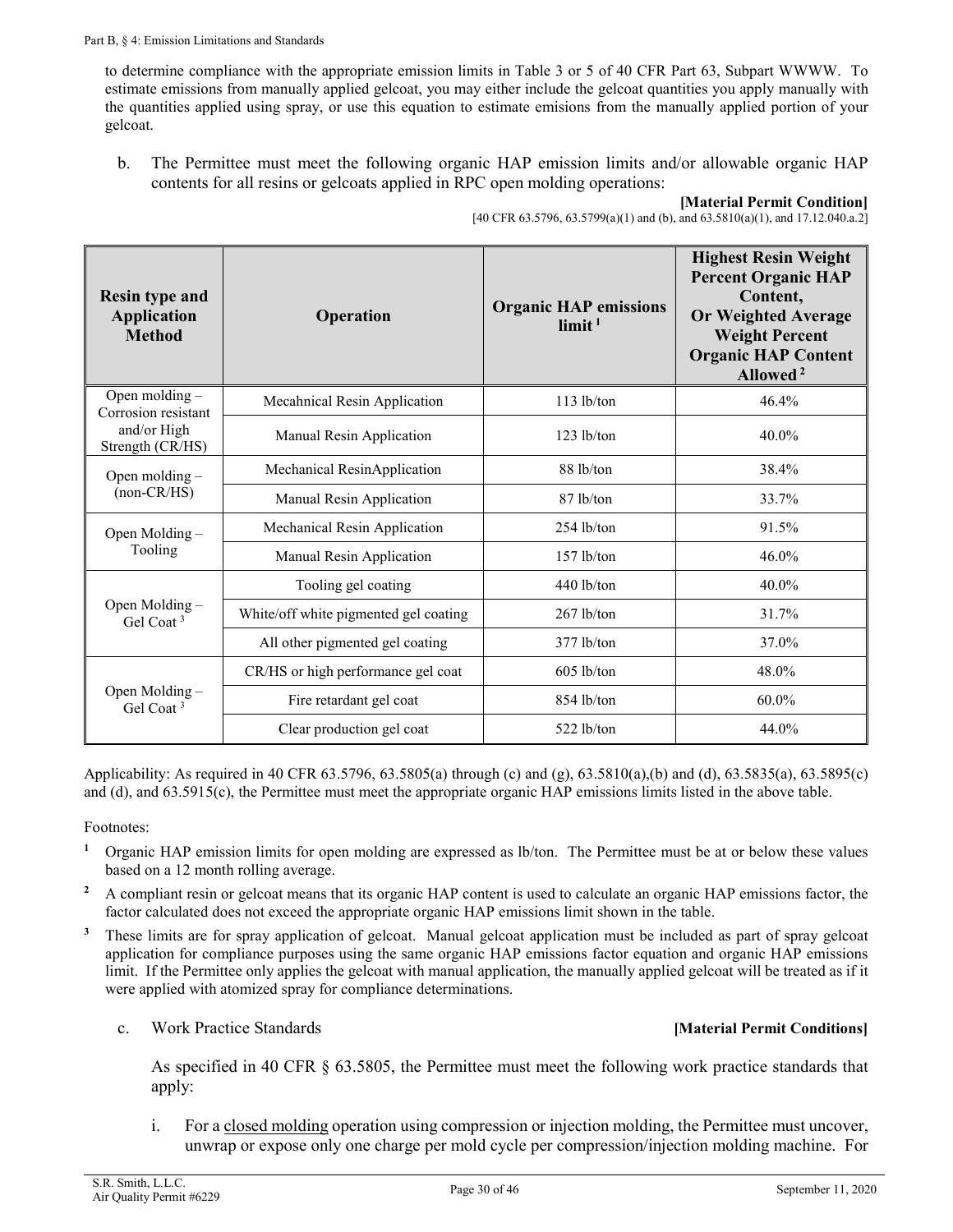to determine compliance with the appropriate emission limits in Table 3 or 5 of 40 CFR Part 63, Subpart WWWW. To estimate emissions from manually applied gelcoat, you may either include the gelcoat quantities you apply manually with the quantities applied using spray, or use this equation to estimate emisions from the manually applied portion of your gelcoat.

b. The Permittee must meet the following organic HAP emission limits and/or allowable organic HAP contents for all resins or gelcoats applied in RPC open molding operations:

**[Material Permit Condition]**
[40 CFR 63.5796, 63.5799(a)(1) and (b), and 63.5810(a)(1), and 17.12.040.a.2]

| Resin type and Application Method | Operation | Organic HAP emissions limit [1] | Highest Resin Weight Percent Organic HAP Content, Or Weighted Average Weight Percent Organic HAP Content Allowed [2] |
|---|---|---|---|
| Open molding – Corrosion resistant and/or High Strength (CR/HS) | Mecahnical Resin Application | 113 lb/ton | 46.4% |
| | Manual Resin Application | 123 lb/ton | 40.0% |
| Open molding – (non-CR/HS) | Mechanical ResinApplication | 88 lb/ton | 38.4% |
| | Manual Resin Application | 87 lb/ton | 33.7% |
| Open Molding – Tooling | Mechanical Resin Application | 254 lb/ton | 91.5% |
| | Manual Resin Application | 157 lb/ton | 46.0% |
| Open Molding – Gel Coat [3] | Tooling gel coating | 440 lb/ton | 40.0% |
| | White/off white pigmented gel coating | 267 lb/ton | 31.7% |
| | All other pigmented gel coating | 377 lb/ton | 37.0% |
| Open Molding – Gel Coat [3] | CR/HS or high performance gel coat | 605 lb/ton | 48.0% |
| | Fire retardant gel coat | 854 lb/ton | 60.0% |
| | Clear production gel coat | 522 lb/ton | 44.0% |

Applicability: As required in 40 CFR 63.5796, 63.5805(a) through (c) and (g), 63.5810(a),(b) and (d), 63.5835(a), 63.5895(c) and (d), and 63.5915(c), the Permittee must meet the appropriate organic HAP emissions limits listed in the above table.

Footnotes:

[1] Organic HAP emission limits for open molding are expressed as lb/ton. The Permittee must be at or below these values based on a 12 month rolling average.

[2] A compliant resin or gelcoat means that its organic HAP content is used to calculate an organic HAP emissions factor, the factor calculated does not exceed the appropriate organic HAP emissions limit shown in the table.

[3] These limits are for spray application of gelcoat. Manual gelcoat application must be included as part of spray gelcoat application for compliance purposes using the same organic HAP emissions factor equation and organic HAP emissions limit. If the Permittee only applies the gelcoat with manual application, the manually applied gelcoat will be treated as if it were applied with atomized spray for compliance determinations.

c. Work Practice Standards **[Material Permit Conditions]**

As specified in 40 CFR § 63.5805, the Permittee must meet the following work practice standards that apply:

i. For a closed molding operation using compression or injection molding, the Permittee must uncover, unwrap or expose only one charge per mold cycle per compression/injection molding machine. For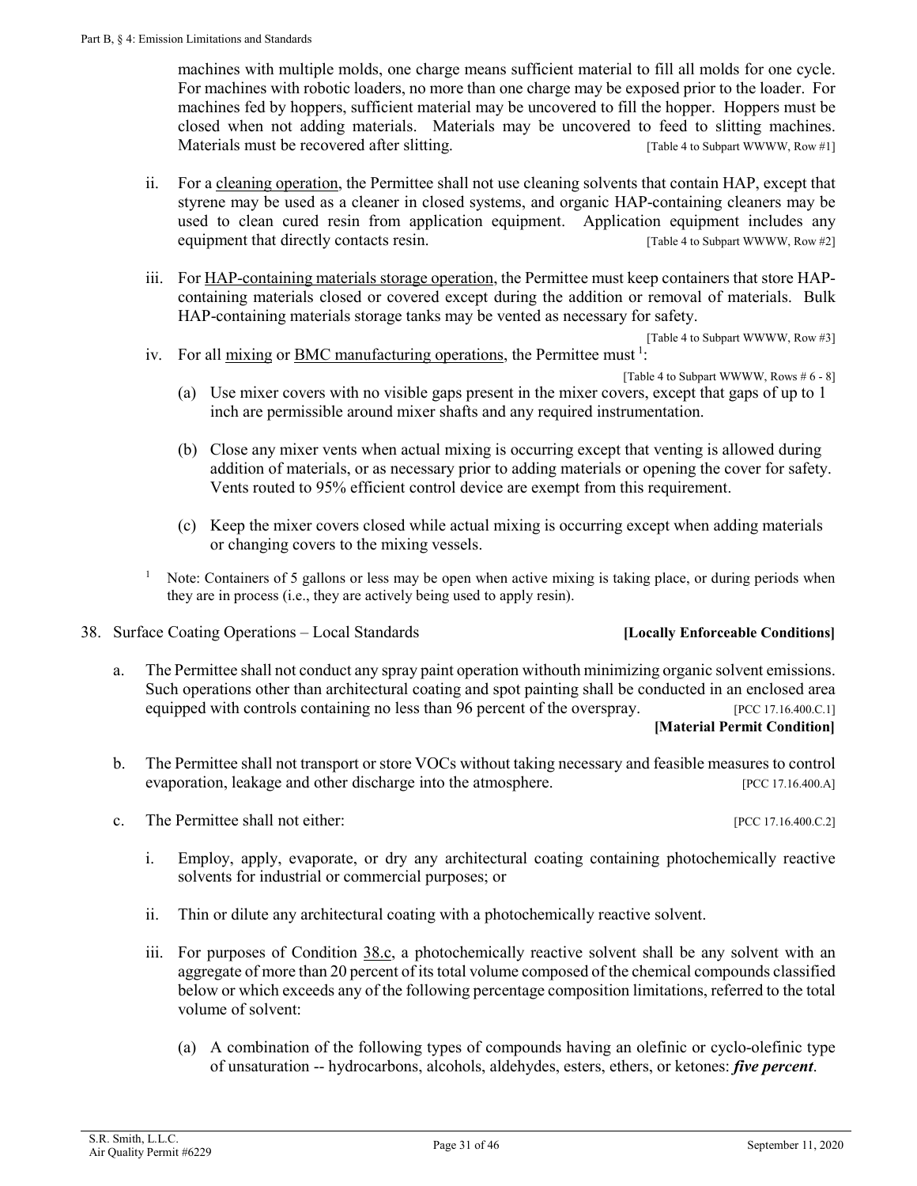machines with multiple molds, one charge means sufficient material to fill all molds for one cycle. For machines with robotic loaders, no more than one charge may be exposed prior to the loader. For machines fed by hoppers, sufficient material may be uncovered to fill the hopper. Hoppers must be closed when not adding materials. Materials may be uncovered to feed to slitting machines. Materials must be recovered after slitting. [Table 4 to Subpart WWWW, Row #1]

ii. For a cleaning operation, the Permittee shall not use cleaning solvents that contain HAP, except that styrene may be used as a cleaner in closed systems, and organic HAP-containing cleaners may be used to clean cured resin from application equipment. Application equipment includes any equipment that directly contacts resin. [Table 4 to Subpart WWWW, Row #2]

iii. For HAP-containing materials storage operation, the Permittee must keep containers that store HAP-containing materials closed or covered except during the addition or removal of materials. Bulk HAP-containing materials storage tanks may be vented as necessary for safety. [Table 4 to Subpart WWWW, Row #3]

iv. For all mixing or BMC manufacturing operations, the Permittee must [1]: [Table 4 to Subpart WWWW, Rows # 6 - 8]

(a) Use mixer covers with no visible gaps present in the mixer covers, except that gaps of up to 1 inch are permissible around mixer shafts and any required instrumentation.

(b) Close any mixer vents when actual mixing is occurring except that venting is allowed during addition of materials, or as necessary prior to adding materials or opening the cover for safety. Vents routed to 95% efficient control device are exempt from this requirement.

(c) Keep the mixer covers closed while actual mixing is occurring except when adding materials or changing covers to the mixing vessels.

[1] Note: Containers of 5 gallons or less may be open when active mixing is taking place, or during periods when they are in process (i.e., they are actively being used to apply resin).

38. Surface Coating Operations – Local Standards **[Locally Enforceable Conditions]**

a. The Permittee shall not conduct any spray paint operation withouth minimizing organic solvent emissions. Such operations other than architectural coating and spot painting shall be conducted in an enclosed area equipped with controls containing no less than 96 percent of the overspray. [PCC 17.16.400.C.1] **[Material Permit Condition]**

b. The Permittee shall not transport or store VOCs without taking necessary and feasible measures to control evaporation, leakage and other discharge into the atmosphere. [PCC 17.16.400.A]

c. The Permittee shall not either: [PCC 17.16.400.C.2]

i. Employ, apply, evaporate, or dry any architectural coating containing photochemically reactive solvents for industrial or commercial purposes; or

ii. Thin or dilute any architectural coating with a photochemically reactive solvent.

iii. For purposes of Condition 38.c, a photochemically reactive solvent shall be any solvent with an aggregate of more than 20 percent of its total volume composed of the chemical compounds classified below or which exceeds any of the following percentage composition limitations, referred to the total volume of solvent:

(a) A combination of the following types of compounds having an olefinic or cyclo-olefinic type of unsaturation -- hydrocarbons, alcohols, aldehydes, esters, ethers, or ketones: ***five percent***.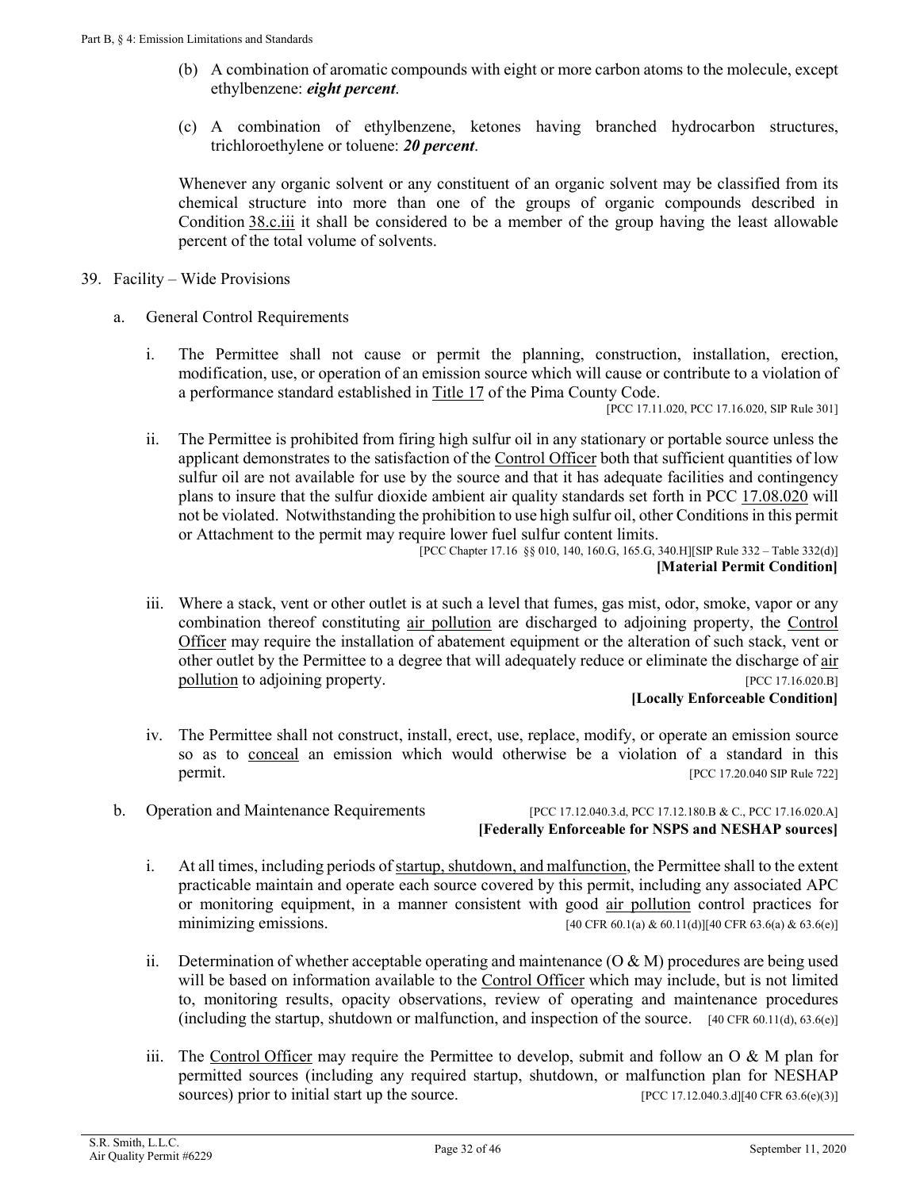(b) A combination of aromatic compounds with eight or more carbon atoms to the molecule, except ethylbenzene: ***eight percent***.

(c) A combination of ethylbenzene, ketones having branched hydrocarbon structures, trichloroethylene or toluene: ***20 percent***.

Whenever any organic solvent or any constituent of an organic solvent may be classified from its chemical structure into more than one of the groups of organic compounds described in Condition 38.c.iii it shall be considered to be a member of the group having the least allowable percent of the total volume of solvents.

39. Facility – Wide Provisions

a. General Control Requirements

i. The Permittee shall not cause or permit the planning, construction, installation, erection, modification, use, or operation of an emission source which will cause or contribute to a violation of a performance standard established in Title 17 of the Pima County Code.
[PCC 17.11.020, PCC 17.16.020, SIP Rule 301]

ii. The Permittee is prohibited from firing high sulfur oil in any stationary or portable source unless the applicant demonstrates to the satisfaction of the Control Officer both that sufficient quantities of low sulfur oil are not available for use by the source and that it has adequate facilities and contingency plans to insure that the sulfur dioxide ambient air quality standards set forth in PCC 17.08.020 will not be violated. Notwithstanding the prohibition to use high sulfur oil, other Conditions in this permit or Attachment to the permit may require lower fuel sulfur content limits.
[PCC Chapter 17.16 §§ 010, 140, 160.G, 165.G, 340.H][SIP Rule 332 – Table 332(d)]
**[Material Permit Condition]**

iii. Where a stack, vent or other outlet is at such a level that fumes, gas mist, odor, smoke, vapor or any combination thereof constituting air pollution are discharged to adjoining property, the Control Officer may require the installation of abatement equipment or the alteration of such stack, vent or other outlet by the Permittee to a degree that will adequately reduce or eliminate the discharge of air pollution to adjoining property. [PCC 17.16.020.B]
**[Locally Enforceable Condition]**

iv. The Permittee shall not construct, install, erect, use, replace, modify, or operate an emission source so as to conceal an emission which would otherwise be a violation of a standard in this permit. [PCC 17.20.040 SIP Rule 722]

b. Operation and Maintenance Requirements [PCC 17.12.040.3.d, PCC 17.12.180.B & C., PCC 17.16.020.A]
**[Federally Enforceable for NSPS and NESHAP sources]**

i. At all times, including periods of startup, shutdown, and malfunction, the Permittee shall to the extent practicable maintain and operate each source covered by this permit, including any associated APC or monitoring equipment, in a manner consistent with good air pollution control practices for minimizing emissions. [40 CFR 60.1(a) & 60.11(d)][40 CFR 63.6(a) & 63.6(e)]

ii. Determination of whether acceptable operating and maintenance (O & M) procedures are being used will be based on information available to the Control Officer which may include, but is not limited to, monitoring results, opacity observations, review of operating and maintenance procedures (including the startup, shutdown or malfunction, and inspection of the source. [40 CFR 60.11(d), 63.6(e)]

iii. The Control Officer may require the Permittee to develop, submit and follow an O & M plan for permitted sources (including any required startup, shutdown, or malfunction plan for NESHAP sources) prior to initial start up the source. [PCC 17.12.040.3.d][40 CFR 63.6(e)(3)]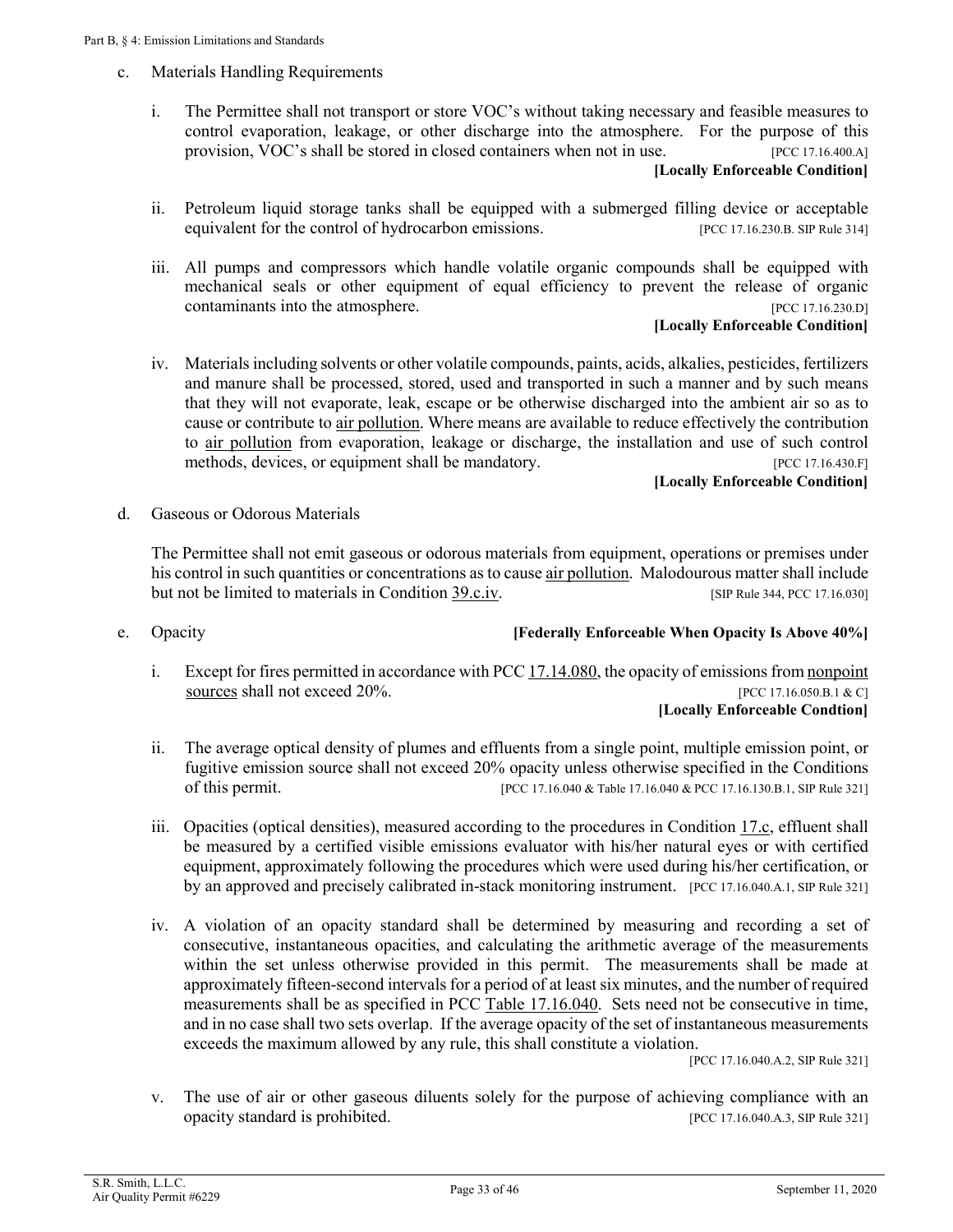c. Materials Handling Requirements

i. The Permittee shall not transport or store VOC's without taking necessary and feasible measures to control evaporation, leakage, or other discharge into the atmosphere. For the purpose of this provision, VOC's shall be stored in closed containers when not in use. [PCC 17.16.400.A]

**[Locally Enforceable Condition]**

ii. Petroleum liquid storage tanks shall be equipped with a submerged filling device or acceptable equivalent for the control of hydrocarbon emissions. [PCC 17.16.230.B. SIP Rule 314]

iii. All pumps and compressors which handle volatile organic compounds shall be equipped with mechanical seals or other equipment of equal efficiency to prevent the release of organic contaminants into the atmosphere. [PCC 17.16.230.D]

**[Locally Enforceable Condition]**

iv. Materials including solvents or other volatile compounds, paints, acids, alkalies, pesticides, fertilizers and manure shall be processed, stored, used and transported in such a manner and by such means that they will not evaporate, leak, escape or be otherwise discharged into the ambient air so as to cause or contribute to air pollution. Where means are available to reduce effectively the contribution to air pollution from evaporation, leakage or discharge, the installation and use of such control methods, devices, or equipment shall be mandatory. [PCC 17.16.430.F]

**[Locally Enforceable Condition]**

d. Gaseous or Odorous Materials

The Permittee shall not emit gaseous or odorous materials from equipment, operations or premises under his control in such quantities or concentrations as to cause air pollution. Malodourous matter shall include but not be limited to materials in Condition 39.c.iv. [SIP Rule 344, PCC 17.16.030]

e. Opacity **[Federally Enforceable When Opacity Is Above 40%]**

i. Except for fires permitted in accordance with PCC 17.14.080, the opacity of emissions from nonpoint sources shall not exceed 20%. [PCC 17.16.050.B.1 & C]

**[Locally Enforceable Condtion]**

ii. The average optical density of plumes and effluents from a single point, multiple emission point, or fugitive emission source shall not exceed 20% opacity unless otherwise specified in the Conditions of this permit. [PCC 17.16.040 & Table 17.16.040 & PCC 17.16.130.B.1, SIP Rule 321]

iii. Opacities (optical densities), measured according to the procedures in Condition 17.c, effluent shall be measured by a certified visible emissions evaluator with his/her natural eyes or with certified equipment, approximately following the procedures which were used during his/her certification, or by an approved and precisely calibrated in-stack monitoring instrument. [PCC 17.16.040.A.1, SIP Rule 321]

iv. A violation of an opacity standard shall be determined by measuring and recording a set of consecutive, instantaneous opacities, and calculating the arithmetic average of the measurements within the set unless otherwise provided in this permit. The measurements shall be made at approximately fifteen-second intervals for a period of at least six minutes, and the number of required measurements shall be as specified in PCC Table 17.16.040. Sets need not be consecutive in time, and in no case shall two sets overlap. If the average opacity of the set of instantaneous measurements exceeds the maximum allowed by any rule, this shall constitute a violation.

[PCC 17.16.040.A.2, SIP Rule 321]

v. The use of air or other gaseous diluents solely for the purpose of achieving compliance with an opacity standard is prohibited. [PCC 17.16.040.A.3, SIP Rule 321]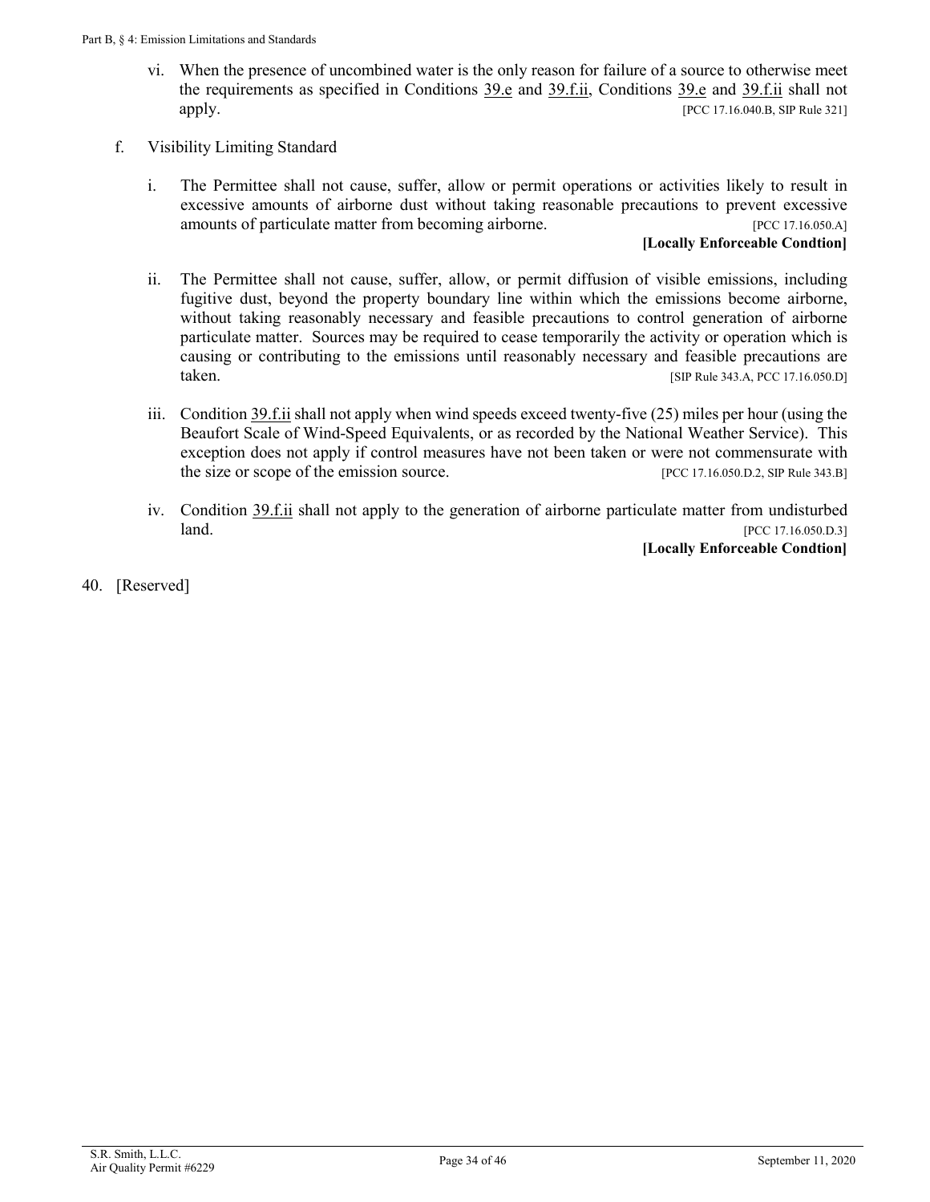vi. When the presence of uncombined water is the only reason for failure of a source to otherwise meet the requirements as specified in Conditions 39.e and 39.f.ii, Conditions 39.e and 39.f.ii shall not apply. [PCC 17.16.040.B, SIP Rule 321]

f. Visibility Limiting Standard

i. The Permittee shall not cause, suffer, allow or permit operations or activities likely to result in excessive amounts of airborne dust without taking reasonable precautions to prevent excessive amounts of particulate matter from becoming airborne. [PCC 17.16.050.A]

**[Locally Enforceable Condtion]**

ii. The Permittee shall not cause, suffer, allow, or permit diffusion of visible emissions, including fugitive dust, beyond the property boundary line within which the emissions become airborne, without taking reasonably necessary and feasible precautions to control generation of airborne particulate matter. Sources may be required to cease temporarily the activity or operation which is causing or contributing to the emissions until reasonably necessary and feasible precautions are taken. [SIP Rule 343.A, PCC 17.16.050.D]

iii. Condition 39.f.ii shall not apply when wind speeds exceed twenty-five (25) miles per hour (using the Beaufort Scale of Wind-Speed Equivalents, or as recorded by the National Weather Service). This exception does not apply if control measures have not been taken or were not commensurate with the size or scope of the emission source. [PCC 17.16.050.D.2, SIP Rule 343.B]

iv. Condition 39.f.ii shall not apply to the generation of airborne particulate matter from undisturbed land. [PCC 17.16.050.D.3]

**[Locally Enforceable Condtion]**

40. [Reserved]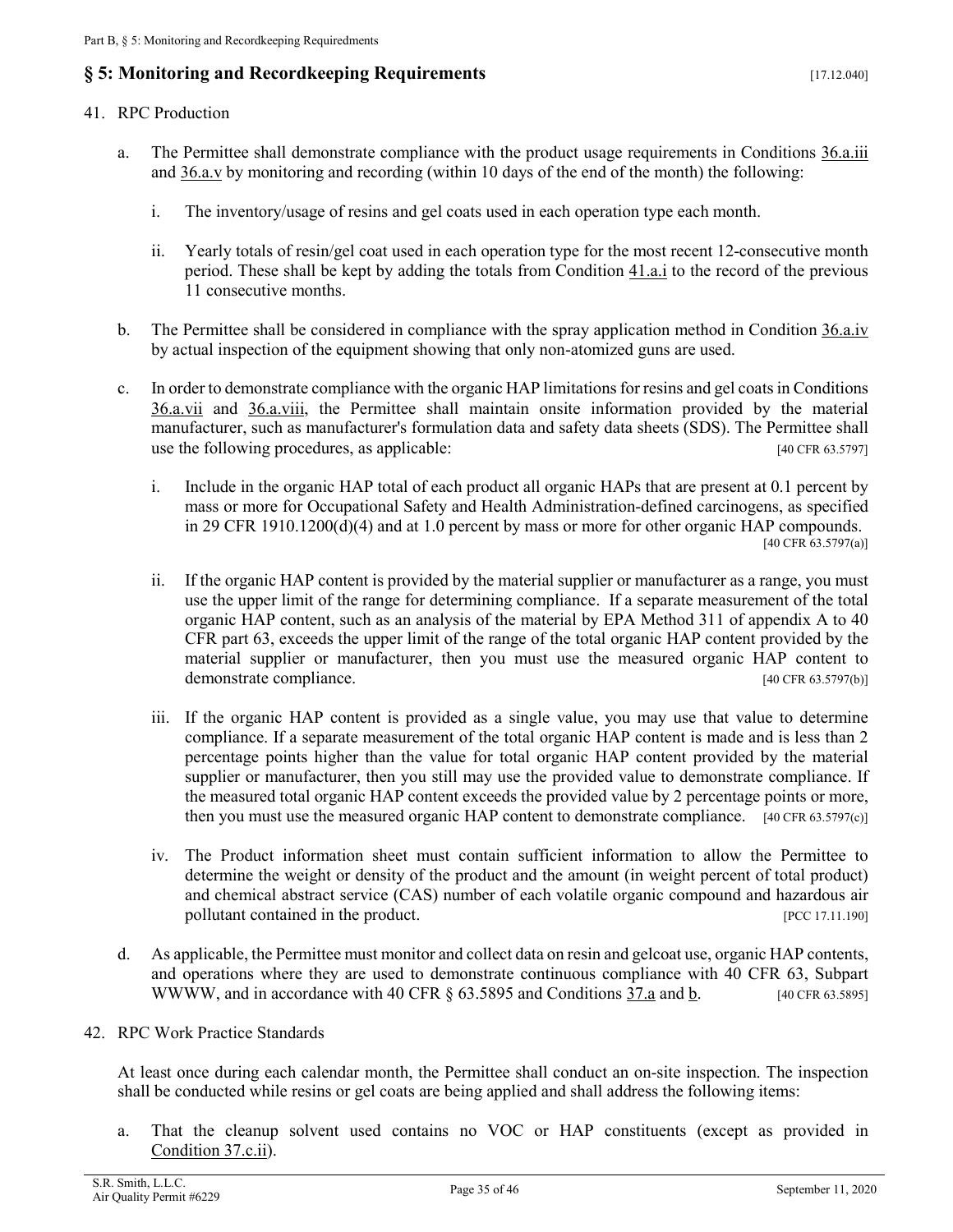## § 5: Monitoring and Recordkeeping Requirements [17.12.040]

41. RPC Production

    a. The Permittee shall demonstrate compliance with the product usage requirements in Conditions 36.a.iii and 36.a.v by monitoring and recording (within 10 days of the end of the month) the following:

        i. The inventory/usage of resins and gel coats used in each operation type each month.

        ii. Yearly totals of resin/gel coat used in each operation type for the most recent 12-consecutive month period. These shall be kept by adding the totals from Condition 41.a.i to the record of the previous 11 consecutive months.

    b. The Permittee shall be considered in compliance with the spray application method in Condition 36.a.iv by actual inspection of the equipment showing that only non-atomized guns are used.

    c. In order to demonstrate compliance with the organic HAP limitations for resins and gel coats in Conditions 36.a.vii and 36.a.viii, the Permittee shall maintain onsite information provided by the material manufacturer, such as manufacturer's formulation data and safety data sheets (SDS). The Permittee shall use the following procedures, as applicable: [40 CFR 63.5797]

        i. Include in the organic HAP total of each product all organic HAPs that are present at 0.1 percent by mass or more for Occupational Safety and Health Administration-defined carcinogens, as specified in 29 CFR 1910.1200(d)(4) and at 1.0 percent by mass or more for other organic HAP compounds. [40 CFR 63.5797(a)]

        ii. If the organic HAP content is provided by the material supplier or manufacturer as a range, you must use the upper limit of the range for determining compliance. If a separate measurement of the total organic HAP content, such as an analysis of the material by EPA Method 311 of appendix A to 40 CFR part 63, exceeds the upper limit of the range of the total organic HAP content provided by the material supplier or manufacturer, then you must use the measured organic HAP content to demonstrate compliance. [40 CFR 63.5797(b)]

        iii. If the organic HAP content is provided as a single value, you may use that value to determine compliance. If a separate measurement of the total organic HAP content is made and is less than 2 percentage points higher than the value for total organic HAP content provided by the material supplier or manufacturer, then you still may use the provided value to demonstrate compliance. If the measured total organic HAP content exceeds the provided value by 2 percentage points or more, then you must use the measured organic HAP content to demonstrate compliance. [40 CFR 63.5797(c)]

        iv. The Product information sheet must contain sufficient information to allow the Permittee to determine the weight or density of the product and the amount (in weight percent of total product) and chemical abstract service (CAS) number of each volatile organic compound and hazardous air pollutant contained in the product. [PCC 17.11.190]

    d. As applicable, the Permittee must monitor and collect data on resin and gelcoat use, organic HAP contents, and operations where they are used to demonstrate continuous compliance with 40 CFR 63, Subpart WWWW, and in accordance with 40 CFR § 63.5895 and Conditions 37.a and b. [40 CFR 63.5895]

42. RPC Work Practice Standards

    At least once during each calendar month, the Permittee shall conduct an on-site inspection. The inspection shall be conducted while resins or gel coats are being applied and shall address the following items:

    a. That the cleanup solvent used contains no VOC or HAP constituents (except as provided in Condition 37.c.ii).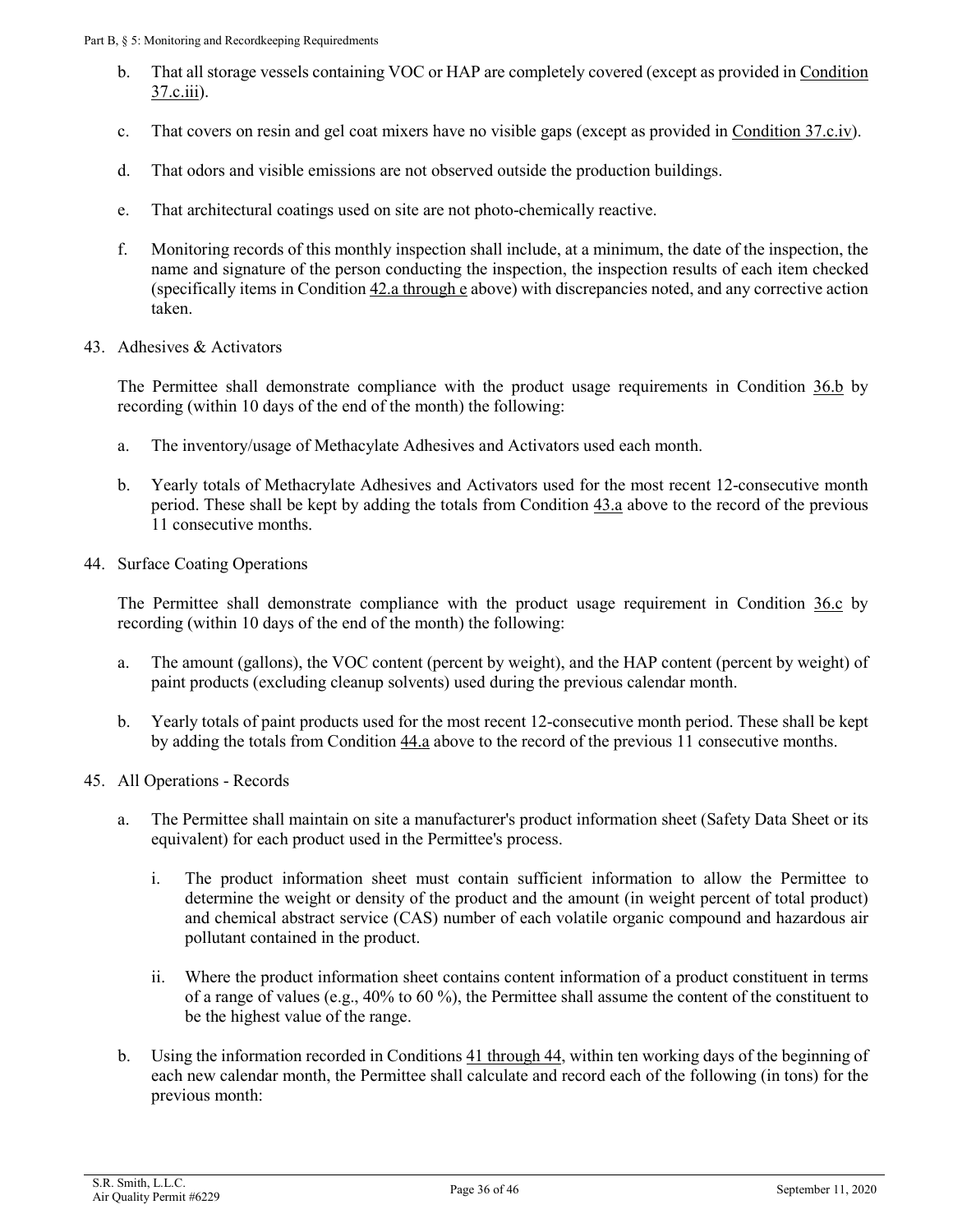b. That all storage vessels containing VOC or HAP are completely covered (except as provided in Condition 37.c.iii).

c. That covers on resin and gel coat mixers have no visible gaps (except as provided in Condition 37.c.iv).

d. That odors and visible emissions are not observed outside the production buildings.

e. That architectural coatings used on site are not photo-chemically reactive.

f. Monitoring records of this monthly inspection shall include, at a minimum, the date of the inspection, the name and signature of the person conducting the inspection, the inspection results of each item checked (specifically items in Condition 42.a through e above) with discrepancies noted, and any corrective action taken.

43. Adhesives & Activators

The Permittee shall demonstrate compliance with the product usage requirements in Condition 36.b by recording (within 10 days of the end of the month) the following:

a. The inventory/usage of Methacylate Adhesives and Activators used each month.

b. Yearly totals of Methacrylate Adhesives and Activators used for the most recent 12-consecutive month period. These shall be kept by adding the totals from Condition 43.a above to the record of the previous 11 consecutive months.

44. Surface Coating Operations

The Permittee shall demonstrate compliance with the product usage requirement in Condition 36.c by recording (within 10 days of the end of the month) the following:

a. The amount (gallons), the VOC content (percent by weight), and the HAP content (percent by weight) of paint products (excluding cleanup solvents) used during the previous calendar month.

b. Yearly totals of paint products used for the most recent 12-consecutive month period. These shall be kept by adding the totals from Condition 44.a above to the record of the previous 11 consecutive months.

45. All Operations - Records

a. The Permittee shall maintain on site a manufacturer's product information sheet (Safety Data Sheet or its equivalent) for each product used in the Permittee's process.

   i. The product information sheet must contain sufficient information to allow the Permittee to determine the weight or density of the product and the amount (in weight percent of total product) and chemical abstract service (CAS) number of each volatile organic compound and hazardous air pollutant contained in the product.

   ii. Where the product information sheet contains content information of a product constituent in terms of a range of values (e.g., 40% to 60 %), the Permittee shall assume the content of the constituent to be the highest value of the range.

b. Using the information recorded in Conditions 41 through 44, within ten working days of the beginning of each new calendar month, the Permittee shall calculate and record each of the following (in tons) for the previous month: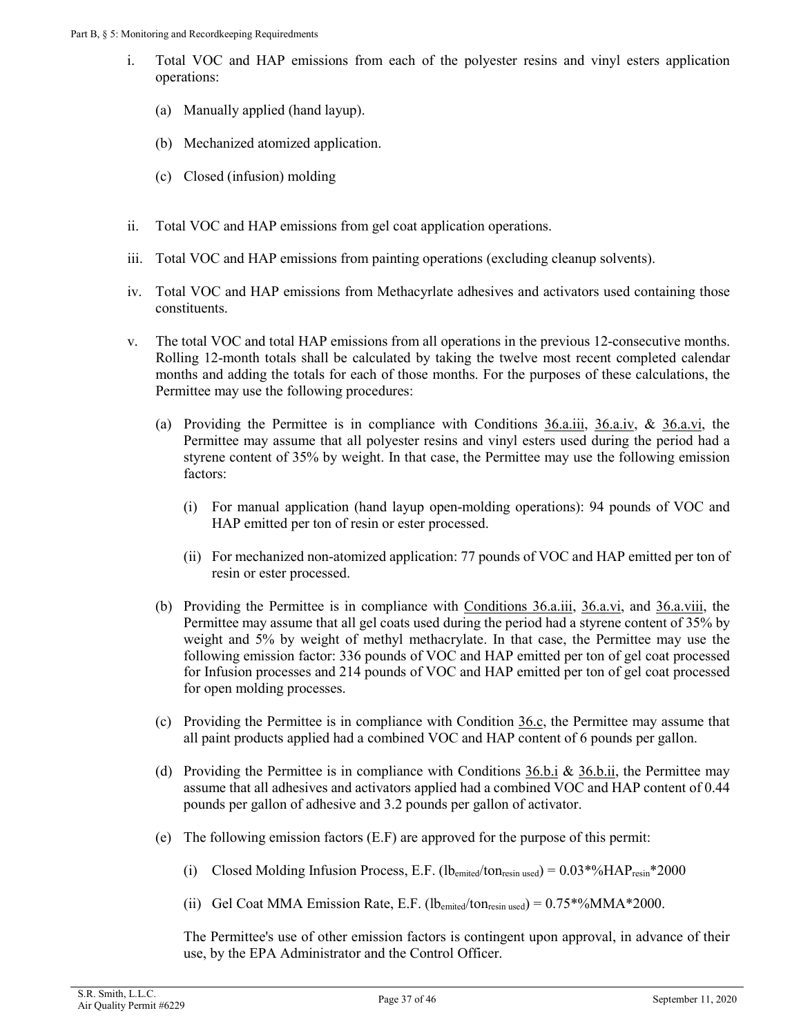i. Total VOC and HAP emissions from each of the polyester resins and vinyl esters application operations:

   (a) Manually applied (hand layup).

   (b) Mechanized atomized application.

   (c) Closed (infusion) molding

ii. Total VOC and HAP emissions from gel coat application operations.

iii. Total VOC and HAP emissions from painting operations (excluding cleanup solvents).

iv. Total VOC and HAP emissions from Methacyrlate adhesives and activators used containing those constituents.

v. The total VOC and total HAP emissions from all operations in the previous 12-consecutive months. Rolling 12-month totals shall be calculated by taking the twelve most recent completed calendar months and adding the totals for each of those months. For the purposes of these calculations, the Permittee may use the following procedures:

   (a) Providing the Permittee is in compliance with Conditions 36.a.iii, 36.a.iv, & 36.a.vi, the Permittee may assume that all polyester resins and vinyl esters used during the period had a styrene content of 35% by weight. In that case, the Permittee may use the following emission factors:

      (i) For manual application (hand layup open-molding operations): 94 pounds of VOC and HAP emitted per ton of resin or ester processed.

      (ii) For mechanized non-atomized application: 77 pounds of VOC and HAP emitted per ton of resin or ester processed.

   (b) Providing the Permittee is in compliance with Conditions 36.a.iii, 36.a.vi, and 36.a.viii, the Permittee may assume that all gel coats used during the period had a styrene content of 35% by weight and 5% by weight of methyl methacrylate. In that case, the Permittee may use the following emission factor: 336 pounds of VOC and HAP emitted per ton of gel coat processed for Infusion processes and 214 pounds of VOC and HAP emitted per ton of gel coat processed for open molding processes.

   (c) Providing the Permittee is in compliance with Condition 36.c, the Permittee may assume that all paint products applied had a combined VOC and HAP content of 6 pounds per gallon.

   (d) Providing the Permittee is in compliance with Conditions 36.b.i & 36.b.ii, the Permittee may assume that all adhesives and activators applied had a combined VOC and HAP content of 0.44 pounds per gallon of adhesive and 3.2 pounds per gallon of activator.

   (e) The following emission factors (E.F) are approved for the purpose of this permit:

      (i) Closed Molding Infusion Process, E.F. ($lb_{emited}/ton_{resin\ used}$) = $0.03*\%HAP_{resin}*2000$

      (ii) Gel Coat MMA Emission Rate, E.F. ($lb_{emited}/ton_{resin\ used}$) = $0.75*\%MMA*2000$.

   The Permittee's use of other emission factors is contingent upon approval, in advance of their use, by the EPA Administrator and the Control Officer.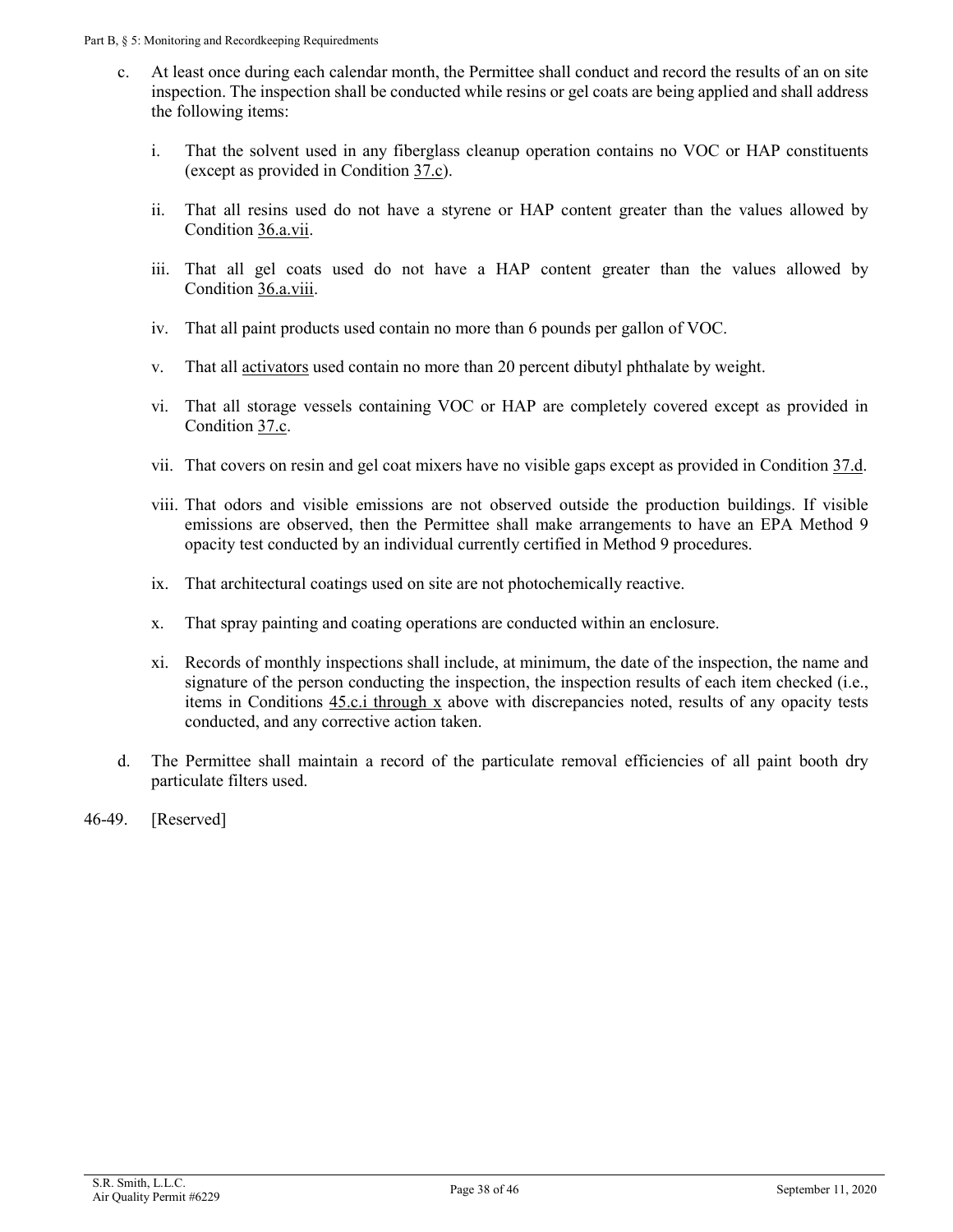c. At least once during each calendar month, the Permittee shall conduct and record the results of an on site inspection. The inspection shall be conducted while resins or gel coats are being applied and shall address the following items:

   i. That the solvent used in any fiberglass cleanup operation contains no VOC or HAP constituents (except as provided in Condition 37.c).

   ii. That all resins used do not have a styrene or HAP content greater than the values allowed by Condition 36.a.vii.

   iii. That all gel coats used do not have a HAP content greater than the values allowed by Condition 36.a.viii.

   iv. That all paint products used contain no more than 6 pounds per gallon of VOC.

   v. That all activators used contain no more than 20 percent dibutyl phthalate by weight.

   vi. That all storage vessels containing VOC or HAP are completely covered except as provided in Condition 37.c.

   vii. That covers on resin and gel coat mixers have no visible gaps except as provided in Condition 37.d.

   viii. That odors and visible emissions are not observed outside the production buildings. If visible emissions are observed, then the Permittee shall make arrangements to have an EPA Method 9 opacity test conducted by an individual currently certified in Method 9 procedures.

   ix. That architectural coatings used on site are not photochemically reactive.

   x. That spray painting and coating operations are conducted within an enclosure.

   xi. Records of monthly inspections shall include, at minimum, the date of the inspection, the name and signature of the person conducting the inspection, the inspection results of each item checked (i.e., items in Conditions 45.c.i through x above with discrepancies noted, results of any opacity tests conducted, and any corrective action taken.

d. The Permittee shall maintain a record of the particulate removal efficiencies of all paint booth dry particulate filters used.

46-49. [Reserved]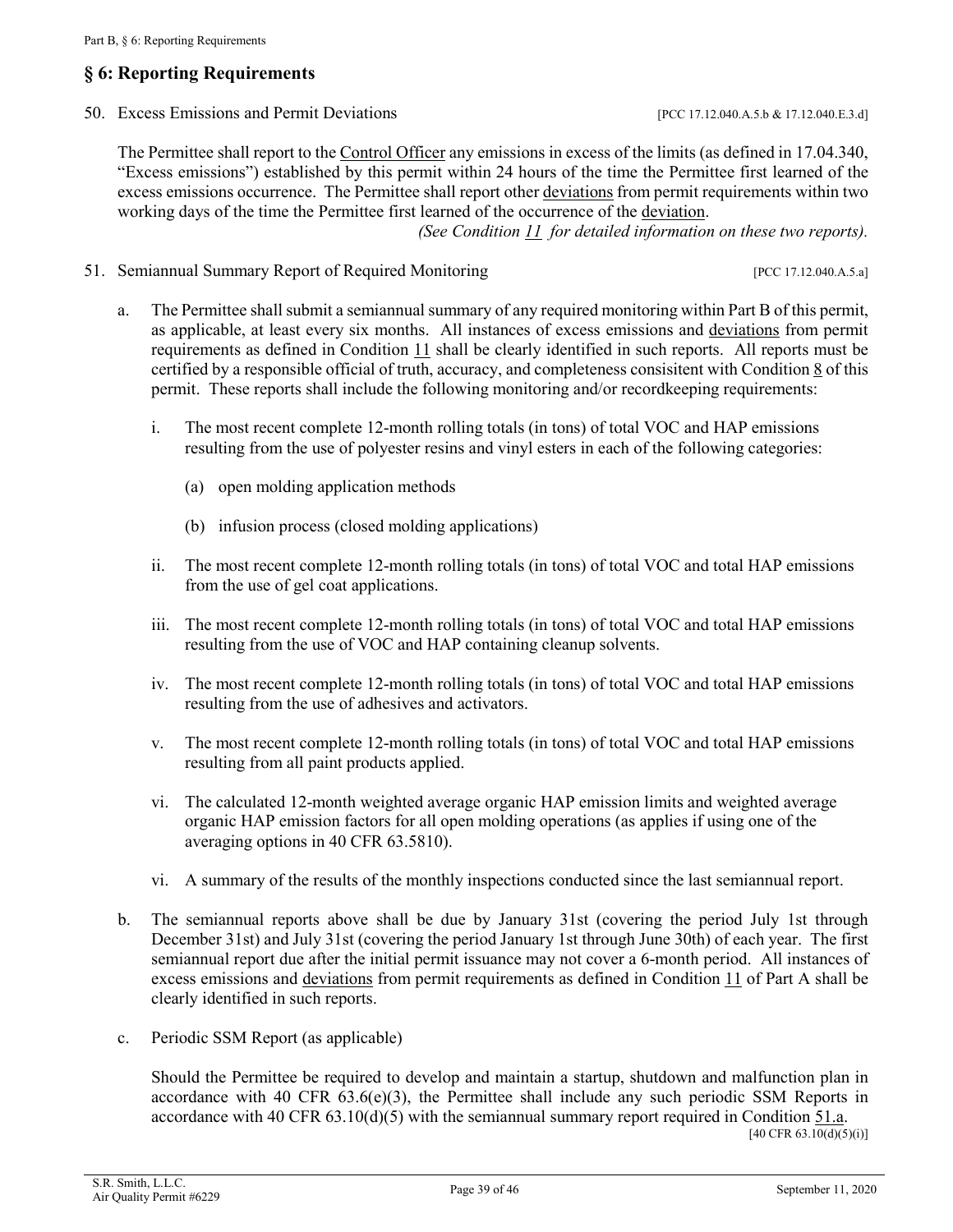## § 6: Reporting Requirements

50. Excess Emissions and Permit Deviations [PCC 17.12.040.A.5.b & 17.12.040.E.3.d]

The Permittee shall report to the Control Officer any emissions in excess of the limits (as defined in 17.04.340, "Excess emissions") established by this permit within 24 hours of the time the Permittee first learned of the excess emissions occurrence. The Permittee shall report other deviations from permit requirements within two working days of the time the Permittee first learned of the occurrence of the deviation.

*(See Condition 11 for detailed information on these two reports).*

51. Semiannual Summary Report of Required Monitoring [PCC 17.12.040.A.5.a]

a. The Permittee shall submit a semiannual summary of any required monitoring within Part B of this permit, as applicable, at least every six months. All instances of excess emissions and deviations from permit requirements as defined in Condition 11 shall be clearly identified in such reports. All reports must be certified by a responsible official of truth, accuracy, and completeness consisitent with Condition 8 of this permit. These reports shall include the following monitoring and/or recordkeeping requirements:

   i. The most recent complete 12-month rolling totals (in tons) of total VOC and HAP emissions resulting from the use of polyester resins and vinyl esters in each of the following categories:

      (a) open molding application methods

      (b) infusion process (closed molding applications)

   ii. The most recent complete 12-month rolling totals (in tons) of total VOC and total HAP emissions from the use of gel coat applications.

   iii. The most recent complete 12-month rolling totals (in tons) of total VOC and total HAP emissions resulting from the use of VOC and HAP containing cleanup solvents.

   iv. The most recent complete 12-month rolling totals (in tons) of total VOC and total HAP emissions resulting from the use of adhesives and activators.

   v. The most recent complete 12-month rolling totals (in tons) of total VOC and total HAP emissions resulting from all paint products applied.

   vi. The calculated 12-month weighted average organic HAP emission limits and weighted average organic HAP emission factors for all open molding operations (as applies if using one of the averaging options in 40 CFR 63.5810).

   vi. A summary of the results of the monthly inspections conducted since the last semiannual report.

b. The semiannual reports above shall be due by January 31st (covering the period July 1st through December 31st) and July 31st (covering the period January 1st through June 30th) of each year. The first semiannual report due after the initial permit issuance may not cover a 6-month period. All instances of excess emissions and deviations from permit requirements as defined in Condition 11 of Part A shall be clearly identified in such reports.

c. Periodic SSM Report (as applicable)

   Should the Permittee be required to develop and maintain a startup, shutdown and malfunction plan in accordance with 40 CFR 63.6(e)(3), the Permittee shall include any such periodic SSM Reports in accordance with 40 CFR 63.10(d)(5) with the semiannual summary report required in Condition 51.a.

   [40 CFR 63.10(d)(5)(i)]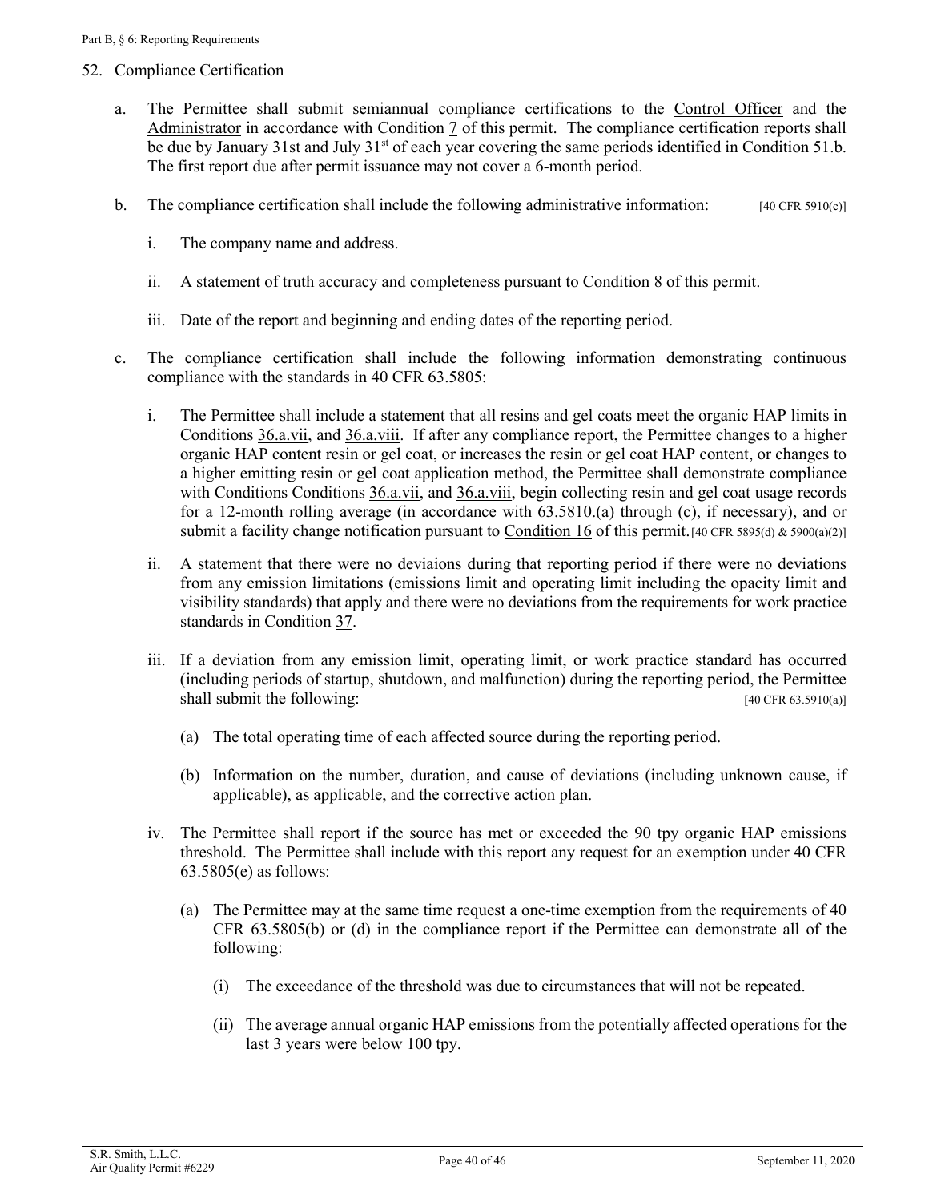52. Compliance Certification

a. The Permittee shall submit semiannual compliance certifications to the Control Officer and the Administrator in accordance with Condition 7 of this permit. The compliance certification reports shall be due by January 31st and July 31st of each year covering the same periods identified in Condition 51.b. The first report due after permit issuance may not cover a 6-month period.

b. The compliance certification shall include the following administrative information: [40 CFR 5910(c)]

   i. The company name and address.

   ii. A statement of truth accuracy and completeness pursuant to Condition 8 of this permit.

   iii. Date of the report and beginning and ending dates of the reporting period.

c. The compliance certification shall include the following information demonstrating continuous compliance with the standards in 40 CFR 63.5805:

   i. The Permittee shall include a statement that all resins and gel coats meet the organic HAP limits in Conditions 36.a.vii, and 36.a.viii. If after any compliance report, the Permittee changes to a higher organic HAP content resin or gel coat, or increases the resin or gel coat HAP content, or changes to a higher emitting resin or gel coat application method, the Permittee shall demonstrate compliance with Conditions Conditions 36.a.vii, and 36.a.viii, begin collecting resin and gel coat usage records for a 12-month rolling average (in accordance with 63.5810.(a) through (c), if necessary), and or submit a facility change notification pursuant to Condition 16 of this permit. [40 CFR 5895(d) & 5900(a)(2)]

   ii. A statement that there were no deviaions during that reporting period if there were no deviations from any emission limitations (emissions limit and operating limit including the opacity limit and visibility standards) that apply and there were no deviations from the requirements for work practice standards in Condition 37.

   iii. If a deviation from any emission limit, operating limit, or work practice standard has occurred (including periods of startup, shutdown, and malfunction) during the reporting period, the Permittee shall submit the following: [40 CFR 63.5910(a)]

      (a) The total operating time of each affected source during the reporting period.

      (b) Information on the number, duration, and cause of deviations (including unknown cause, if applicable), as applicable, and the corrective action plan.

   iv. The Permittee shall report if the source has met or exceeded the 90 tpy organic HAP emissions threshold. The Permittee shall include with this report any request for an exemption under 40 CFR 63.5805(e) as follows:

      (a) The Permittee may at the same time request a one-time exemption from the requirements of 40 CFR 63.5805(b) or (d) in the compliance report if the Permittee can demonstrate all of the following:

         (i) The exceedance of the threshold was due to circumstances that will not be repeated.

         (ii) The average annual organic HAP emissions from the potentially affected operations for the last 3 years were below 100 tpy.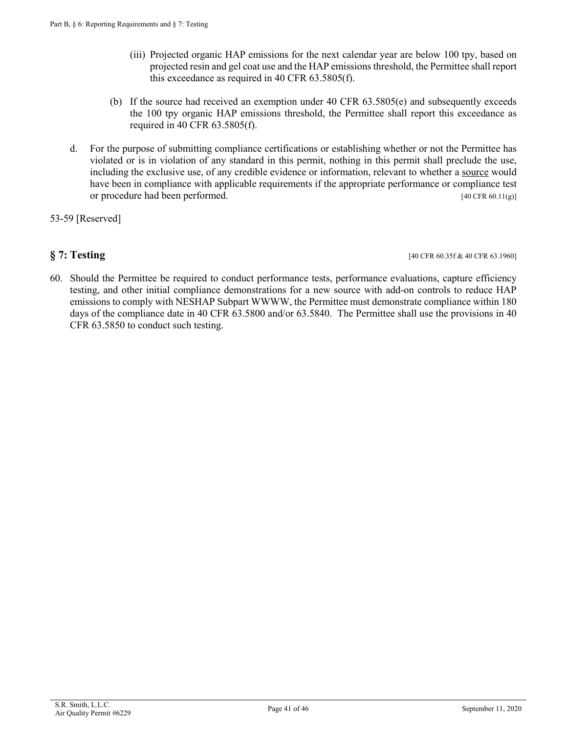(iii) Projected organic HAP emissions for the next calendar year are below 100 tpy, based on projected resin and gel coat use and the HAP emissions threshold, the Permittee shall report this exceedance as required in 40 CFR 63.5805(f).

(b) If the source had received an exemption under 40 CFR 63.5805(e) and subsequently exceeds the 100 tpy organic HAP emissions threshold, the Permittee shall report this exceedance as required in 40 CFR 63.5805(f).

d. For the purpose of submitting compliance certifications or establishing whether or not the Permittee has violated or is in violation of any standard in this permit, nothing in this permit shall preclude the use, including the exclusive use, of any credible evidence or information, relevant to whether a <u>source</u> would have been in compliance with applicable requirements if the appropriate performance or compliance test or procedure had been performed. [40 CFR 60.11(g)]

53-59 [Reserved]

## § 7: Testing

[40 CFR 60.35f & 40 CFR 63.1960]

60. Should the Permittee be required to conduct performance tests, performance evaluations, capture efficiency testing, and other initial compliance demonstrations for a new source with add-on controls to reduce HAP emissions to comply with NESHAP Subpart WWWW, the Permittee must demonstrate compliance within 180 days of the compliance date in 40 CFR 63.5800 and/or 63.5840. The Permittee shall use the provisions in 40 CFR 63.5850 to conduct such testing.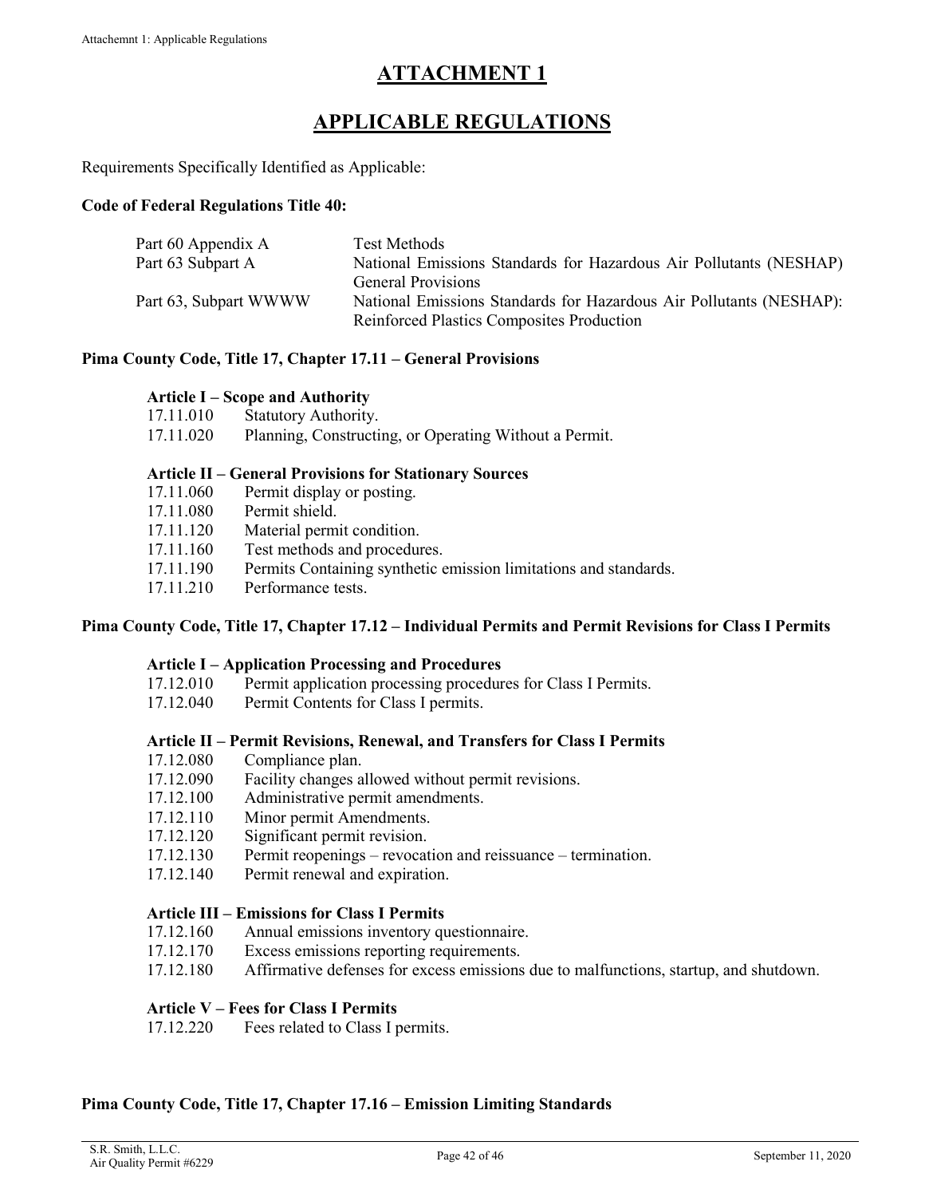# ATTACHMENT 1

# APPLICABLE REGULATIONS

Requirements Specifically Identified as Applicable:

**Code of Federal Regulations Title 40:**

| | |
|---|---|
| Part 60 Appendix A | Test Methods |
| Part 63 Subpart A | National Emissions Standards for Hazardous Air Pollutants (NESHAP) General Provisions |
| Part 63, Subpart WWWW | National Emissions Standards for Hazardous Air Pollutants (NESHAP): Reinforced Plastics Composites Production |

**Pima County Code, Title 17, Chapter 17.11 – General Provisions**

**Article I – Scope and Authority**

17.11.010 Statutory Authority.
17.11.020 Planning, Constructing, or Operating Without a Permit.

**Article II – General Provisions for Stationary Sources**

17.11.060 Permit display or posting.
17.11.080 Permit shield.
17.11.120 Material permit condition.
17.11.160 Test methods and procedures.
17.11.190 Permits Containing synthetic emission limitations and standards.
17.11.210 Performance tests.

**Pima County Code, Title 17, Chapter 17.12 – Individual Permits and Permit Revisions for Class I Permits**

**Article I – Application Processing and Procedures**

17.12.010 Permit application processing procedures for Class I Permits.
17.12.040 Permit Contents for Class I permits.

**Article II – Permit Revisions, Renewal, and Transfers for Class I Permits**

17.12.080 Compliance plan.
17.12.090 Facility changes allowed without permit revisions.
17.12.100 Administrative permit amendments.
17.12.110 Minor permit Amendments.
17.12.120 Significant permit revision.
17.12.130 Permit reopenings – revocation and reissuance – termination.
17.12.140 Permit renewal and expiration.

**Article III – Emissions for Class I Permits**

17.12.160 Annual emissions inventory questionnaire.
17.12.170 Excess emissions reporting requirements.
17.12.180 Affirmative defenses for excess emissions due to malfunctions, startup, and shutdown.

**Article V – Fees for Class I Permits**

17.12.220 Fees related to Class I permits.

**Pima County Code, Title 17, Chapter 17.16 – Emission Limiting Standards**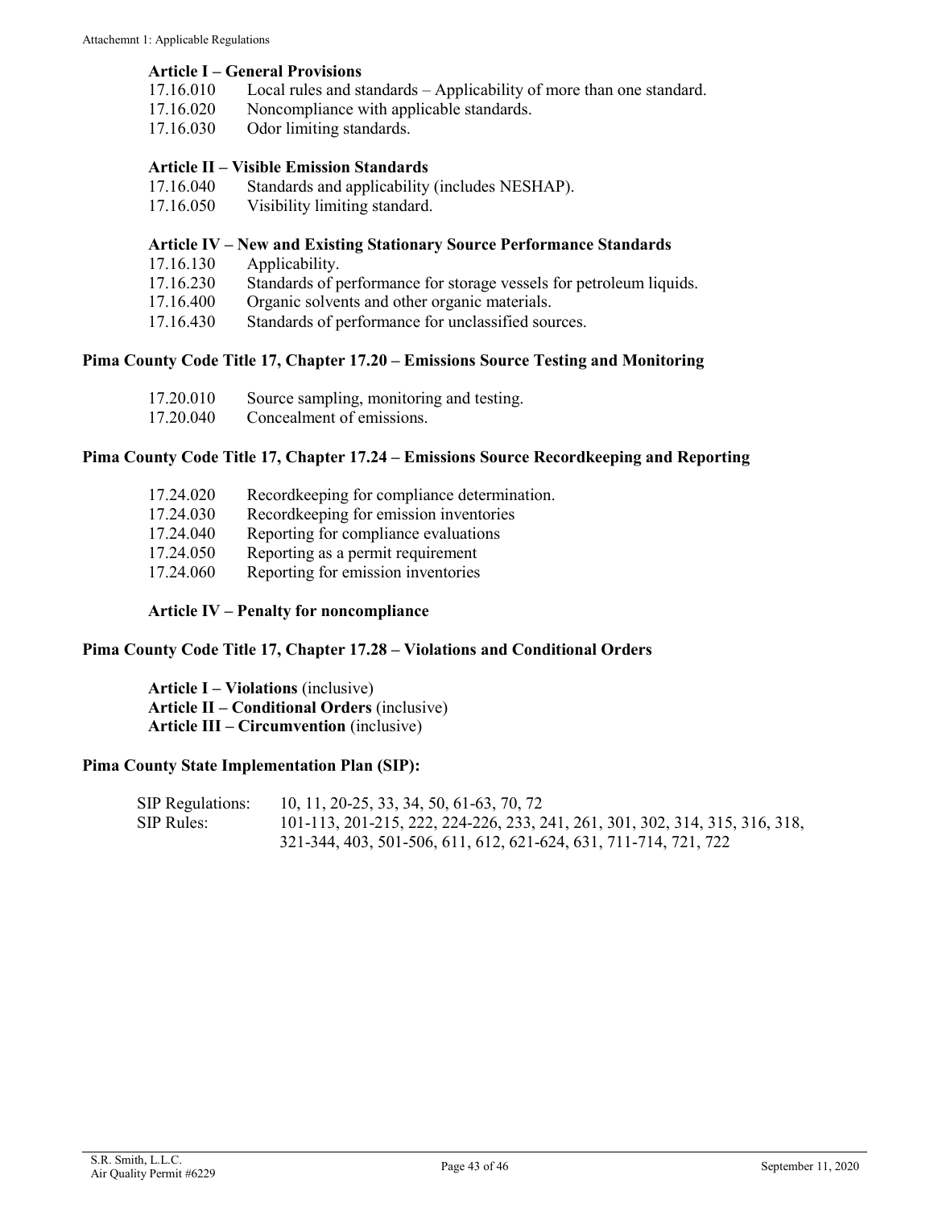### Article I – General Provisions

17.16.010 Local rules and standards – Applicability of more than one standard.
17.16.020 Noncompliance with applicable standards.
17.16.030 Odor limiting standards.

### Article II – Visible Emission Standards

17.16.040 Standards and applicability (includes NESHAP).
17.16.050 Visibility limiting standard.

### Article IV – New and Existing Stationary Source Performance Standards

17.16.130 Applicability.
17.16.230 Standards of performance for storage vessels for petroleum liquids.
17.16.400 Organic solvents and other organic materials.
17.16.430 Standards of performance for unclassified sources.

## Pima County Code Title 17, Chapter 17.20 – Emissions Source Testing and Monitoring

17.20.010 Source sampling, monitoring and testing.
17.20.040 Concealment of emissions.

## Pima County Code Title 17, Chapter 17.24 – Emissions Source Recordkeeping and Reporting

17.24.020 Recordkeeping for compliance determination.
17.24.030 Recordkeeping for emission inventories
17.24.040 Reporting for compliance evaluations
17.24.050 Reporting as a permit requirement
17.24.060 Reporting for emission inventories

### Article IV – Penalty for noncompliance

## Pima County Code Title 17, Chapter 17.28 – Violations and Conditional Orders

**Article I – Violations** (inclusive)
**Article II – Conditional Orders** (inclusive)
**Article III – Circumvention** (inclusive)

## Pima County State Implementation Plan (SIP):

SIP Regulations: 10, 11, 20-25, 33, 34, 50, 61-63, 70, 72
SIP Rules: 101-113, 201-215, 222, 224-226, 233, 241, 261, 301, 302, 314, 315, 316, 318, 321-344, 403, 501-506, 611, 612, 621-624, 631, 711-714, 721, 722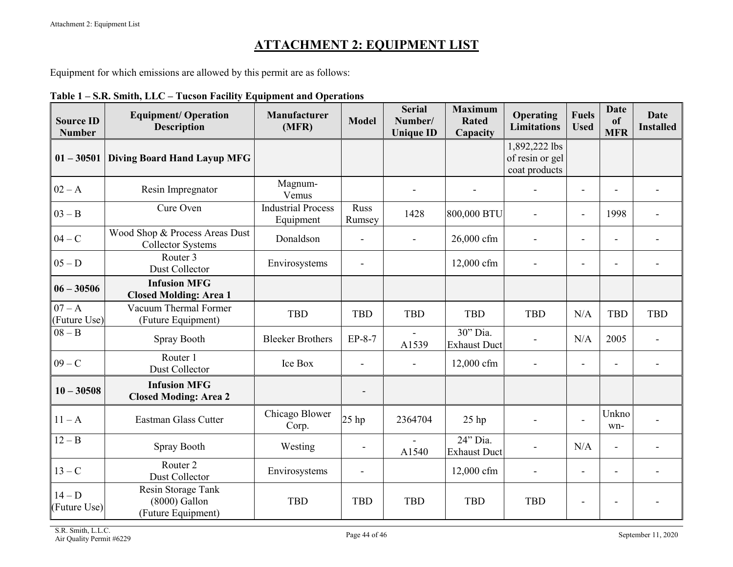# ATTACHMENT 2: EQUIPMENT LIST

Equipment for which emissions are allowed by this permit are as follows:

**Table 1 – S.R. Smith, LLC – Tucson Facility Equipment and Operations**

| Source ID Number | Equipment/ Operation Description | Manufacturer (MFR) | Model | Serial Number/ Unique ID | Maximum Rated Capacity | Operating Limitations | Fuels Used | Date of MFR | Date Installed |
|---|---|---|---|---|---|---|---|---|---|
| **01 – 30501** | **Diving Board Hand Layup MFG** | | | | | 1,892,222 lbs of resin or gel coat products | | | |
| 02 – A | Resin Impregnator | Magnum-Venus | | - | - | - | - | - | - |
| 03 – B | Cure Oven | Industrial Process Equipment | Russ Rumsey | 1428 | 800,000 BTU | - | - | 1998 | - |
| 04 – C | Wood Shop & Process Areas Dust Collector Systems | Donaldson | - | - | 26,000 cfm | - | - | - | - |
| 05 – D | Router 3 Dust Collector | Envirosystems | - | | 12,000 cfm | - | - | - | - |
| **06 – 30506** | **Infusion MFG Closed Molding: Area 1** | | | | | | | | |
| 07 – A (Future Use) | Vacuum Thermal Former (Future Equipment) | TBD | TBD | TBD | TBD | TBD | N/A | TBD | TBD |
| 08 – B | Spray Booth | Bleeker Brothers | EP-8-7 | - A1539 | 30" Dia. Exhaust Duct | - | N/A | 2005 | - |
| 09 – C | Router 1 Dust Collector | Ice Box | - | - | 12,000 cfm | - | - | - | - |
| **10 – 30508** | **Infusion MFG Closed Moding: Area 2** | | - | | | | | | |
| 11 – A | Eastman Glass Cutter | Chicago Blower Corp. | 25 hp | 2364704 | 25 hp | - | - | Unknown- | - |
| 12 – B | Spray Booth | Westing | - | - A1540 | 24" Dia. Exhaust Duct | - | N/A | - | - |
| 13 – C | Router 2 Dust Collector | Envirosystems | - | | 12,000 cfm | - | - | - | - |
| 14 – D (Future Use) | Resin Storage Tank (8000) Gallon (Future Equipment) | TBD | TBD | TBD | TBD | TBD | - | - | - |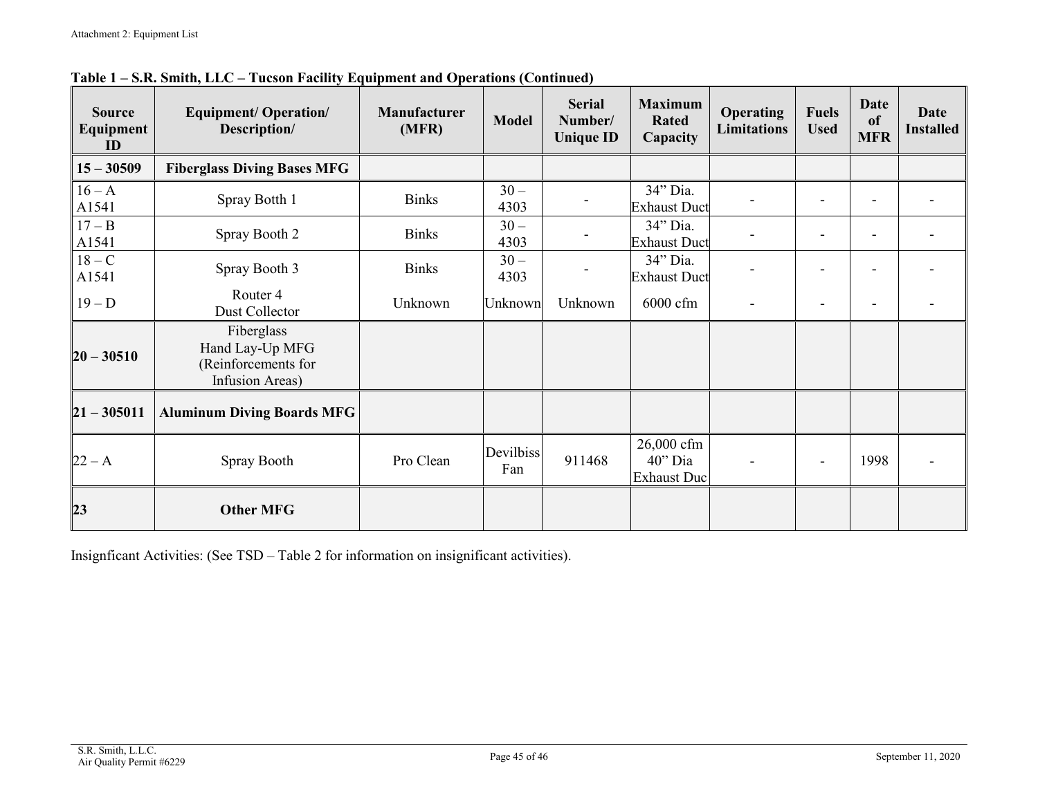**Table 1 – S.R. Smith, LLC – Tucson Facility Equipment and Operations (Continued)**

| Source Equipment ID | Equipment/ Operation/ Description/ | Manufacturer (MFR) | Model | Serial Number/ Unique ID | Maximum Rated Capacity | Operating Limitations | Fuels Used | Date of MFR | Date Installed |
|---|---|---|---|---|---|---|---|---|---|
| **15 – 30509** | **Fiberglass Diving Bases MFG** | | | | | | | | |
| 16 – A A1541 | Spray Botth 1 | Binks | 30 – 4303 | - | 34" Dia. Exhaust Duct | - | - | - | - |
| 17 – B A1541 | Spray Booth 2 | Binks | 30 – 4303 | - | 34" Dia. Exhaust Duct | - | - | - | - |
| 18 – C A1541 | Spray Booth 3 | Binks | 30 – 4303 | - | 34" Dia. Exhaust Duct | - | - | - | - |
| 19 – D | Router 4 Dust Collector | Unknown | Unknown | Unknown | 6000 cfm | - | - | - | - |
| **20 – 30510** | Fiberglass Hand Lay-Up MFG (Reinforcements for Infusion Areas) | | | | | | | | |
| **21 – 305011** | **Aluminum Diving Boards MFG** | | | | | | | | |
| 22 – A | Spray Booth | Pro Clean | Devilbiss Fan | 911468 | 26,000 cfm 40" Dia Exhaust Duc | - | - | 1998 | - |
| **23** | **Other MFG** | | | | | | | | |

Insignficant Activities: (See TSD – Table 2 for information on insignificant activities).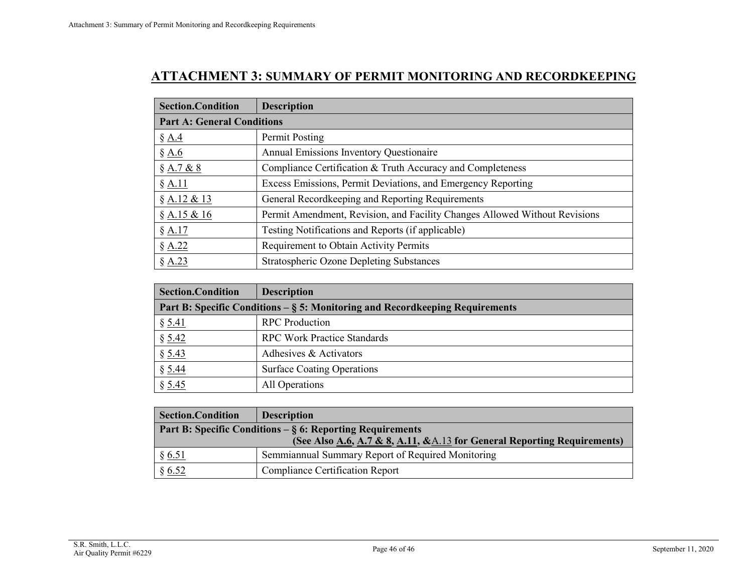## ATTACHMENT 3: SUMMARY OF PERMIT MONITORING AND RECORDKEEPING

| Section.Condition | Description |
|---|---|
| **Part A: General Conditions** | |
| § A.4 | Permit Posting |
| § A.6 | Annual Emissions Inventory Questionaire |
| § A.7 & 8 | Compliance Certification & Truth Accuracy and Completeness |
| § A.11 | Excess Emissions, Permit Deviations, and Emergency Reporting |
| § A.12 & 13 | General Recordkeeping and Reporting Requirements |
| § A.15 & 16 | Permit Amendment, Revision, and Facility Changes Allowed Without Revisions |
| § A.17 | Testing Notifications and Reports (if applicable) |
| § A.22 | Requirement to Obtain Activity Permits |
| § A.23 | Stratospheric Ozone Depleting Substances |

| Section.Condition | Description |
|---|---|
| **Part B: Specific Conditions – § 5: Monitoring and Recordkeeping Requirements** | |
| § 5.41 | RPC Production |
| § 5.42 | RPC Work Practice Standards |
| § 5.43 | Adhesives & Activators |
| § 5.44 | Surface Coating Operations |
| § 5.45 | All Operations |

| Section.Condition | Description |
|---|---|
| **Part B: Specific Conditions – § 6: Reporting Requirements (See Also A.6, A.7 & 8, A.11, & A.13 for General Reporting Requirements)** | |
| § 6.51 | Semmiannual Summary Report of Required Monitoring |
| § 6.52 | Compliance Certification Report |